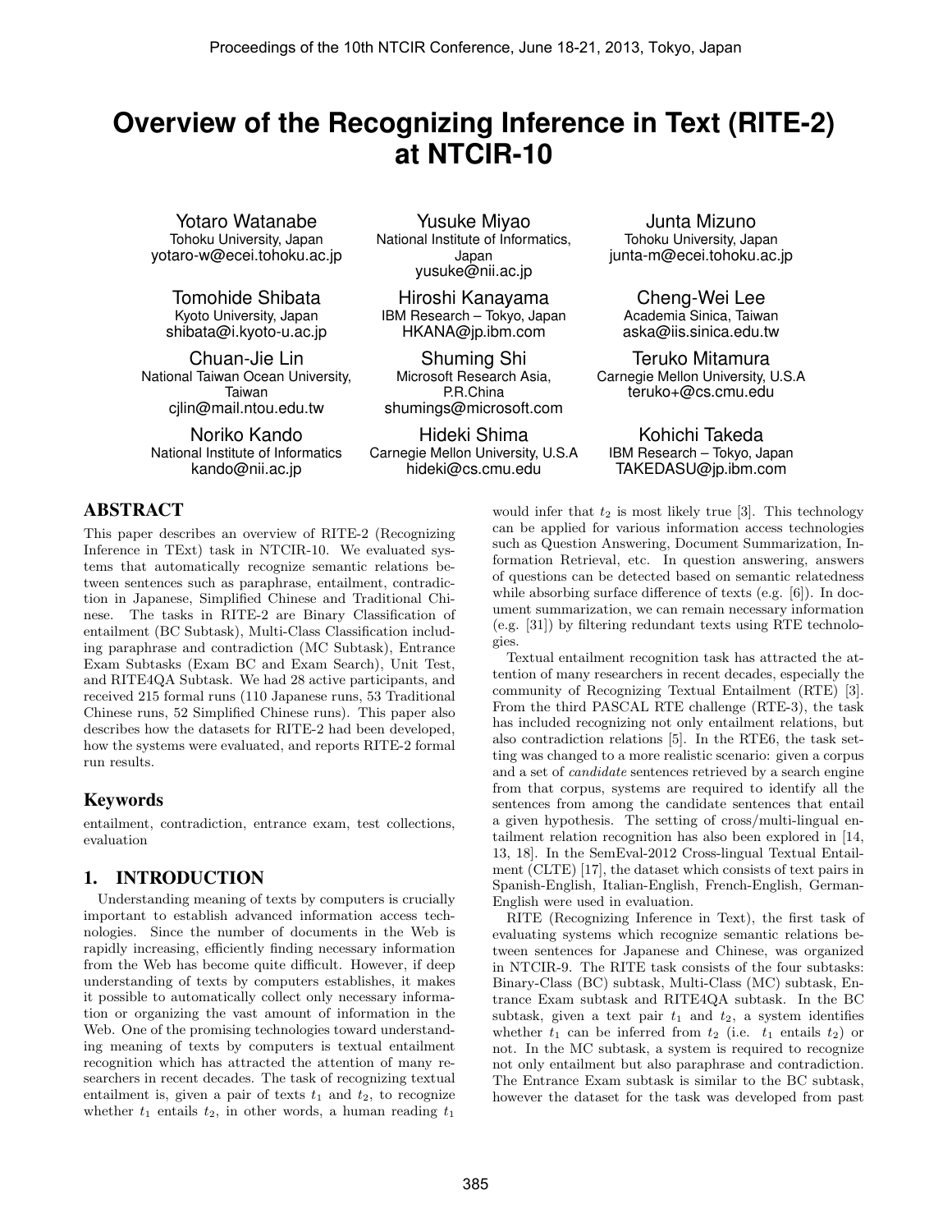# Overview of the Recognizing Inference in Text (RITE-2) at NTCIR-10

Yotaro Watanabe
Tohoku University, Japan
yotaro-w@ecei.tohoku.ac.jp

Yusuke Miyao
National Institute of Informatics, Japan
yusuke@nii.ac.jp

Junta Mizuno
Tohoku University, Japan
junta-m@ecei.tohoku.ac.jp

Tomohide Shibata
Kyoto University, Japan
shibata@i.kyoto-u.ac.jp

Hiroshi Kanayama
IBM Research – Tokyo, Japan
HKANA@jp.ibm.com

Cheng-Wei Lee
Academia Sinica, Taiwan
aska@iis.sinica.edu.tw

Chuan-Jie Lin
National Taiwan Ocean University, Taiwan
cjlin@mail.ntou.edu.tw

Shuming Shi
Microsoft Research Asia, P.R.China
shumings@microsoft.com

Teruko Mitamura
Carnegie Mellon University, U.S.A
teruko+@cs.cmu.edu

Noriko Kando
National Institute of Informatics
kando@nii.ac.jp

Hideki Shima
Carnegie Mellon University, U.S.A
hideki@cs.cmu.edu

Kohichi Takeda
IBM Research – Tokyo, Japan
TAKEDASU@jp.ibm.com

## ABSTRACT

This paper describes an overview of RITE-2 (Recognizing Inference in TExt) task in NTCIR-10. We evaluated systems that automatically recognize semantic relations between sentences such as paraphrase, entailment, contradiction in Japanese, Simplified Chinese and Traditional Chinese. The tasks in RITE-2 are Binary Classification of entailment (BC Subtask), Multi-Class Classification including paraphrase and contradiction (MC Subtask), Entrance Exam Subtasks (Exam BC and Exam Search), Unit Test, and RITE4QA Subtask. We had 28 active participants, and received 215 formal runs (110 Japanese runs, 53 Traditional Chinese runs, 52 Simplified Chinese runs). This paper also describes how the datasets for RITE-2 had been developed, how the systems were evaluated, and reports RITE-2 formal run results.

### Keywords

entailment, contradiction, entrance exam, test collections, evaluation

## 1. INTRODUCTION

Understanding meaning of texts by computers is crucially important to establish advanced information access technologies. Since the number of documents in the Web is rapidly increasing, efficiently finding necessary information from the Web has become quite difficult. However, if deep understanding of texts by computers establishes, it makes it possible to automatically collect only necessary information or organizing the vast amount of information in the Web. One of the promising technologies toward understanding meaning of texts by computers is textual entailment recognition which has attracted the attention of many researchers in recent decades. The task of recognizing textual entailment is, given a pair of texts $t_1$ and $t_2$, to recognize whether $t_1$ entails $t_2$, in other words, a human reading $t_1$ would infer that $t_2$ is most likely true [3]. This technology can be applied for various information access technologies such as Question Answering, Document Summarization, Information Retrieval, etc. In question answering, answers of questions can be detected based on semantic relatedness while absorbing surface difference of texts (e.g. [6]). In document summarization, we can remain necessary information (e.g. [31]) by filtering redundant texts using RTE technologies.

Textual entailment recognition task has attracted the attention of many researchers in recent decades, especially the community of Recognizing Textual Entailment (RTE) [3]. From the third PASCAL RTE challenge (RTE-3), the task has included recognizing not only entailment relations, but also contradiction relations [5]. In the RTE6, the task setting was changed to a more realistic scenario: given a corpus and a set of *candidate* sentences retrieved by a search engine from that corpus, systems are required to identify all the sentences from among the candidate sentences that entail a given hypothesis. The setting of cross/multi-lingual entailment relation recognition has also been explored in [14, 13, 18]. In the SemEval-2012 Cross-lingual Textual Entailment (CLTE) [17], the dataset which consists of text pairs in Spanish-English, Italian-English, French-English, German-English were used in evaluation.

RITE (Recognizing Inference in Text), the first task of evaluating systems which recognize semantic relations between sentences for Japanese and Chinese, was organized in NTCIR-9. The RITE task consists of the four subtasks: Binary-Class (BC) subtask, Multi-Class (MC) subtask, Entrance Exam subtask and RITE4QA subtask. In the BC subtask, given a text pair $t_1$ and $t_2$, a system identifies whether $t_1$ can be inferred from $t_2$ (i.e. $t_1$ entails $t_2$) or not. In the MC subtask, a system is required to recognize not only entailment but also paraphrase and contradiction. The Entrance Exam subtask is similar to the BC subtask, however the dataset for the task was developed from past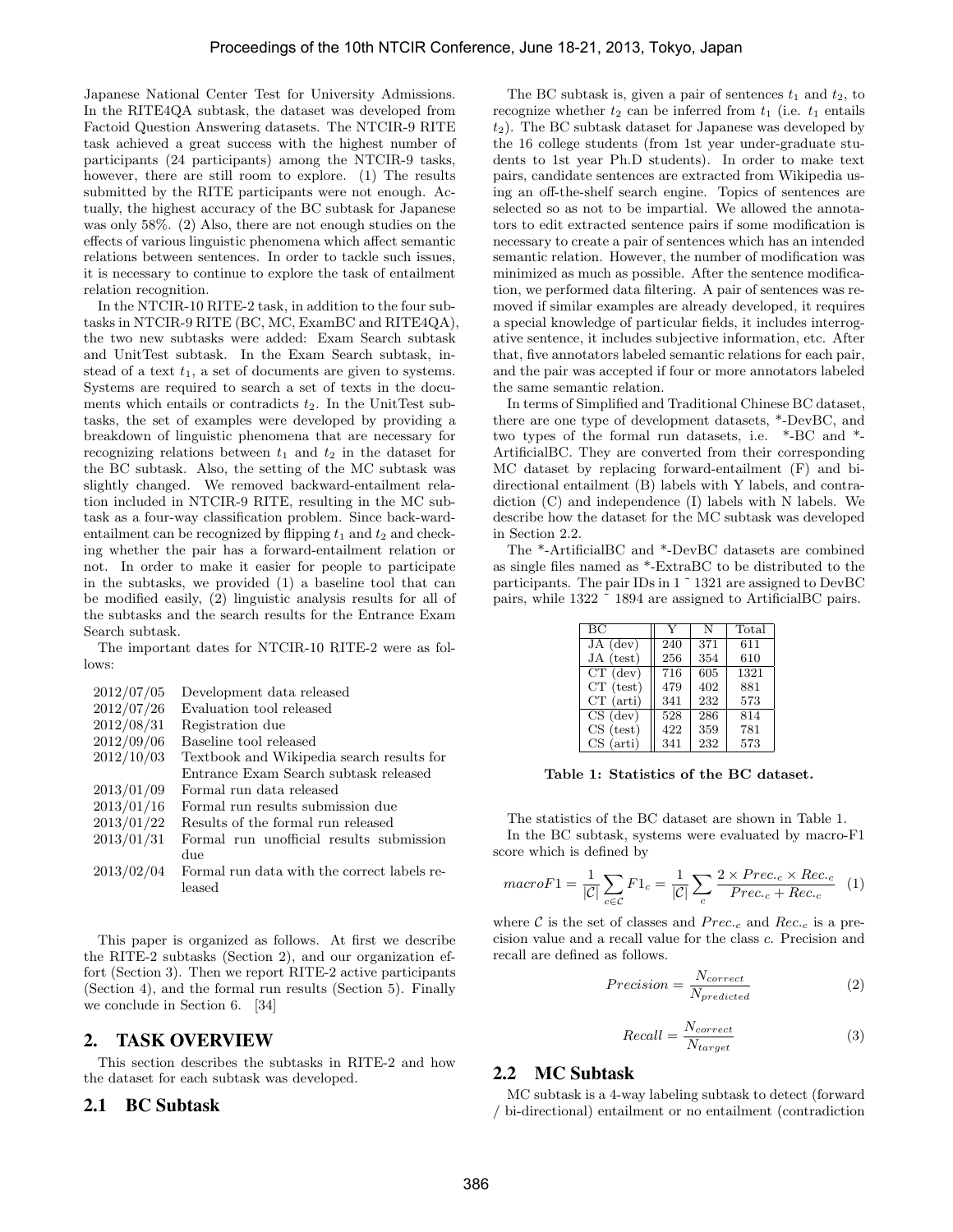Japanese National Center Test for University Admissions. In the RITE4QA subtask, the dataset was developed from Factoid Question Answering datasets. The NTCIR-9 RITE task achieved a great success with the highest number of participants (24 participants) among the NTCIR-9 tasks, however, there are still room to explore. (1) The results submitted by the RITE participants were not enough. Actually, the highest accuracy of the BC subtask for Japanese was only 58%. (2) Also, there are not enough studies on the effects of various linguistic phenomena which affect semantic relations between sentences. In order to tackle such issues, it is necessary to continue to explore the task of entailment relation recognition.

In the NTCIR-10 RITE-2 task, in addition to the four subtasks in NTCIR-9 RITE (BC, MC, ExamBC and RITE4QA), the two new subtasks were added: Exam Search subtask and UnitTest subtask. In the Exam Search subtask, instead of a text $t_1$, a set of documents are given to systems. Systems are required to search a set of texts in the documents which entails or contradicts $t_2$. In the UnitTest subtasks, the set of examples were developed by providing a breakdown of linguistic phenomena that are necessary for recognizing relations between $t_1$ and $t_2$ in the dataset for the BC subtask. Also, the setting of the MC subtask was slightly changed. We removed backward-entailment relation included in NTCIR-9 RITE, resulting in the MC subtask as a four-way classification problem. Since back-ward-entailment can be recognized by flipping $t_1$ and $t_2$ and checking whether the pair has a forward-entailment relation or not. In order to make it easier for people to participate in the subtasks, we provided (1) a baseline tool that can be modified easily, (2) linguistic analysis results for all of the subtasks and the search results for the Entrance Exam Search subtask.

The important dates for NTCIR-10 RITE-2 were as follows:

| | |
|---|---|
| 2012/07/05 | Development data released |
| 2012/07/26 | Evaluation tool released |
| 2012/08/31 | Registration due |
| 2012/09/06 | Baseline tool released |
| 2012/10/03 | Textbook and Wikipedia search results for Entrance Exam Search subtask released |
| 2013/01/09 | Formal run data released |
| 2013/01/16 | Formal run results submission due |
| 2013/01/22 | Results of the formal run released |
| 2013/01/31 | Formal run unofficial results submission due |
| 2013/02/04 | Formal run data with the correct labels released |

This paper is organized as follows. At first we describe the RITE-2 subtasks (Section 2), and our organization effort (Section 3). Then we report RITE-2 active participants (Section 4), and the formal run results (Section 5). Finally we conclude in Section 6. [34]

## 2. TASK OVERVIEW

This section describes the subtasks in RITE-2 and how the dataset for each subtask was developed.

### 2.1 BC Subtask

The BC subtask is, given a pair of sentences $t_1$ and $t_2$, to recognize whether $t_2$ can be inferred from $t_1$ (i.e. $t_1$ entails $t_2$). The BC subtask dataset for Japanese was developed by the 16 college students (from 1st year under-graduate students to 1st year Ph.D students). In order to make text pairs, candidate sentences are extracted from Wikipedia using an off-the-shelf search engine. Topics of sentences are selected so as not to be impartial. We allowed the annotators to edit extracted sentence pairs if some modification is necessary to create a pair of sentences which has an intended semantic relation. However, the number of modification was minimized as much as possible. After the sentence modification, we performed data filtering. A pair of sentences was removed if similar examples are already developed, it requires a special knowledge of particular fields, it includes interrogative sentence, it includes subjective information, etc. After that, five annotators labeled semantic relations for each pair, and the pair was accepted if four or more annotators labeled the same semantic relation.

In terms of Simplified and Traditional Chinese BC dataset, there are one type of development datasets, *-DevBC, and two types of the formal run datasets, i.e. *-BC and *-ArtificialBC. They are converted from their corresponding MC dataset by replacing forward-entailment (F) and bi-directional entailment (B) labels with Y labels, and contradiction (C) and independence (I) labels with N labels. We describe how the dataset for the MC subtask was developed in Section 2.2.

The *-ArtificialBC and *-DevBC datasets are combined as single files named as *-ExtraBC to be distributed to the participants. The pair IDs in 1 ˜ 1321 are assigned to DevBC pairs, while 1322 ˜ 1894 are assigned to ArtificialBC pairs.

| BC | Y | N | Total |
|---|---|---|---|
| JA (dev) | 240 | 371 | 611 |
| JA (test) | 256 | 354 | 610 |
| CT (dev) | 716 | 605 | 1321 |
| CT (test) | 479 | 402 | 881 |
| CT (arti) | 341 | 232 | 573 |
| CS (dev) | 528 | 286 | 814 |
| CS (test) | 422 | 359 | 781 |
| CS (arti) | 341 | 232 | 573 |

**Table 1: Statistics of the BC dataset.**

The statistics of the BC dataset are shown in Table 1.

In the BC subtask, systems were evaluated by macro-F1 score which is defined by

$$macroF1 = \frac{1}{|\mathcal{C}|}\sum_{c \in \mathcal{C}} F1_c = \frac{1}{|\mathcal{C}|}\sum_{c} \frac{2 \times Prec._c \times Rec._c}{Prec._c + Rec._c} \quad (1)$$

where $\mathcal{C}$ is the set of classes and $Prec._c$ and $Rec._c$ is a precision value and a recall value for the class $c$. Precision and recall are defined as follows.

$$Precision = \frac{N_{correct}}{N_{predicted}} \quad (2)$$

$$Recall = \frac{N_{correct}}{N_{target}} \quad (3)$$

### 2.2 MC Subtask

MC subtask is a 4-way labeling subtask to detect (forward / bi-directional) entailment or no entailment (contradiction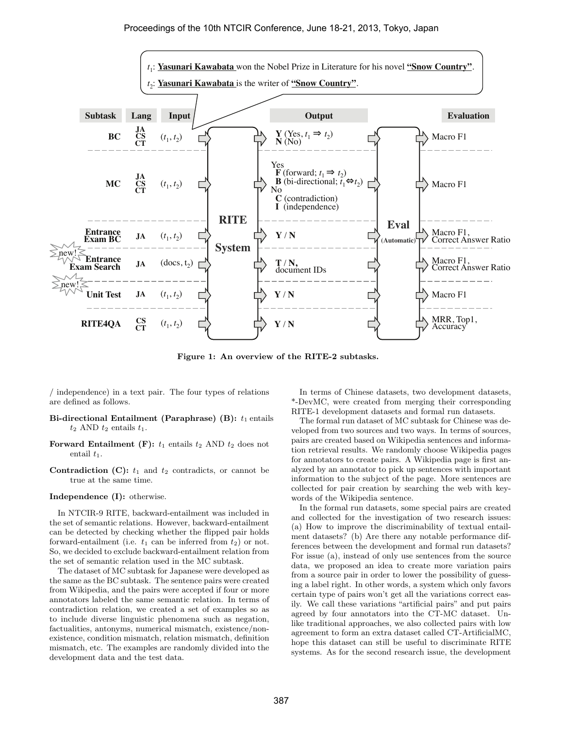$t_1$: **Yasunari Kawabata** won the Nobel Prize in Literature for his novel **"Snow Country"**.

$t_2$: **Yasunari Kawabata** is the writer of **"Snow Country"**.

| Subtask | Lang | Input | Output | Evaluation |
|---|---|---|---|---|
| BC | JA CS CT | $(t_1, t_2)$ | **Y** (Yes, $t_1 \Rightarrow t_2$) **N** (No) | Macro F1 |
| MC | JA CS CT | $(t_1, t_2)$ | Yes **F** (forward; $t_1 \Rightarrow t_2$) **B** (bi-directional; $t_1 \Leftrightarrow t_2$) No **C** (contradiction) **I** (independence) | Macro F1 |
| Entrance Exam BC | JA | $(t_1, t_2)$ | **Y / N** | Macro F1, Correct Answer Ratio |
| new! Entrance Exam Search | JA | (docs, $t_2$) | **T / N**, document IDs | Macro F1, Correct Answer Ratio |
| new! Unit Test | JA | $(t_1, t_2)$ | **Y / N** | Macro F1 |
| RITE4QA | CS CT | $(t_1, t_2)$ | **Y / N** | MRR, Top1, Accuracy |

RITE System → Eval (Automatic)

**Figure 1: An overview of the RITE-2 subtasks.**

/ independence) in a text pair. The four types of relations are defined as follows.

**Bi-directional Entailment (Paraphrase) (B):** $t_1$ entails $t_2$ AND $t_2$ entails $t_1$.

**Forward Entailment (F):** $t_1$ entails $t_2$ AND $t_2$ does not entail $t_1$.

**Contradiction (C):** $t_1$ and $t_2$ contradicts, or cannot be true at the same time.

**Independence (I):** otherwise.

In NTCIR-9 RITE, backward-entailment was included in the set of semantic relations. However, backward-entailment can be detected by checking whether the flipped pair holds forward-entailment (i.e. $t_1$ can be inferred from $t_2$) or not. So, we decided to exclude backward-entailment relation from the set of semantic relation used in the MC subtask.

The dataset of MC subtask for Japanese were developed as the same as the BC subtask. The sentence pairs were created from Wikipedia, and the pairs were accepted if four or more annotators labeled the same semantic relation. In terms of contradiction relation, we created a set of examples so as to include diverse linguistic phenomena such as negation, factualities, antonyms, numerical mismatch, existence/non-existence, condition mismatch, relation mismatch, definition mismatch, etc. The examples are randomly divided into the development data and the test data.

In terms of Chinese datasets, two development datasets, *-DevMC, were created from merging their corresponding RITE-1 development datasets and formal run datasets.

The formal run dataset of MC subtask for Chinese was developed from two sources and two ways. In terms of sources, pairs are created based on Wikipedia sentences and information retrieval results. We randomly choose Wikipedia pages for annotators to create pairs. A Wikipedia page is first analyzed by an annotator to pick up sentences with important information to the subject of the page. More sentences are collected for pair creation by searching the web with keywords of the Wikipedia sentence.

In the formal run datasets, some special pairs are created and collected for the investigation of two research issues: (a) How to improve the discriminability of textual entailment datasets? (b) Are there any notable performance differences between the development and formal run datasets? For issue (a), instead of only use sentences from the source data, we proposed an idea to create more variation pairs from a source pair in order to lower the possibility of guessing a label right. In other words, a system which only favors certain type of pairs won't get all the variations correct easily. We call these variations "artificial pairs" and put pairs agreed by four annotators into the CT-MC dataset. Unlike traditional approaches, we also collected pairs with low agreement to form an extra dataset called CT-ArtificialMC, hope this dataset can still be useful to discriminate RITE systems. As for the second research issue, the development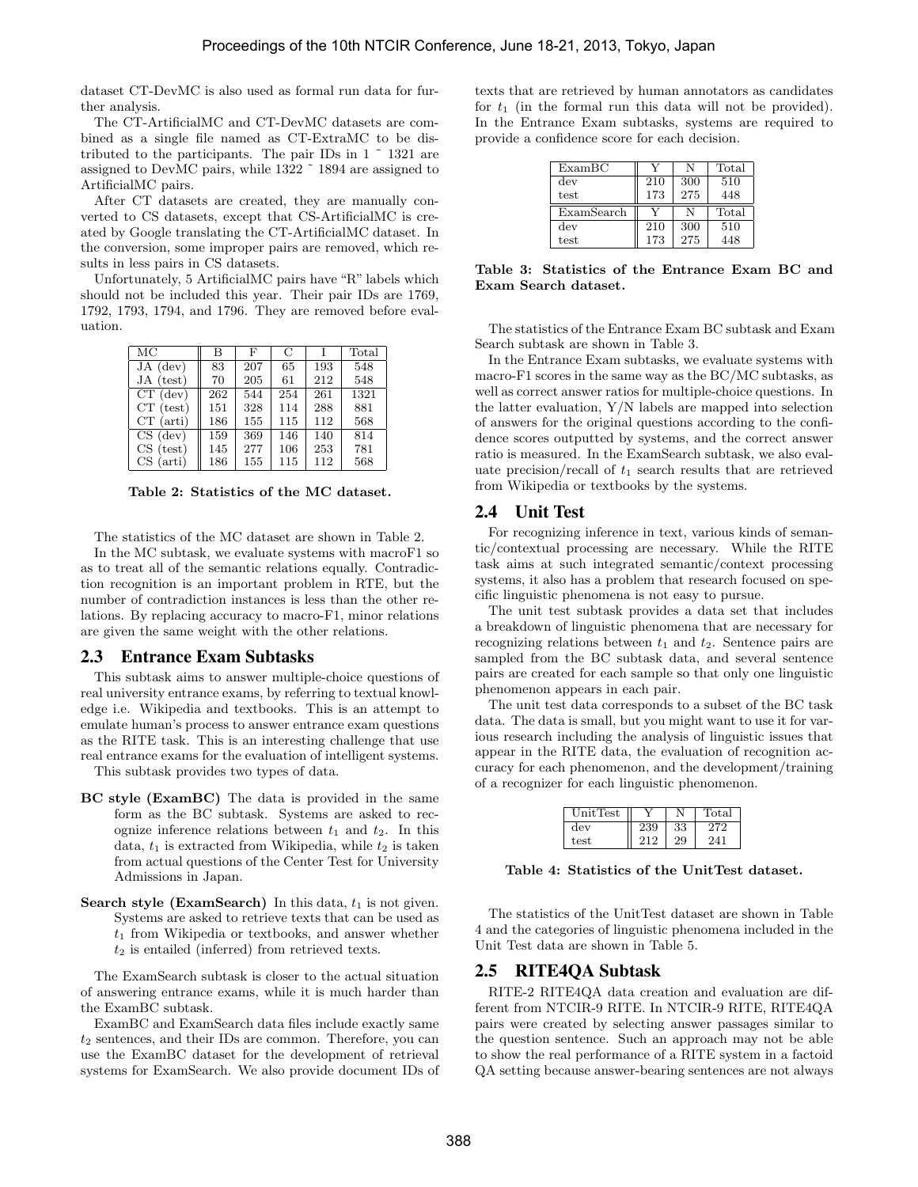dataset CT-DevMC is also used as formal run data for further analysis.

The CT-ArtificialMC and CT-DevMC datasets are combined as a single file named as CT-ExtraMC to be distributed to the participants. The pair IDs in 1 ˜ 1321 are assigned to DevMC pairs, while 1322 ˜ 1894 are assigned to ArtificialMC pairs.

After CT datasets are created, they are manually converted to CS datasets, except that CS-ArtificialMC is created by Google translating the CT-ArtificialMC dataset. In the conversion, some improper pairs are removed, which results in less pairs in CS datasets.

Unfortunately, 5 ArtificialMC pairs have "R" labels which should not be included this year. Their pair IDs are 1769, 1792, 1793, 1794, and 1796. They are removed before evaluation.

| MC | B | F | C | I | Total |
|---|---|---|---|---|---|
| JA (dev) | 83 | 207 | 65 | 193 | 548 |
| JA (test) | 70 | 205 | 61 | 212 | 548 |
| CT (dev) | 262 | 544 | 254 | 261 | 1321 |
| CT (test) | 151 | 328 | 114 | 288 | 881 |
| CT (arti) | 186 | 155 | 115 | 112 | 568 |
| CS (dev) | 159 | 369 | 146 | 140 | 814 |
| CS (test) | 145 | 277 | 106 | 253 | 781 |
| CS (arti) | 186 | 155 | 115 | 112 | 568 |

**Table 2: Statistics of the MC dataset.**

The statistics of the MC dataset are shown in Table 2.

In the MC subtask, we evaluate systems with macroF1 so as to treat all of the semantic relations equally. Contradiction recognition is an important problem in RTE, but the number of contradiction instances is less than the other relations. By replacing accuracy to macro-F1, minor relations are given the same weight with the other relations.

## 2.3 Entrance Exam Subtasks

This subtask aims to answer multiple-choice questions of real university entrance exams, by referring to textual knowledge i.e. Wikipedia and textbooks. This is an attempt to emulate human's process to answer entrance exam questions as the RITE task. This is an interesting challenge that use real entrance exams for the evaluation of intelligent systems.

This subtask provides two types of data.

**BC style (ExamBC)** The data is provided in the same form as the BC subtask. Systems are asked to recognize inference relations between $t_1$ and $t_2$. In this data, $t_1$ is extracted from Wikipedia, while $t_2$ is taken from actual questions of the Center Test for University Admissions in Japan.

**Search style (ExamSearch)** In this data, $t_1$ is not given. Systems are asked to retrieve texts that can be used as $t_1$ from Wikipedia or textbooks, and answer whether $t_2$ is entailed (inferred) from retrieved texts.

The ExamSearch subtask is closer to the actual situation of answering entrance exams, while it is much harder than the ExamBC subtask.

ExamBC and ExamSearch data files include exactly same $t_2$ sentences, and their IDs are common. Therefore, you can use the ExamBC dataset for the development of retrieval systems for ExamSearch. We also provide document IDs of texts that are retrieved by human annotators as candidates for $t_1$ (in the formal run this data will not be provided). In the Entrance Exam subtasks, systems are required to provide a confidence score for each decision.

| ExamBC | Y | N | Total |
|---|---|---|---|
| dev | 210 | 300 | 510 |
| test | 173 | 275 | 448 |
| **ExamSearch** | **Y** | **N** | **Total** |
| dev | 210 | 300 | 510 |
| test | 173 | 275 | 448 |

**Table 3: Statistics of the Entrance Exam BC and Exam Search dataset.**

The statistics of the Entrance Exam BC subtask and Exam Search subtask are shown in Table 3.

In the Entrance Exam subtasks, we evaluate systems with macro-F1 scores in the same way as the BC/MC subtasks, as well as correct answer ratios for multiple-choice questions. In the latter evaluation, Y/N labels are mapped into selection of answers for the original questions according to the confidence scores outputted by systems, and the correct answer ratio is measured. In the ExamSearch subtask, we also evaluate precision/recall of $t_1$ search results that are retrieved from Wikipedia or textbooks by the systems.

## 2.4 Unit Test

For recognizing inference in text, various kinds of semantic/contextual processing are necessary. While the RITE task aims at such integrated semantic/context processing systems, it also has a problem that research focused on specific linguistic phenomena is not easy to pursue.

The unit test subtask provides a data set that includes a breakdown of linguistic phenomena that are necessary for recognizing relations between $t_1$ and $t_2$. Sentence pairs are sampled from the BC subtask data, and several sentence pairs are created for each sample so that only one linguistic phenomenon appears in each pair.

The unit test data corresponds to a subset of the BC task data. The data is small, but you might want to use it for various research including the analysis of linguistic issues that appear in the RITE data, the evaluation of recognition accuracy for each phenomenon, and the development/training of a recognizer for each linguistic phenomenon.

| UnitTest | Y | N | Total |
|---|---|---|---|
| dev | 239 | 33 | 272 |
| test | 212 | 29 | 241 |

**Table 4: Statistics of the UnitTest dataset.**

The statistics of the UnitTest dataset are shown in Table 4 and the categories of linguistic phenomena included in the Unit Test data are shown in Table 5.

## 2.5 RITE4QA Subtask

RITE-2 RITE4QA data creation and evaluation are different from NTCIR-9 RITE. In NTCIR-9 RITE, RITE4QA pairs were created by selecting answer passages similar to the question sentence. Such an approach may not be able to show the real performance of a RITE system in a factoid QA setting because answer-bearing sentences are not always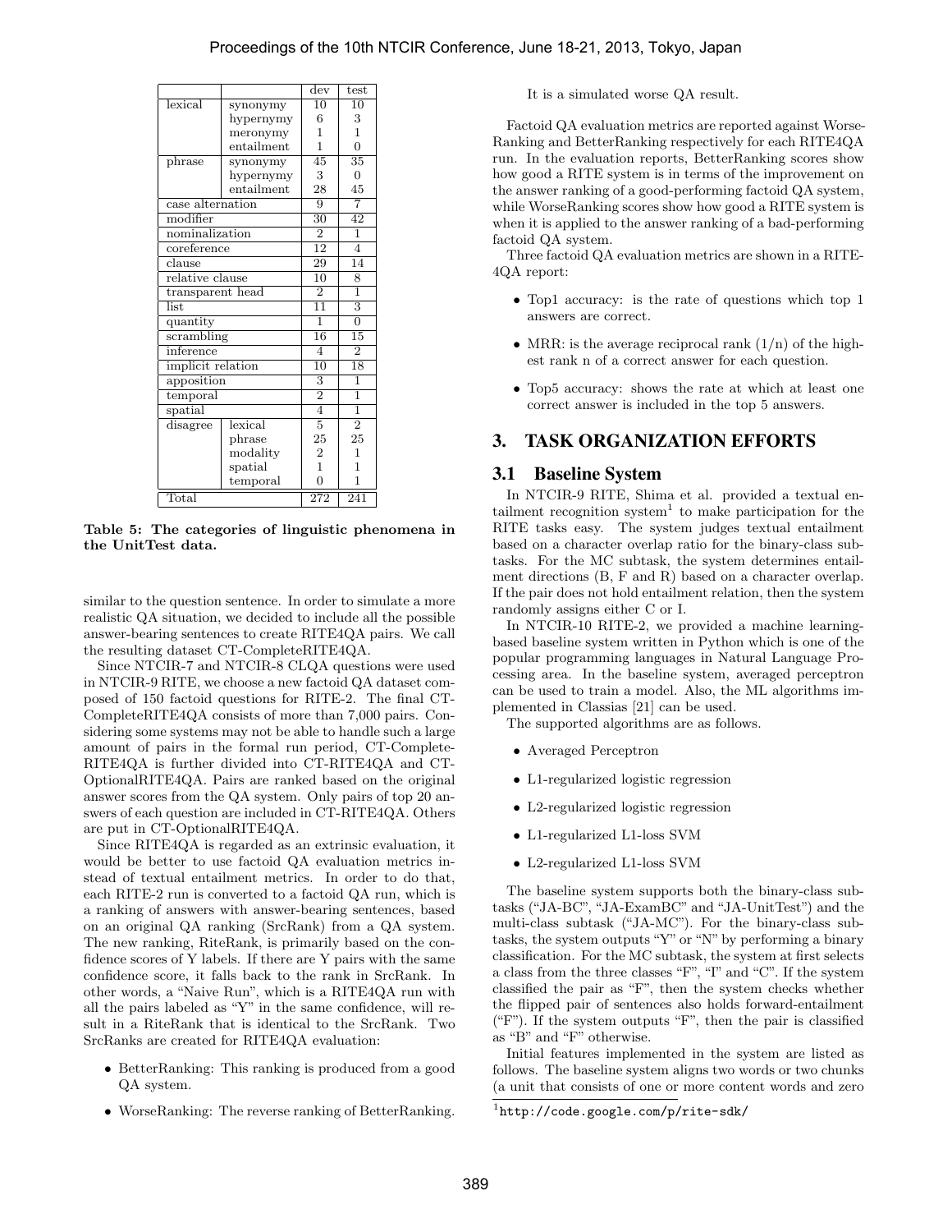| | | dev | test |
|---|---|---|---|
| lexical | synonymy | 10 | 10 |
| | hypernymy | 6 | 3 |
| | meronymy | 1 | 1 |
| | entailment | 1 | 0 |
| phrase | synonymy | 45 | 35 |
| | hypernymy | 3 | 0 |
| | entailment | 28 | 45 |
| case alternation | | 9 | 7 |
| modifier | | 30 | 42 |
| nominalization | | 2 | 1 |
| coreference | | 12 | 4 |
| clause | | 29 | 14 |
| relative clause | | 10 | 8 |
| transparent head | | 2 | 1 |
| list | | 11 | 3 |
| quantity | | 1 | 0 |
| scrambling | | 16 | 15 |
| inference | | 4 | 2 |
| implicit relation | | 10 | 18 |
| apposition | | 3 | 1 |
| temporal | | 2 | 1 |
| spatial | | 4 | 1 |
| disagree | lexical | 5 | 2 |
| | phrase | 25 | 25 |
| | modality | 2 | 1 |
| | spatial | 1 | 1 |
| | temporal | 0 | 1 |
| Total | | 272 | 241 |

**Table 5: The categories of linguistic phenomena in the UnitTest data.**

similar to the question sentence. In order to simulate a more realistic QA situation, we decided to include all the possible answer-bearing sentences to create RITE4QA pairs. We call the resulting dataset CT-CompleteRITE4QA.

Since NTCIR-7 and NTCIR-8 CLQA questions were used in NTCIR-9 RITE, we choose a new factoid QA dataset composed of 150 factoid questions for RITE-2. The final CT-CompleteRITE4QA consists of more than 7,000 pairs. Considering some systems may not be able to handle such a large amount of pairs in the formal run period, CT-Complete-RITE4QA is further divided into CT-RITE4QA and CT-OptionalRITE4QA. Pairs are ranked based on the original answer scores from the QA system. Only pairs of top 20 answers of each question are included in CT-RITE4QA. Others are put in CT-OptionalRITE4QA.

Since RITE4QA is regarded as an extrinsic evaluation, it would be better to use factoid QA evaluation metrics instead of textual entailment metrics. In order to do that, each RITE-2 run is converted to a factoid QA run, which is a ranking of answers with answer-bearing sentences, based on an original QA ranking (SrcRank) from a QA system. The new ranking, RiteRank, is primarily based on the confidence scores of Y labels. If there are Y pairs with the same confidence score, it falls back to the rank in SrcRank. In other words, a "Naive Run", which is a RITE4QA run with all the pairs labeled as "Y" in the same confidence, will result in a RiteRank that is identical to the SrcRank. Two SrcRanks are created for RITE4QA evaluation:

- BetterRanking: This ranking is produced from a good QA system.
- WorseRanking: The reverse ranking of BetterRanking. It is a simulated worse QA result.

Factoid QA evaluation metrics are reported against WorseRanking and BetterRanking respectively for each RITE4QA run. In the evaluation reports, BetterRanking scores show how good a RITE system is in terms of the improvement on the answer ranking of a good-performing factoid QA system, while WorseRanking scores show how good a RITE system is when it is applied to the answer ranking of a bad-performing factoid QA system.

Three factoid QA evaluation metrics are shown in a RITE-4QA report:

- Top1 accuracy: is the rate of questions which top 1 answers are correct.
- MRR: is the average reciprocal rank (1/n) of the highest rank n of a correct answer for each question.
- Top5 accuracy: shows the rate at which at least one correct answer is included in the top 5 answers.

## 3. TASK ORGANIZATION EFFORTS

### 3.1 Baseline System

In NTCIR-9 RITE, Shima et al. provided a textual entailment recognition system[1] to make participation for the RITE tasks easy. The system judges textual entailment based on a character overlap ratio for the binary-class subtasks. For the MC subtask, the system determines entailment directions (B, F and R) based on a character overlap. If the pair does not hold entailment relation, then the system randomly assigns either C or I.

In NTCIR-10 RITE-2, we provided a machine learning-based baseline system written in Python which is one of the popular programming languages in Natural Language Processing area. In the baseline system, averaged perceptron can be used to train a model. Also, the ML algorithms implemented in Classias [21] can be used.

The supported algorithms are as follows.

- Averaged Perceptron
- L1-regularized logistic regression
- L2-regularized logistic regression
- L1-regularized L1-loss SVM
- L2-regularized L1-loss SVM

The baseline system supports both the binary-class subtasks ("JA-BC", "JA-ExamBC" and "JA-UnitTest") and the multi-class subtask ("JA-MC"). For the binary-class subtasks, the system outputs "Y" or "N" by performing a binary classification. For the MC subtask, the system at first selects a class from the three classes "F", "I" and "C". If the system classified the pair as "F", then the system checks whether the flipped pair of sentences also holds forward-entailment ("F"). If the system outputs "F", then the pair is classified as "B" and "F" otherwise.

Initial features implemented in the system are listed as follows. The baseline system aligns two words or two chunks (a unit that consists of one or more content words and zero

[1] http://code.google.com/p/rite-sdk/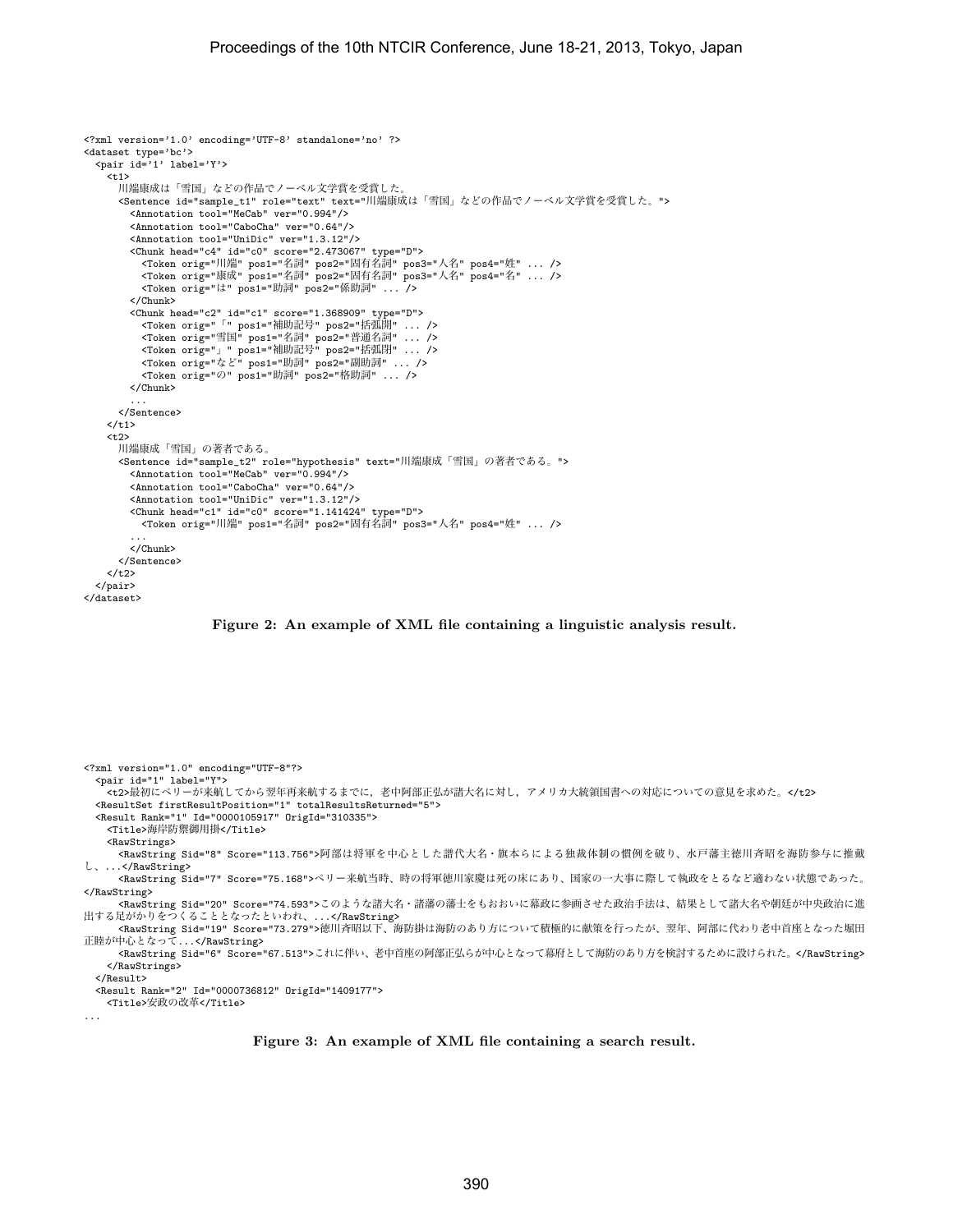```
<?xml version='1.0' encoding='UTF-8' standalone='no' ?>
<dataset type='bc'>
  <pair id='1' label='Y'>
    <t1>
      川端康成は「雪国」などの作品でノーベル文学賞を受賞した。
      <Sentence id="sample_t1" role="text" text="川端康成は「雪国」などの作品でノーベル文学賞を受賞した。">
        <Annotation tool="MeCab" ver="0.994"/>
        <Annotation tool="CaboCha" ver="0.64"/>
        <Annotation tool="UniDic" ver="1.3.12"/>
        <Chunk head="c4" id="c0" score="2.473067" type="D">
          <Token orig="川端" pos1="名詞" pos2="固有名詞" pos3="人名" pos4="姓" ... />
          <Token orig="康成" pos1="名詞" pos2="固有名詞" pos3="人名" pos4="名" ... />
          <Token orig="は" pos1="助詞" pos2="係助詞" ... />
        </Chunk>
        <Chunk head="c2" id="c1" score="1.368909" type="D">
          <Token orig="「" pos1="補助記号" pos2="括弧開" ... />
          <Token orig="雪国" pos1="名詞" pos2="普通名詞" ... />
          <Token orig="」" pos1="補助記号" pos2="括弧閉" ... />
          <Token orig="など" pos1="助詞" pos2="副助詞" ... />
          <Token orig="の" pos1="助詞" pos2="格助詞" ... />
        </Chunk>
        ...
      </Sentence>
    </t1>
    <t2>
      川端康成「雪国」の著者である。
      <Sentence id="sample_t2" role="hypothesis" text="川端康成「雪国」の著者である。">
        <Annotation tool="MeCab" ver="0.994"/>
        <Annotation tool="CaboCha" ver="0.64"/>
        <Annotation tool="UniDic" ver="1.3.12"/>
        <Chunk head="c1" id="c0" score="1.141424" type="D">
          <Token orig="川端" pos1="名詞" pos2="固有名詞" pos3="人名" pos4="姓" ... />
          ...
        </Chunk>
      </Sentence>
    </t2>
  </pair>
</dataset>
```

**Figure 2: An example of XML file containing a linguistic analysis result.**

```
<?xml version="1.0" encoding="UTF-8"?>
  <pair id="1" label="Y">
    <t2>最初にペリーが来航してから翌年再来航するまでに，老中阿部正弘が諸大名に対し，アメリカ大統領国書への対応についての意見を求めた。</t2>
  <ResultSet firstResultPosition="1" totalResultsReturned="5">
  <Result Rank="1" Id="0000105917" OrigId="310335">
    <Title>海岸防禦御用掛</Title>
    <RawStrings>
      <RawString Sid="8" Score="113.756">阿部は将軍を中心とした譜代大名・旗本らによる独裁体制の慣例を破り、水戸藩主徳川斉昭を海防参与に推戴し、...</RawString>
      <RawString Sid="7" Score="75.168">ペリー来航当時、時の将軍徳川家慶は死の床にあり、国家の一大事に際して執政をとるなど適わない状態であった。</RawString>
      <RawString Sid="20" Score="74.593">このような諸大名・諸藩の藩士をもおおいに幕政に参画させた政治手法は、結果として諸大名や朝廷が中央政治に進出する足がかりをつくることとなったといわれ、...</RawString>
      <RawString Sid="19" Score="73.279">徳川斉昭以下、海防掛は海防のあり方について積極的に献策を行ったが、翌年、阿部に代わり老中首座となった堀田正睦が中心となって...</RawString>
      <RawString Sid="6" Score="67.513">これに伴い、老中首座の阿部正弘らが中心となって幕府として海防のあり方を検討するために設けられた。</RawString>
    </RawStrings>
  </Result>
  <Result Rank="2" Id="0000736812" OrigId="1409177">
    <Title>安政の改革</Title>
...
```

**Figure 3: An example of XML file containing a search result.**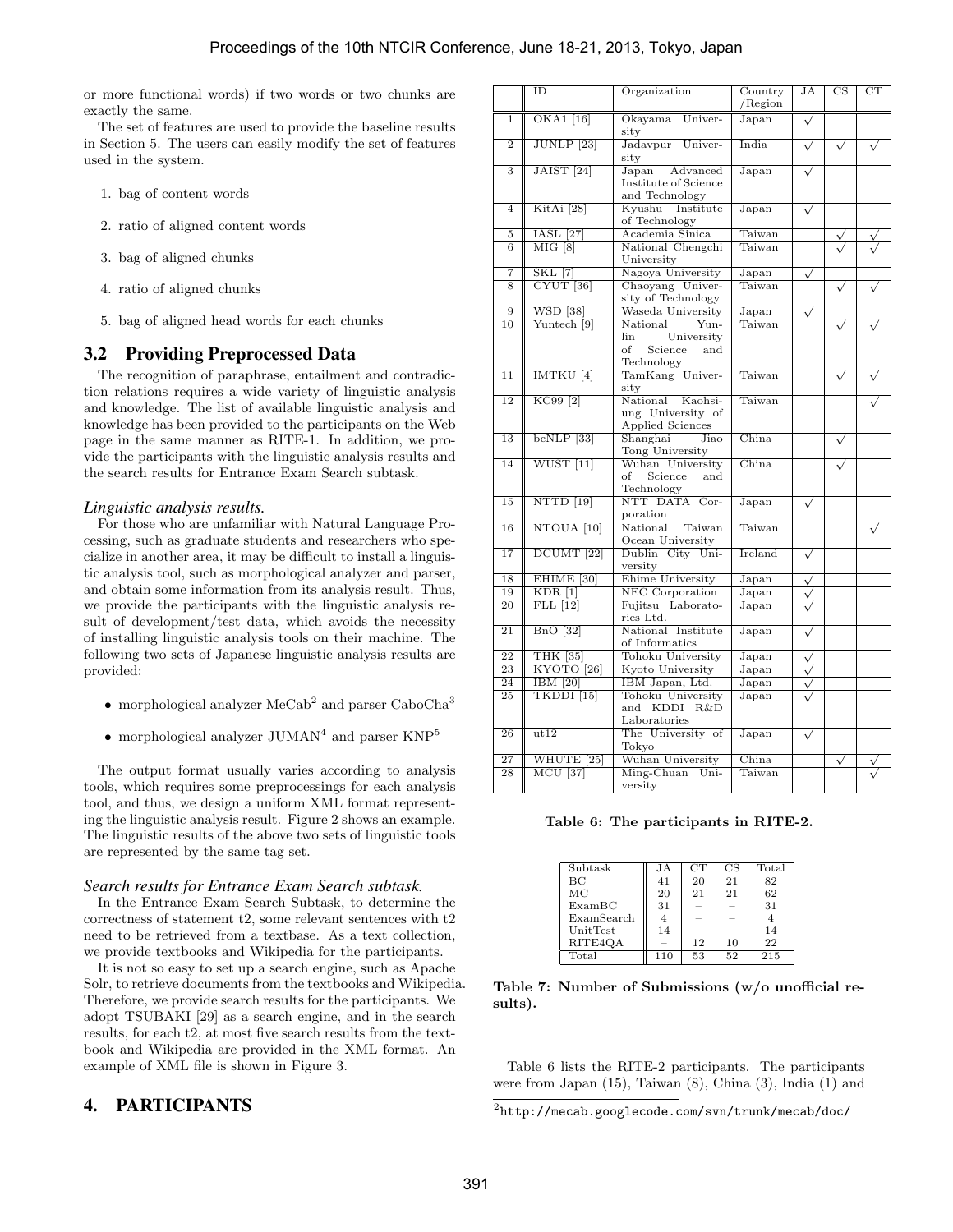or more functional words) if two words or two chunks are exactly the same.

The set of features are used to provide the baseline results in Section 5. The users can easily modify the set of features used in the system.

1. bag of content words
2. ratio of aligned content words
3. bag of aligned chunks
4. ratio of aligned chunks
5. bag of aligned head words for each chunks

## 3.2 Providing Preprocessed Data

The recognition of paraphrase, entailment and contradiction relations requires a wide variety of linguistic analysis and knowledge. The list of available linguistic analysis and knowledge has been provided to the participants on the Web page in the same manner as RITE-1. In addition, we provide the participants with the linguistic analysis results and the search results for Entrance Exam Search subtask.

### *Linguistic analysis results.*

For those who are unfamiliar with Natural Language Processing, such as graduate students and researchers who specialize in another area, it may be difficult to install a linguistic analysis tool, such as morphological analyzer and parser, and obtain some information from its analysis result. Thus, we provide the participants with the linguistic analysis result of development/test data, which avoids the necessity of installing linguistic analysis tools on their machine. The following two sets of Japanese linguistic analysis results are provided:

- morphological analyzer MeCab[2] and parser CaboCha[3]
- morphological analyzer JUMAN[4] and parser KNP[5]

The output format usually varies according to analysis tools, which requires some preprocessings for each analysis tool, and thus, we design a uniform XML format representing the linguistic analysis result. Figure 2 shows an example. The linguistic results of the above two sets of linguistic tools are represented by the same tag set.

### *Search results for Entrance Exam Search subtask.*

In the Entrance Exam Search Subtask, to determine the correctness of statement t2, some relevant sentences with t2 need to be retrieved from a textbase. As a text collection, we provide textbooks and Wikipedia for the participants.

It is not so easy to set up a search engine, such as Apache Solr, to retrieve documents from the textbooks and Wikipedia. Therefore, we provide search results for the participants. We adopt TSUBAKI [29] as a search engine, and in the search results, for each t2, at most five search results from the textbook and Wikipedia are provided in the XML format. An example of XML file is shown in Figure 3.

# 4. PARTICIPANTS

| | ID | Organization | Country /Region | JA | CS | CT |
|---|---|---|---|---|---|---|
| 1 | OKA1 [16] | Okayama University | Japan | √ | | |
| 2 | JUNLP [23] | Jadavpur University | India | √ | √ | √ |
| 3 | JAIST [24] | Japan Advanced Institute of Science and Technology | Japan | √ | | |
| 4 | KitAi [28] | Kyushu Institute of Technology | Japan | √ | | |
| 5 | IASL [27] | Academia Sinica | Taiwan | | √ | √ |
| 6 | MIG [8] | National Chengchi University | Taiwan | | √ | √ |
| 7 | SKL [7] | Nagoya University | Japan | √ | | |
| 8 | CYUT [36] | Chaoyang University of Technology | Taiwan | | √ | √ |
| 9 | WSD [38] | Waseda University | Japan | √ | | |
| 10 | Yuntech [9] | National Yunlin University of Science and Technology | Taiwan | | √ | √ |
| 11 | IMTKU [4] | TamKang University | Taiwan | | √ | √ |
| 12 | KC99 [2] | National Kaohsiung University of Applied Sciences | Taiwan | | | √ |
| 13 | bcNLP [33] | Shanghai Jiao Tong University | China | | √ | |
| 14 | WUST [11] | Wuhan University of Science and Technology | China | | √ | |
| 15 | NTTD [19] | NTT DATA Corporation | Japan | √ | | |
| 16 | NTOUA [10] | National Taiwan Ocean University | Taiwan | | | √ |
| 17 | DCUMT [22] | Dublin City University | Ireland | √ | | |
| 18 | EHIME [30] | Ehime University | Japan | √ | | |
| 19 | KDR [1] | NEC Corporation | Japan | √ | | |
| 20 | FLL [12] | Fujitsu Laboratories Ltd. | Japan | √ | | |
| 21 | BnO [32] | National Institute of Informatics | Japan | √ | | |
| 22 | THK [35] | Tohoku University | Japan | √ | | |
| 23 | KYOTO [26] | Kyoto University | Japan | √ | | |
| 24 | IBM [20] | IBM Japan, Ltd. | Japan | √ | | |
| 25 | TKDDI [15] | Tohoku University and KDDI R&D Laboratories | Japan | √ | | |
| 26 | ut12 | The University of Tokyo | Japan | √ | | |
| 27 | WHUTE [25] | Wuhan University | China | | √ | √ |
| 28 | MCU [37] | Ming-Chuan University | Taiwan | | | √ |

**Table 6: The participants in RITE-2.**

| Subtask | JA | CT | CS | Total |
|---|---|---|---|---|
| BC | 41 | 20 | 21 | 82 |
| MC | 20 | 21 | 21 | 62 |
| ExamBC | 31 | – | – | 31 |
| ExamSearch | 4 | – | – | 4 |
| UnitTest | 14 | – | – | 14 |
| RITE4QA | – | 12 | 10 | 22 |
| Total | 110 | 53 | 52 | 215 |

**Table 7: Number of Submissions (w/o unofficial results).**

Table 6 lists the RITE-2 participants. The participants were from Japan (15), Taiwan (8), China (3), India (1) and

[2] http://mecab.googlecode.com/svn/trunk/mecab/doc/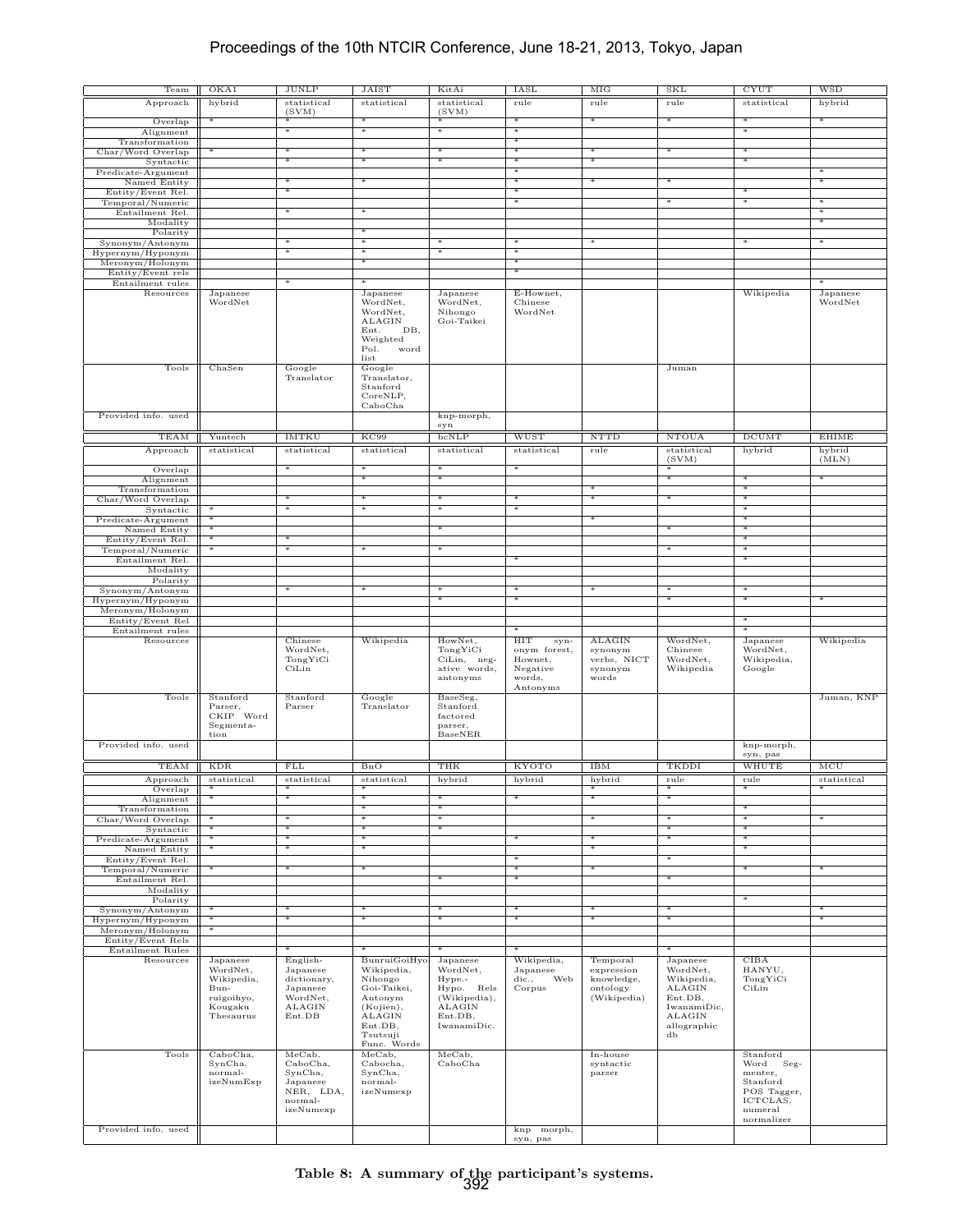| Team | OKA1 | JUNLP | JAIST | KitAi | IASL | MIG | SKL | CYUT | WSD |
|---|---|---|---|---|---|---|---|---|---|
| Approach | hybrid | statistical (SVM) | statistical | statistical (SVM) | rule | rule | rule | statistical | hybrid |
| Overlap | * | * | * | * | * | * | * | * | * |
| Alignment | | * | * | * | * | | | * | |
| Transformation | | | | | * | | | | |
| Char/Word Overlap | * | * | * | * | * | * | * | * | |
| Syntactic | | * | * | * | * | * | | * | |
| Predicate-Argument | | | | | * | | | | * |
| Named Entity | | * | * | | * | * | * | | * |
| Entity/Event Rel. | | * | | | * | | | * | |
| Temporal/Numeric | | | | | * | | * | * | * |
| Entailment Rel. | | * | * | | | | | | * |
| Modality | | | | | | | | | * |
| Polarity | | | * | | | | | | |
| Synonym/Antonym | | * | * | * | * | * | | * | * |
| Hypernym/Hyponym | | * | * | * | * | | | | |
| Meronym/Holonym | | | * | | * | | | | |
| Entity/Event rels | | | | | * | | | | |
| Entailment rules | | * | * | | | | | | * |
| Resources | Japanese WordNet | | Japanese WordNet, WordNet, ALAGIN Ent. DB, Weighted Pol. word list | Japanese WordNet, Nihongo Goi-Taikei | E-Hownet, Chinese WordNet | | | Wikipedia | Japanese WordNet |
| Tools | ChaSen | Google Translator | Google Translator, Stanford CoreNLP, CaboCha | | | | Juman | | |
| Provided info. used | | | | knp-morph, syn | | | | | |

| TEAM | Yuntech | IMTKU | KC99 | bcNLP | WUST | NTTD | NTOUA | DCUMT | EHIME |
|---|---|---|---|---|---|---|---|---|---|
| Approach | statistical | statistical | statistical | statistical | statistical | rule | statistical (SVM) | hybrid | hybrid (MLN) |
| Overlap | | * | * | * | * | | * | | |
| Alignment | | | * | * | | | * | * | * |
| Transformation | | | | | | * | | * | |
| Char/Word Overlap | | * | * | * | * | * | * | * | |
| Syntactic | * | * | * | * | * | | | * | |
| Predicate-Argument | * | | | | | * | | * | |
| Named Entity | * | | | * | | | * | * | |
| Entity/Event Rel. | * | * | | | | | | * | |
| Temporal/Numeric | * | * | * | * | | | * | * | |
| Entailment Rel. | | | | | * | | | * | |
| Modality | | | | | | | | | |
| Polarity | | | | | | | | | |
| Synonym/Antonym | | * | * | * | * | * | * | * | |
| Hypernym/Hyponym | | | | * | * | | * | * | * |
| Meronym/Holonym | | | | | | | | | |
| Entity/Event Rel | | | | | | | | * | |
| Entailment rules | | | | | * | | | * | |
| Resources | | Chinese WordNet, TongYiCi CiLin | Wikipedia | HowNet, TongYiCi CiLin, negative words, antonyms | HIT synonym forest, Hownet, Negative words, Antonyms | ALAGIN synonym verbs, NICT synonym words | WordNet, Chinese WordNet, Wikipedia | Japanese WordNet, Wikipedia, Google | Wikipedia |
| Tools | Stanford Parser, CKIP Word Segmentation | Stanford Parser | Google Translator | BaseSeg, Stanford factored parser, BaseNER | | | | | Juman, KNP |
| Provided info. used | | | | | | | | knp-morph, syn, pas | |

| TEAM | KDR | FLL | BnO | THK | KYOTO | IBM | TKDDI | WHUTE | MCU |
|---|---|---|---|---|---|---|---|---|---|
| Approach | statistical | statistical | statistical | hybrid | hybrid | hybrid | rule | rule | statistical |
| Overlap | * | * | * | | | * | * | * | * |
| Alignment | * | * | * | * | * | * | * | | |
| Transformation | | | * | * | | | | * | |
| Char/Word Overlap | * | * | * | * | | * | * | * | * |
| Syntactic | * | * | * | * | | | * | * | |
| Predicate-Argument | * | * | * | | * | * | * | * | |
| Named Entity | * | * | * | | | * | | * | |
| Entity/Event Rel. | | | | | * | | * | | |
| Temporal/Numeric | * | * | * | | * | * | | * | * |
| Entailment Rel. | | | | * | * | | * | | |
| Modality | | | | | | | | | |
| Polarity | | | | | | | | * | |
| Synonym/Antonym | * | * | * | * | * | * | * | | * |
| Hypernym/Hyponym | * | * | * | * | * | * | * | | * |
| Meronym/Holonym | * | | | | | | | | |
| Entity/Event Rels | | | | | | | | | |
| Entailment Rules | | * | * | * | * | | * | | |
| Resources | Japanese WordNet, Wikipedia, Bunruigoihyo, Kougaku Thesaurus | English-Japanese dictionary, Japanese WordNet, ALAGIN Ent.DB | BunruiGoiHyo Wikipedia, Nihongo Goi-Taikei, Japanese Antonym (Kojien), ALAGIN Ent.DB, Tsutsuji Func. Words | Japanese WordNet, Hype.-Hypo. Rels (Wikipedia), ALAGIN Ent.DB, IwanamiDic. | Wikipedia, Japanese dic., Web Corpus | Temporal expression knowledge, ontology (Wikipedia) | Japanese WordNet, Wikipedia, ALAGIN Ent.DB, IwanamiDic, ALAGIN allographic db | CIBA HANYU, TongYiCi CiLin | |
| Tools | CaboCha, SynCha, normalizeNumExp | MeCab, CaboCha, SynCha, Japanese NER, LDA, normalizeNumexp | MeCab, Cabocha, SynCha, normalizeNumexp | MeCab, CaboCha | | In-house syntactic parser | | Stanford Word Segmenter, Stanford POS Tagger, ICTCLAS, numeral normalizer | |
| Provided info. used | | | | | knp morph, syn, pas | | | | |

**Table 8: A summary of the participant's systems.**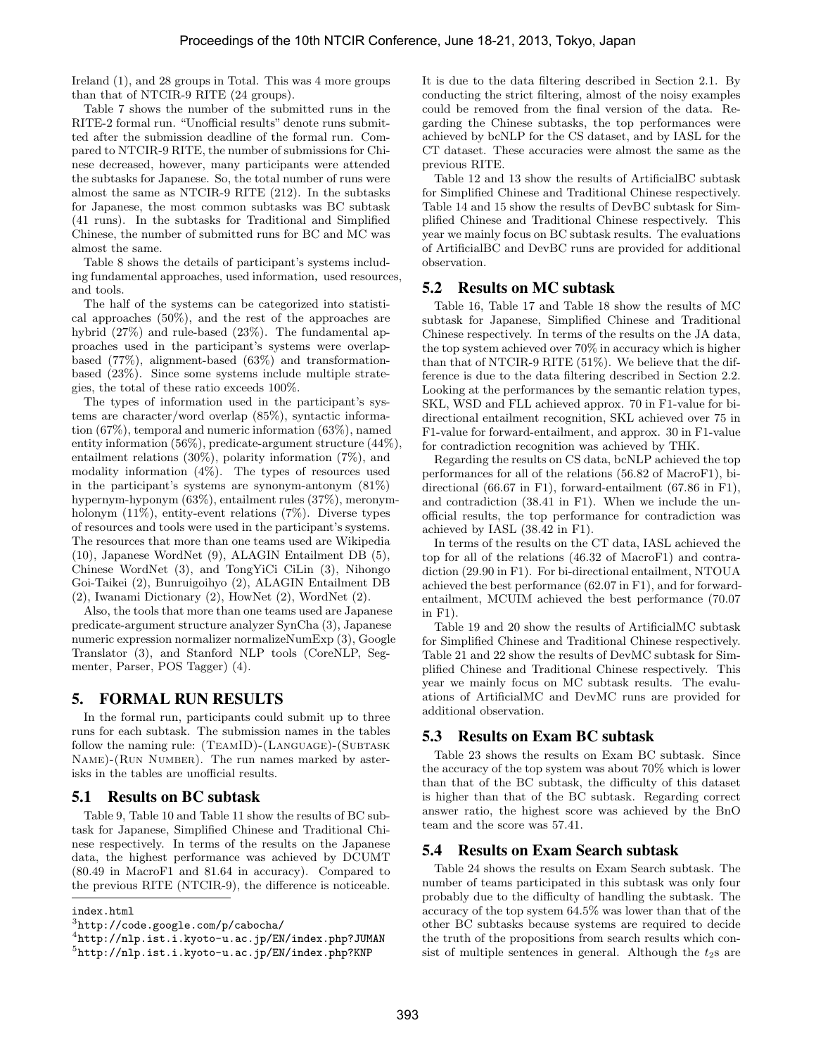Ireland (1), and 28 groups in Total. This was 4 more groups than that of NTCIR-9 RITE (24 groups).

Table 7 shows the number of the submitted runs in the RITE-2 formal run. "Unofficial results" denote runs submitted after the submission deadline of the formal run. Compared to NTCIR-9 RITE, the number of submissions for Chinese decreased, however, many participants were attended the subtasks for Japanese. So, the total number of runs were almost the same as NTCIR-9 RITE (212). In the subtasks for Japanese, the most common subtasks was BC subtask (41 runs). In the subtasks for Traditional and Simplified Chinese, the number of submitted runs for BC and MC was almost the same.

Table 8 shows the details of participant's systems including fundamental approaches, used information, used resources, and tools.

The half of the systems can be categorized into statistical approaches (50%), and the rest of the approaches are hybrid (27%) and rule-based (23%). The fundamental approaches used in the participant's systems were overlap-based (77%), alignment-based (63%) and transformation-based (23%). Since some systems include multiple strategies, the total of these ratio exceeds 100%.

The types of information used in the participant's systems are character/word overlap (85%), syntactic information (67%), temporal and numeric information (63%), named entity information (56%), predicate-argument structure (44%), entailment relations (30%), polarity information (7%), and modality information (4%). The types of resources used in the participant's systems are synonym-antonym (81%) hypernym-hyponym (63%), entailment rules (37%), meronym-holonym (11%), entity-event relations (7%). Diverse types of resources and tools were used in the participant's systems. The resources that more than one teams used are Wikipedia (10), Japanese WordNet (9), ALAGIN Entailment DB (5), Chinese WordNet (3), and TongYiCi CiLin (3), Nihongo Goi-Taikei (2), Bunruigoihyo (2), ALAGIN Entailment DB (2), Iwanami Dictionary (2), HowNet (2), WordNet (2).

Also, the tools that more than one teams used are Japanese predicate-argument structure analyzer SynCha (3), Japanese numeric expression normalizer normalizeNumExp (3), Google Translator (3), and Stanford NLP tools (CoreNLP, Segmenter, Parser, POS Tagger) (4).

## 5. FORMAL RUN RESULTS

In the formal run, participants could submit up to three runs for each subtask. The submission names in the tables follow the naming rule: (TeamID)-(Language)-(Subtask Name)-(Run Number). The run names marked by asterisks in the tables are unofficial results.

### 5.1 Results on BC subtask

Table 9, Table 10 and Table 11 show the results of BC subtask for Japanese, Simplified Chinese and Traditional Chinese respectively. In terms of the results on the Japanese data, the highest performance was achieved by DCUMT (80.49 in MacroF1 and 81.64 in accuracy). Compared to the previous RITE (NTCIR-9), the difference is noticeable. It is due to the data filtering described in Section 2.1. By conducting the strict filtering, almost of the noisy examples could be removed from the final version of the data. Regarding the Chinese subtasks, the top performances were achieved by bcNLP for the CS dataset, and by IASL for the CT dataset. These accuracies were almost the same as the previous RITE.

Table 12 and 13 show the results of ArtificialBC subtask for Simplified Chinese and Traditional Chinese respectively. Table 14 and 15 show the results of DevBC subtask for Simplified Chinese and Traditional Chinese respectively. This year we mainly focus on BC subtask results. The evaluations of ArtificialBC and DevBC runs are provided for additional observation.

### 5.2 Results on MC subtask

Table 16, Table 17 and Table 18 show the results of MC subtask for Japanese, Simplified Chinese and Traditional Chinese respectively. In terms of the results on the JA data, the top system achieved over 70% in accuracy which is higher than that of NTCIR-9 RITE (51%). We believe that the difference is due to the data filtering described in Section 2.2. Looking at the performances by the semantic relation types, SKL, WSD and FLL achieved approx. 70 in F1-value for bi-directional entailment recognition, SKL achieved over 75 in F1-value for forward-entailment, and approx. 30 in F1-value for contradiction recognition was achieved by THK.

Regarding the results on CS data, bcNLP achieved the top performances for all of the relations (56.82 of MacroF1), bi-directional (66.67 in F1), forward-entailment (67.86 in F1), and contradiction (38.41 in F1). When we include the unofficial results, the top performance for contradiction was achieved by IASL (38.42 in F1).

In terms of the results on the CT data, IASL achieved the top for all of the relations (46.32 of MacroF1) and contradiction (29.90 in F1). For bi-directional entailment, NTOUA achieved the best performance (62.07 in F1), and for forward-entailment, MCUIM achieved the best performance (70.07 in F1).

Table 19 and 20 show the results of ArtificialMC subtask for Simplified Chinese and Traditional Chinese respectively. Table 21 and 22 show the results of DevMC subtask for Simplified Chinese and Traditional Chinese respectively. This year we mainly focus on MC subtask results. The evaluations of ArtificialMC and DevMC runs are provided for additional observation.

### 5.3 Results on Exam BC subtask

Table 23 shows the results on Exam BC subtask. Since the accuracy of the top system was about 70% which is lower than that of the BC subtask, the difficulty of this dataset is higher than that of the BC subtask. Regarding correct answer ratio, the highest score was achieved by the BnO team and the score was 57.41.

### 5.4 Results on Exam Search subtask

Table 24 shows the results on Exam Search subtask. The number of teams participated in this subtask was only four probably due to the difficulty of handling the subtask. The accuracy of the top system 64.5% was lower than that of the other BC subtasks because systems are required to decide the truth of the propositions from search results which consist of multiple sentences in general. Although the $t_2$s are

---

index.html

[3] http://code.google.com/p/cabocha/

[4] http://nlp.ist.i.kyoto-u.ac.jp/EN/index.php?JUMAN

[5] http://nlp.ist.i.kyoto-u.ac.jp/EN/index.php?KNP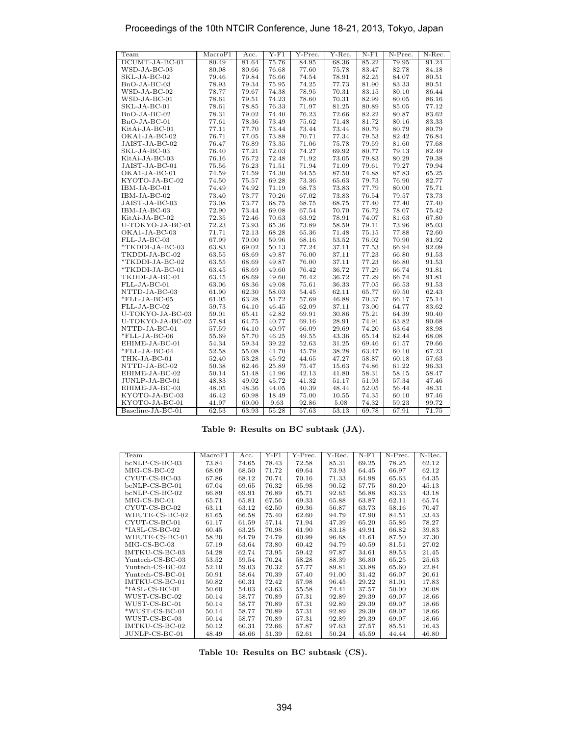| Team | MacroF1 | Acc. | Y-F1 | Y-Prec. | Y-Rec. | N-F1 | N-Prec. | N-Rec. |
|---|---|---|---|---|---|---|---|---|
| DCUMT-JA-BC-01 | 80.49 | 81.64 | 75.76 | 84.95 | 68.36 | 85.22 | 79.95 | 91.24 |
| WSD-JA-BC-03 | 80.08 | 80.66 | 76.68 | 77.60 | 75.78 | 83.47 | 82.78 | 84.18 |
| SKL-JA-BC-02 | 79.46 | 79.84 | 76.66 | 74.54 | 78.91 | 82.25 | 84.07 | 80.51 |
| BnO-JA-BC-03 | 78.93 | 79.34 | 75.95 | 74.25 | 77.73 | 81.90 | 83.33 | 80.51 |
| WSD-JA-BC-02 | 78.77 | 79.67 | 74.38 | 78.95 | 70.31 | 83.15 | 80.10 | 86.44 |
| WSD-JA-BC-01 | 78.61 | 79.51 | 74.23 | 78.60 | 70.31 | 82.99 | 80.05 | 86.16 |
| SKL-JA-BC-01 | 78.61 | 78.85 | 76.33 | 71.97 | 81.25 | 80.89 | 85.05 | 77.12 |
| BnO-JA-BC-02 | 78.31 | 79.02 | 74.40 | 76.23 | 72.66 | 82.22 | 80.87 | 83.62 |
| BnO-JA-BC-01 | 77.61 | 78.36 | 73.49 | 75.62 | 71.48 | 81.72 | 80.16 | 83.33 |
| KitAi-JA-BC-01 | 77.11 | 77.70 | 73.44 | 73.44 | 73.44 | 80.79 | 80.79 | 80.79 |
| OKA1-JA-BC-02 | 76.71 | 77.05 | 73.88 | 70.71 | 77.34 | 79.53 | 82.42 | 76.84 |
| JAIST-JA-BC-02 | 76.47 | 76.89 | 73.35 | 71.06 | 75.78 | 79.59 | 81.60 | 77.68 |
| SKL-JA-BC-03 | 76.40 | 77.21 | 72.03 | 74.27 | 69.92 | 80.77 | 79.13 | 82.49 |
| KitAi-JA-BC-03 | 76.16 | 76.72 | 72.48 | 71.92 | 73.05 | 79.83 | 80.29 | 79.38 |
| JAIST-JA-BC-01 | 75.56 | 76.23 | 71.51 | 71.94 | 71.09 | 79.61 | 79.27 | 79.94 |
| OKA1-JA-BC-01 | 74.59 | 74.59 | 74.30 | 64.55 | 87.50 | 74.88 | 87.83 | 65.25 |
| KYOTO-JA-BC-02 | 74.50 | 75.57 | 69.28 | 73.36 | 65.63 | 79.73 | 76.90 | 82.77 |
| IBM-JA-BC-01 | 74.49 | 74.92 | 71.19 | 68.73 | 73.83 | 77.79 | 80.00 | 75.71 |
| IBM-JA-BC-02 | 73.40 | 73.77 | 70.26 | 67.02 | 73.83 | 76.54 | 79.57 | 73.73 |
| JAIST-JA-BC-03 | 73.08 | 73.77 | 68.75 | 68.75 | 68.75 | 77.40 | 77.40 | 77.40 |
| IBM-JA-BC-03 | 72.90 | 73.44 | 69.08 | 67.54 | 70.70 | 76.72 | 78.07 | 75.42 |
| KitAi-JA-BC-02 | 72.35 | 72.46 | 70.63 | 63.92 | 78.91 | 74.07 | 81.63 | 67.80 |
| U-TOKYO-JA-BC-01 | 72.23 | 73.93 | 65.36 | 73.89 | 58.59 | 79.11 | 73.96 | 85.03 |
| OKA1-JA-BC-03 | 71.71 | 72.13 | 68.28 | 65.36 | 71.48 | 75.15 | 77.88 | 72.60 |
| FLL-JA-BC-03 | 67.99 | 70.00 | 59.96 | 68.16 | 53.52 | 76.02 | 70.90 | 81.92 |
| *TKDDI-JA-BC-03 | 63.83 | 69.02 | 50.13 | 77.24 | 37.11 | 77.53 | 66.94 | 92.09 |
| TKDDI-JA-BC-02 | 63.55 | 68.69 | 49.87 | 76.00 | 37.11 | 77.23 | 66.80 | 91.53 |
| *TKDDI-JA-BC-02 | 63.55 | 68.69 | 49.87 | 76.00 | 37.11 | 77.23 | 66.80 | 91.53 |
| *TKDDI-JA-BC-01 | 63.45 | 68.69 | 49.60 | 76.42 | 36.72 | 77.29 | 66.74 | 91.81 |
| TKDDI-JA-BC-01 | 63.45 | 68.69 | 49.60 | 76.42 | 36.72 | 77.29 | 66.74 | 91.81 |
| FLL-JA-BC-01 | 63.06 | 68.36 | 49.08 | 75.61 | 36.33 | 77.05 | 66.53 | 91.53 |
| NTTD-JA-BC-03 | 61.90 | 62.30 | 58.03 | 54.45 | 62.11 | 65.77 | 69.50 | 62.43 |
| *FLL-JA-BC-05 | 61.05 | 63.28 | 51.72 | 57.69 | 46.88 | 70.37 | 66.17 | 75.14 |
| FLL-JA-BC-02 | 59.73 | 64.10 | 46.45 | 62.09 | 37.11 | 73.00 | 64.77 | 83.62 |
| U-TOKYO-JA-BC-03 | 59.01 | 65.41 | 42.82 | 69.91 | 30.86 | 75.21 | 64.39 | 90.40 |
| U-TOKYO-JA-BC-02 | 57.84 | 64.75 | 40.77 | 69.16 | 28.91 | 74.91 | 63.82 | 90.68 |
| NTTD-JA-BC-01 | 57.59 | 64.10 | 40.97 | 66.09 | 29.69 | 74.20 | 63.64 | 88.98 |
| *FLL-JA-BC-06 | 55.69 | 57.70 | 46.25 | 49.55 | 43.36 | 65.14 | 62.44 | 68.08 |
| EHIME-JA-BC-01 | 54.34 | 59.34 | 39.22 | 52.63 | 31.25 | 69.46 | 61.57 | 79.66 |
| *FLL-JA-BC-04 | 52.58 | 55.08 | 41.70 | 45.79 | 38.28 | 63.47 | 60.10 | 67.23 |
| THK-JA-BC-01 | 52.40 | 53.28 | 45.92 | 44.65 | 47.27 | 58.87 | 60.18 | 57.63 |
| NTTD-JA-BC-02 | 50.38 | 62.46 | 25.89 | 75.47 | 15.63 | 74.86 | 61.22 | 96.33 |
| EHIME-JA-BC-02 | 50.14 | 51.48 | 41.96 | 42.13 | 41.80 | 58.31 | 58.15 | 58.47 |
| JUNLP-JA-BC-01 | 48.83 | 49.02 | 45.72 | 41.32 | 51.17 | 51.93 | 57.34 | 47.46 |
| EHIME-JA-BC-03 | 48.05 | 48.36 | 44.05 | 40.39 | 48.44 | 52.05 | 56.44 | 48.31 |
| KYOTO-JA-BC-03 | 46.42 | 60.98 | 18.49 | 75.00 | 10.55 | 74.35 | 60.10 | 97.46 |
| KYOTO-JA-BC-01 | 41.97 | 60.00 | 9.63 | 92.86 | 5.08 | 74.32 | 59.23 | 99.72 |
| Baseline-JA-BC-01 | 62.53 | 63.93 | 55.28 | 57.63 | 53.13 | 69.78 | 67.91 | 71.75 |

**Table 9: Results on BC subtask (JA).**

| Team | MacroF1 | Acc. | Y-F1 | Y-Prec. | Y-Rec. | N-F1 | N-Prec. | N-Rec. |
|---|---|---|---|---|---|---|---|---|
| bcNLP-CS-BC-03 | 73.84 | 74.65 | 78.43 | 72.58 | 85.31 | 69.25 | 78.25 | 62.12 |
| MIG-CS-BC-02 | 68.09 | 68.50 | 71.72 | 69.64 | 73.93 | 64.45 | 66.97 | 62.12 |
| CYUT-CS-BC-03 | 67.86 | 68.12 | 70.74 | 70.16 | 71.33 | 64.98 | 65.63 | 64.35 |
| bcNLP-CS-BC-01 | 67.04 | 69.65 | 76.32 | 65.98 | 90.52 | 57.75 | 80.20 | 45.13 |
| bcNLP-CS-BC-02 | 66.89 | 69.91 | 76.89 | 65.71 | 92.65 | 56.88 | 83.33 | 43.18 |
| MIG-CS-BC-01 | 65.71 | 65.81 | 67.56 | 69.33 | 65.88 | 63.87 | 62.11 | 65.74 |
| CYUT-CS-BC-02 | 63.11 | 63.12 | 62.50 | 69.36 | 56.87 | 63.73 | 58.16 | 70.47 |
| WHUTE-CS-BC-02 | 61.65 | 66.58 | 75.40 | 62.60 | 94.79 | 47.90 | 84.51 | 33.43 |
| CYUT-CS-BC-01 | 61.17 | 61.59 | 57.14 | 71.94 | 47.39 | 65.20 | 55.86 | 78.27 |
| *IASL-CS-BC-02 | 60.45 | 63.25 | 70.98 | 61.90 | 83.18 | 49.91 | 66.82 | 39.83 |
| WHUTE-CS-BC-01 | 58.20 | 64.79 | 74.79 | 60.99 | 96.68 | 41.61 | 87.50 | 27.30 |
| MIG-CS-BC-03 | 57.19 | 63.64 | 73.80 | 60.42 | 94.79 | 40.59 | 81.51 | 27.02 |
| IMTKU-CS-BC-03 | 54.28 | 62.74 | 73.95 | 59.42 | 97.87 | 34.61 | 89.53 | 21.45 |
| Yuntech-CS-BC-03 | 53.52 | 59.54 | 70.24 | 58.28 | 88.39 | 36.80 | 65.25 | 25.63 |
| Yuntech-CS-BC-02 | 52.10 | 59.03 | 70.32 | 57.77 | 89.81 | 33.88 | 65.60 | 22.84 |
| Yuntech-CS-BC-01 | 50.91 | 58.64 | 70.39 | 57.40 | 91.00 | 31.42 | 66.07 | 20.61 |
| IMTKU-CS-BC-01 | 50.82 | 60.31 | 72.42 | 57.98 | 96.45 | 29.22 | 81.01 | 17.83 |
| *IASL-CS-BC-01 | 50.60 | 54.03 | 63.63 | 55.58 | 74.41 | 37.57 | 50.00 | 30.08 |
| WUST-CS-BC-02 | 50.14 | 58.77 | 70.89 | 57.31 | 92.89 | 29.39 | 69.07 | 18.66 |
| WUST-CS-BC-01 | 50.14 | 58.77 | 70.89 | 57.31 | 92.89 | 29.39 | 69.07 | 18.66 |
| *WUST-CS-BC-01 | 50.14 | 58.77 | 70.89 | 57.31 | 92.89 | 29.39 | 69.07 | 18.66 |
| WUST-CS-BC-03 | 50.14 | 58.77 | 70.89 | 57.31 | 92.89 | 29.39 | 69.07 | 18.66 |
| IMTKU-CS-BC-02 | 50.12 | 60.31 | 72.66 | 57.87 | 97.63 | 27.57 | 85.51 | 16.43 |
| JUNLP-CS-BC-01 | 48.49 | 48.66 | 51.39 | 52.61 | 50.24 | 45.59 | 44.44 | 46.80 |

**Table 10: Results on BC subtask (CS).**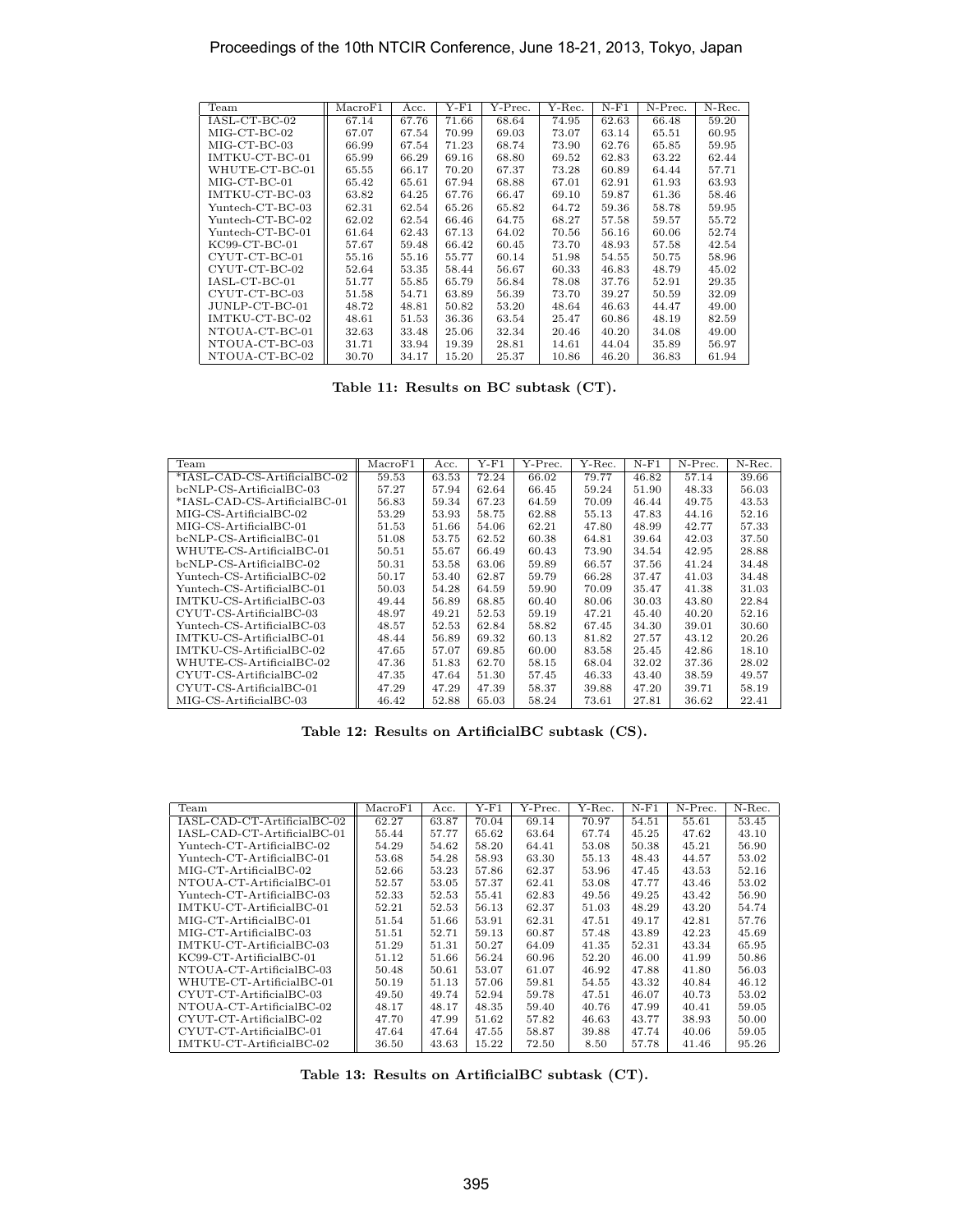| Team | MacroF1 | Acc. | Y-F1 | Y-Prec. | Y-Rec. | N-F1 | N-Prec. | N-Rec. |
|---|---|---|---|---|---|---|---|---|
| IASL-CT-BC-02 | 67.14 | 67.76 | 71.66 | 68.64 | 74.95 | 62.63 | 66.48 | 59.20 |
| MIG-CT-BC-02 | 67.07 | 67.54 | 70.99 | 69.03 | 73.07 | 63.14 | 65.51 | 60.95 |
| MIG-CT-BC-03 | 66.99 | 67.54 | 71.23 | 68.74 | 73.90 | 62.76 | 65.85 | 59.95 |
| IMTKU-CT-BC-01 | 65.99 | 66.29 | 69.16 | 68.80 | 69.52 | 62.83 | 63.22 | 62.44 |
| WHUTE-CT-BC-01 | 65.55 | 66.17 | 70.20 | 67.37 | 73.28 | 60.89 | 64.44 | 57.71 |
| MIG-CT-BC-01 | 65.42 | 65.61 | 67.94 | 68.88 | 67.01 | 62.91 | 61.93 | 63.93 |
| IMTKU-CT-BC-03 | 63.82 | 64.25 | 67.76 | 66.47 | 69.10 | 59.87 | 61.36 | 58.46 |
| Yuntech-CT-BC-03 | 62.31 | 62.54 | 65.26 | 65.82 | 64.72 | 59.36 | 58.78 | 59.95 |
| Yuntech-CT-BC-02 | 62.02 | 62.54 | 66.46 | 64.75 | 68.27 | 57.58 | 59.57 | 55.72 |
| Yuntech-CT-BC-01 | 61.64 | 62.43 | 67.13 | 64.02 | 70.56 | 56.16 | 60.06 | 52.74 |
| KC99-CT-BC-01 | 57.67 | 59.48 | 66.42 | 60.45 | 73.70 | 48.93 | 57.58 | 42.54 |
| CYUT-CT-BC-01 | 55.16 | 55.16 | 55.77 | 60.14 | 51.98 | 54.55 | 50.75 | 58.96 |
| CYUT-CT-BC-02 | 52.64 | 53.35 | 58.44 | 56.67 | 60.33 | 46.83 | 48.79 | 45.02 |
| IASL-CT-BC-01 | 51.77 | 55.85 | 65.79 | 56.84 | 78.08 | 37.76 | 52.91 | 29.35 |
| CYUT-CT-BC-03 | 51.58 | 54.71 | 63.89 | 56.39 | 73.70 | 39.27 | 50.59 | 32.09 |
| JUNLP-CT-BC-01 | 48.72 | 48.81 | 50.82 | 53.20 | 48.64 | 46.63 | 44.47 | 49.00 |
| IMTKU-CT-BC-02 | 48.61 | 51.53 | 36.36 | 63.54 | 25.47 | 60.86 | 48.19 | 82.59 |
| NTOUA-CT-BC-01 | 32.63 | 33.48 | 25.06 | 32.34 | 20.46 | 40.20 | 34.08 | 49.00 |
| NTOUA-CT-BC-03 | 31.71 | 33.94 | 19.39 | 28.81 | 14.61 | 44.04 | 35.89 | 56.97 |
| NTOUA-CT-BC-02 | 30.70 | 34.17 | 15.20 | 25.37 | 10.86 | 46.20 | 36.83 | 61.94 |

**Table 11: Results on BC subtask (CT).**

| Team | MacroF1 | Acc. | Y-F1 | Y-Prec. | Y-Rec. | N-F1 | N-Prec. | N-Rec. |
|---|---|---|---|---|---|---|---|---|
| *IASL-CAD-CS-ArtificialBC-02 | 59.53 | 63.53 | 72.24 | 66.02 | 79.77 | 46.82 | 57.14 | 39.66 |
| bcNLP-CS-ArtificialBC-03 | 57.27 | 57.94 | 62.64 | 66.45 | 59.24 | 51.90 | 48.33 | 56.03 |
| *IASL-CAD-CS-ArtificialBC-01 | 56.83 | 59.34 | 67.23 | 64.59 | 70.09 | 46.44 | 49.75 | 43.53 |
| MIG-CS-ArtificialBC-02 | 53.29 | 53.93 | 58.75 | 62.88 | 55.13 | 47.83 | 44.16 | 52.16 |
| MIG-CS-ArtificialBC-01 | 51.53 | 51.66 | 54.06 | 62.21 | 47.80 | 48.99 | 42.77 | 57.33 |
| bcNLP-CS-ArtificialBC-01 | 51.08 | 53.75 | 62.52 | 60.38 | 64.81 | 39.64 | 42.03 | 37.50 |
| WHUTE-CS-ArtificialBC-01 | 50.51 | 55.67 | 66.49 | 60.43 | 73.90 | 34.54 | 42.95 | 28.88 |
| bcNLP-CS-ArtificialBC-02 | 50.31 | 53.58 | 63.06 | 59.89 | 66.57 | 37.56 | 41.24 | 34.48 |
| Yuntech-CS-ArtificialBC-02 | 50.17 | 53.40 | 62.87 | 59.79 | 66.28 | 37.47 | 41.03 | 34.48 |
| Yuntech-CS-ArtificialBC-01 | 50.03 | 54.28 | 64.59 | 59.90 | 70.09 | 35.47 | 41.38 | 31.03 |
| IMTKU-CS-ArtificialBC-03 | 49.44 | 56.89 | 68.85 | 60.40 | 80.06 | 30.03 | 43.80 | 22.84 |
| CYUT-CS-ArtificialBC-03 | 48.97 | 49.21 | 52.53 | 59.19 | 47.21 | 45.40 | 40.20 | 52.16 |
| Yuntech-CS-ArtificialBC-03 | 48.57 | 52.53 | 62.84 | 58.82 | 67.45 | 34.30 | 39.01 | 30.60 |
| IMTKU-CS-ArtificialBC-01 | 48.44 | 56.89 | 69.32 | 60.13 | 81.82 | 27.57 | 43.12 | 20.26 |
| IMTKU-CS-ArtificialBC-02 | 47.65 | 57.07 | 69.85 | 60.00 | 83.58 | 25.45 | 42.86 | 18.10 |
| WHUTE-CS-ArtificialBC-02 | 47.36 | 51.83 | 62.70 | 58.15 | 68.04 | 32.02 | 37.36 | 28.02 |
| CYUT-CS-ArtificialBC-02 | 47.35 | 47.64 | 51.30 | 57.45 | 46.33 | 43.40 | 38.59 | 49.57 |
| CYUT-CS-ArtificialBC-01 | 47.29 | 47.29 | 47.39 | 58.37 | 39.88 | 47.20 | 39.71 | 58.19 |
| MIG-CS-ArtificialBC-03 | 46.42 | 52.88 | 65.03 | 58.24 | 73.61 | 27.81 | 36.62 | 22.41 |

**Table 12: Results on ArtificialBC subtask (CS).**

| Team | MacroF1 | Acc. | Y-F1 | Y-Prec. | Y-Rec. | N-F1 | N-Prec. | N-Rec. |
|---|---|---|---|---|---|---|---|---|
| IASL-CAD-CT-ArtificialBC-02 | 62.27 | 63.87 | 70.04 | 69.14 | 70.97 | 54.51 | 55.61 | 53.45 |
| IASL-CAD-CT-ArtificialBC-01 | 55.44 | 57.77 | 65.62 | 63.64 | 67.74 | 45.25 | 47.62 | 43.10 |
| Yuntech-CT-ArtificialBC-02 | 54.29 | 54.62 | 58.20 | 64.41 | 53.08 | 50.38 | 45.21 | 56.90 |
| Yuntech-CT-ArtificialBC-01 | 53.68 | 54.28 | 58.93 | 63.30 | 55.13 | 48.43 | 44.57 | 53.02 |
| MIG-CT-ArtificialBC-02 | 52.66 | 53.23 | 57.86 | 62.37 | 53.96 | 47.45 | 43.53 | 52.16 |
| NTOUA-CT-ArtificialBC-01 | 52.57 | 53.05 | 57.37 | 62.41 | 53.08 | 47.77 | 43.46 | 53.02 |
| Yuntech-CT-ArtificialBC-03 | 52.33 | 52.53 | 55.41 | 62.83 | 49.56 | 49.25 | 43.42 | 56.90 |
| IMTKU-CT-ArtificialBC-01 | 52.21 | 52.53 | 56.13 | 62.37 | 51.03 | 48.29 | 43.20 | 54.74 |
| MIG-CT-ArtificialBC-01 | 51.54 | 51.66 | 53.91 | 62.31 | 47.51 | 49.17 | 42.81 | 57.76 |
| MIG-CT-ArtificialBC-03 | 51.51 | 52.71 | 59.13 | 60.87 | 57.48 | 43.89 | 42.23 | 45.69 |
| IMTKU-CT-ArtificialBC-03 | 51.29 | 51.31 | 50.27 | 64.09 | 41.35 | 52.31 | 43.34 | 65.95 |
| KC99-CT-ArtificialBC-01 | 51.12 | 51.66 | 56.24 | 60.96 | 52.20 | 46.00 | 41.99 | 50.86 |
| NTOUA-CT-ArtificialBC-03 | 50.48 | 50.61 | 53.07 | 61.07 | 46.92 | 47.88 | 41.80 | 56.03 |
| WHUTE-CT-ArtificialBC-01 | 50.19 | 51.13 | 57.06 | 59.81 | 54.55 | 43.32 | 40.84 | 46.12 |
| CYUT-CT-ArtificialBC-03 | 49.50 | 49.74 | 52.94 | 59.78 | 47.51 | 46.07 | 40.73 | 53.02 |
| NTOUA-CT-ArtificialBC-02 | 48.17 | 48.17 | 48.35 | 59.40 | 40.76 | 47.99 | 40.41 | 59.05 |
| CYUT-CT-ArtificialBC-02 | 47.70 | 47.99 | 51.62 | 57.82 | 46.63 | 43.77 | 38.93 | 50.00 |
| CYUT-CT-ArtificialBC-01 | 47.64 | 47.64 | 47.55 | 58.87 | 39.88 | 47.74 | 40.06 | 59.05 |
| IMTKU-CT-ArtificialBC-02 | 36.50 | 43.63 | 15.22 | 72.50 | 8.50 | 57.78 | 41.46 | 95.26 |

**Table 13: Results on ArtificialBC subtask (CT).**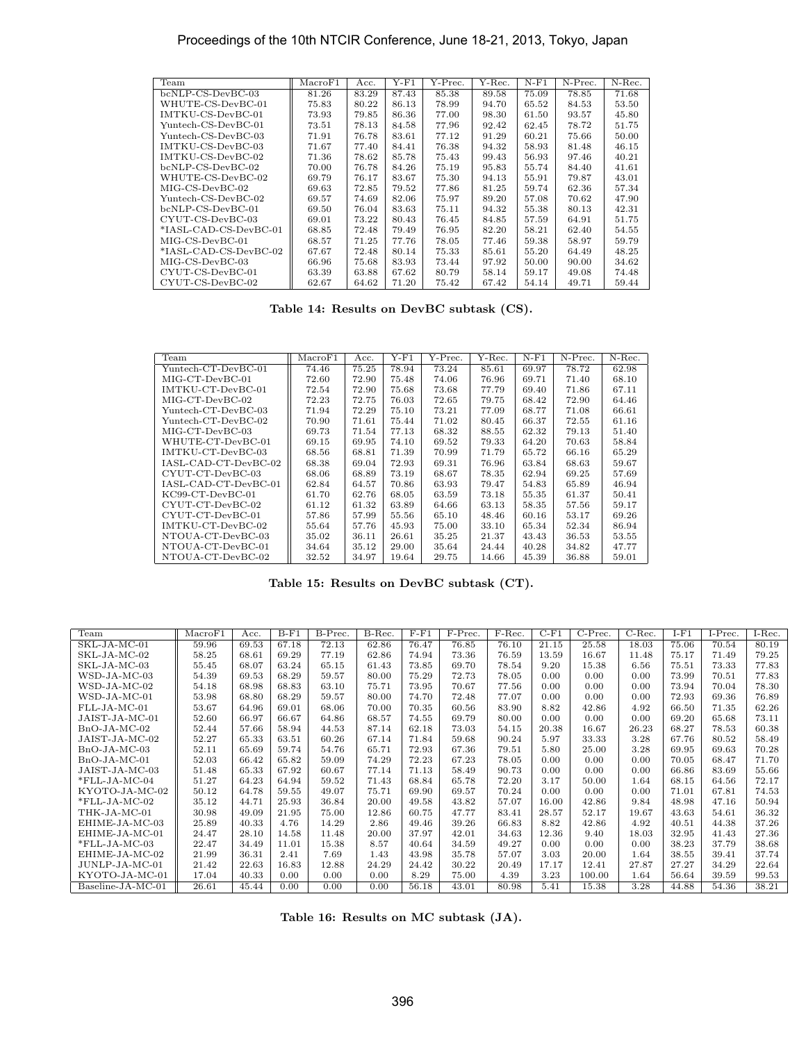| Team | MacroF1 | Acc. | Y-F1 | Y-Prec. | Y-Rec. | N-F1 | N-Prec. | N-Rec. |
|---|---|---|---|---|---|---|---|---|
| bcNLP-CS-DevBC-03 | 81.26 | 83.29 | 87.43 | 85.38 | 89.58 | 75.09 | 78.85 | 71.68 |
| WHUTE-CS-DevBC-01 | 75.83 | 80.22 | 86.13 | 78.99 | 94.70 | 65.52 | 84.53 | 53.50 |
| IMTKU-CS-DevBC-01 | 73.93 | 79.85 | 86.36 | 77.00 | 98.30 | 61.50 | 93.57 | 45.80 |
| Yuntech-CS-DevBC-01 | 73.51 | 78.13 | 84.58 | 77.96 | 92.42 | 62.45 | 78.72 | 51.75 |
| Yuntech-CS-DevBC-03 | 71.91 | 76.78 | 83.61 | 77.12 | 91.29 | 60.21 | 75.66 | 50.00 |
| IMTKU-CS-DevBC-03 | 71.67 | 77.40 | 84.41 | 76.38 | 94.32 | 58.93 | 81.48 | 46.15 |
| IMTKU-CS-DevBC-02 | 71.36 | 78.62 | 85.78 | 75.43 | 99.43 | 56.93 | 97.46 | 40.21 |
| bcNLP-CS-DevBC-02 | 70.00 | 76.78 | 84.26 | 75.19 | 95.83 | 55.74 | 84.40 | 41.61 |
| WHUTE-CS-DevBC-02 | 69.79 | 76.17 | 83.67 | 75.30 | 94.13 | 55.91 | 79.87 | 43.01 |
| MIG-CS-DevBC-02 | 69.63 | 72.85 | 79.52 | 77.86 | 81.25 | 59.74 | 62.36 | 57.34 |
| Yuntech-CS-DevBC-02 | 69.57 | 74.69 | 82.06 | 75.97 | 89.20 | 57.08 | 70.62 | 47.90 |
| bcNLP-CS-DevBC-01 | 69.50 | 76.04 | 83.63 | 75.11 | 94.32 | 55.38 | 80.13 | 42.31 |
| CYUT-CS-DevBC-03 | 69.01 | 73.22 | 80.43 | 76.45 | 84.85 | 57.59 | 64.91 | 51.75 |
| *IASL-CAD-CS-DevBC-01 | 68.85 | 72.48 | 79.49 | 76.95 | 82.20 | 58.21 | 62.40 | 54.55 |
| MIG-CS-DevBC-01 | 68.57 | 71.25 | 77.76 | 78.05 | 77.46 | 59.38 | 58.97 | 59.79 |
| *IASL-CAD-CS-DevBC-02 | 67.67 | 72.48 | 80.14 | 75.33 | 85.61 | 55.20 | 64.49 | 48.25 |
| MIG-CS-DevBC-03 | 66.96 | 75.68 | 83.93 | 73.44 | 97.92 | 50.00 | 90.00 | 34.62 |
| CYUT-CS-DevBC-01 | 63.39 | 63.88 | 67.62 | 80.79 | 58.14 | 59.17 | 49.08 | 74.48 |
| CYUT-CS-DevBC-02 | 62.67 | 64.62 | 71.20 | 75.42 | 67.42 | 54.14 | 49.71 | 59.44 |

**Table 14: Results on DevBC subtask (CS).**

| Team | MacroF1 | Acc. | Y-F1 | Y-Prec. | Y-Rec. | N-F1 | N-Prec. | N-Rec. |
|---|---|---|---|---|---|---|---|---|
| Yuntech-CT-DevBC-01 | 74.46 | 75.25 | 78.94 | 73.24 | 85.61 | 69.97 | 78.72 | 62.98 |
| MIG-CT-DevBC-01 | 72.60 | 72.90 | 75.48 | 74.06 | 76.96 | 69.71 | 71.40 | 68.10 |
| IMTKU-CT-DevBC-01 | 72.54 | 72.90 | 75.68 | 73.68 | 77.79 | 69.40 | 71.86 | 67.11 |
| MIG-CT-DevBC-02 | 72.23 | 72.75 | 76.03 | 72.65 | 79.75 | 68.42 | 72.90 | 64.46 |
| Yuntech-CT-DevBC-03 | 71.94 | 72.29 | 75.10 | 73.21 | 77.09 | 68.77 | 71.08 | 66.61 |
| Yuntech-CT-DevBC-02 | 70.90 | 71.61 | 75.44 | 71.02 | 80.45 | 66.37 | 72.55 | 61.16 |
| MIG-CT-DevBC-03 | 69.73 | 71.54 | 77.13 | 68.32 | 88.55 | 62.32 | 79.13 | 51.40 |
| WHUTE-CT-DevBC-01 | 69.15 | 69.95 | 74.10 | 69.52 | 79.33 | 64.20 | 70.63 | 58.84 |
| IMTKU-CT-DevBC-03 | 68.56 | 68.81 | 71.39 | 70.99 | 71.79 | 65.72 | 66.16 | 65.29 |
| IASL-CAD-CT-DevBC-02 | 68.38 | 69.04 | 72.93 | 69.31 | 76.96 | 63.84 | 68.63 | 59.67 |
| CYUT-CT-DevBC-03 | 68.06 | 68.89 | 73.19 | 68.67 | 78.35 | 62.94 | 69.25 | 57.69 |
| IASL-CAD-CT-DevBC-01 | 62.84 | 64.57 | 70.86 | 63.93 | 79.47 | 54.83 | 65.89 | 46.94 |
| KC99-CT-DevBC-01 | 61.70 | 62.76 | 68.05 | 63.59 | 73.18 | 55.35 | 61.37 | 50.41 |
| CYUT-CT-DevBC-02 | 61.12 | 61.32 | 63.89 | 64.66 | 63.13 | 58.35 | 57.56 | 59.17 |
| CYUT-CT-DevBC-01 | 57.86 | 57.99 | 55.56 | 65.10 | 48.46 | 60.16 | 53.17 | 69.26 |
| IMTKU-CT-DevBC-02 | 55.64 | 57.76 | 45.93 | 75.00 | 33.10 | 65.34 | 52.34 | 86.94 |
| NTOUA-CT-DevBC-03 | 35.02 | 36.11 | 26.61 | 35.25 | 21.37 | 43.43 | 36.53 | 53.55 |
| NTOUA-CT-DevBC-01 | 34.64 | 35.12 | 29.00 | 35.64 | 24.44 | 40.28 | 34.82 | 47.77 |
| NTOUA-CT-DevBC-02 | 32.52 | 34.97 | 19.64 | 29.75 | 14.66 | 45.39 | 36.88 | 59.01 |

**Table 15: Results on DevBC subtask (CT).**

| Team | MacroF1 | Acc. | B-F1 | B-Prec. | B-Rec. | F-F1 | F-Prec. | F-Rec. | C-F1 | C-Prec. | C-Rec. | I-F1 | I-Prec. | I-Rec. |
|---|---|---|---|---|---|---|---|---|---|---|---|---|---|---|
| SKL-JA-MC-01 | 59.96 | 69.53 | 67.18 | 72.13 | 62.86 | 76.47 | 76.85 | 76.10 | 21.15 | 25.58 | 18.03 | 75.06 | 70.54 | 80.19 |
| SKL-JA-MC-02 | 58.25 | 68.61 | 69.29 | 77.19 | 62.86 | 74.94 | 73.36 | 76.59 | 13.59 | 16.67 | 11.48 | 75.17 | 71.49 | 79.25 |
| SKL-JA-MC-03 | 55.45 | 68.07 | 63.24 | 65.15 | 61.43 | 73.85 | 69.70 | 78.54 | 9.20 | 15.38 | 6.56 | 75.51 | 73.33 | 77.83 |
| WSD-JA-MC-03 | 54.39 | 69.53 | 68.29 | 59.57 | 80.00 | 75.29 | 72.73 | 78.05 | 0.00 | 0.00 | 0.00 | 73.99 | 70.51 | 77.83 |
| WSD-JA-MC-02 | 54.18 | 68.98 | 68.83 | 63.10 | 75.71 | 73.95 | 70.67 | 77.56 | 0.00 | 0.00 | 0.00 | 73.94 | 70.04 | 78.30 |
| WSD-JA-MC-01 | 53.98 | 68.80 | 68.29 | 59.57 | 80.00 | 74.70 | 72.48 | 77.07 | 0.00 | 0.00 | 0.00 | 72.93 | 69.36 | 76.89 |
| FLL-JA-MC-01 | 53.67 | 64.96 | 69.01 | 68.06 | 70.00 | 70.35 | 60.56 | 83.90 | 8.82 | 42.86 | 4.92 | 66.50 | 71.35 | 62.26 |
| JAIST-JA-MC-01 | 52.60 | 66.97 | 66.67 | 64.86 | 68.57 | 74.55 | 69.79 | 80.00 | 0.00 | 0.00 | 0.00 | 69.20 | 65.68 | 73.11 |
| BnO-JA-MC-02 | 52.44 | 57.66 | 58.94 | 44.53 | 87.14 | 62.18 | 73.03 | 54.15 | 20.38 | 16.67 | 26.23 | 68.27 | 78.53 | 60.38 |
| JAIST-JA-MC-02 | 52.27 | 65.33 | 63.51 | 60.26 | 67.14 | 71.84 | 59.68 | 90.24 | 5.97 | 33.33 | 3.28 | 67.76 | 80.52 | 58.49 |
| BnO-JA-MC-03 | 52.11 | 65.69 | 59.74 | 54.76 | 65.71 | 72.93 | 67.36 | 79.51 | 5.80 | 25.00 | 3.28 | 69.95 | 69.63 | 70.28 |
| BnO-JA-MC-01 | 52.03 | 66.42 | 65.82 | 59.09 | 74.29 | 72.23 | 67.23 | 78.05 | 0.00 | 0.00 | 0.00 | 70.05 | 68.47 | 71.70 |
| JAIST-JA-MC-03 | 51.48 | 65.33 | 67.92 | 60.67 | 77.14 | 71.13 | 58.49 | 90.73 | 0.00 | 0.00 | 0.00 | 66.86 | 83.69 | 55.66 |
| *FLL-JA-MC-04 | 51.27 | 64.23 | 64.94 | 59.52 | 71.43 | 68.84 | 65.78 | 72.20 | 3.17 | 50.00 | 1.64 | 68.15 | 64.56 | 72.17 |
| KYOTO-JA-MC-02 | 50.12 | 64.78 | 59.55 | 49.07 | 75.71 | 69.90 | 69.57 | 70.24 | 0.00 | 0.00 | 0.00 | 71.01 | 67.81 | 74.53 |
| *FLL-JA-MC-02 | 35.12 | 44.71 | 25.93 | 36.84 | 20.00 | 49.58 | 43.82 | 57.07 | 16.00 | 42.86 | 9.84 | 48.98 | 47.16 | 50.94 |
| THK-JA-MC-01 | 30.98 | 49.09 | 21.95 | 75.00 | 12.86 | 60.75 | 47.77 | 83.41 | 28.57 | 52.17 | 19.67 | 43.63 | 54.61 | 36.32 |
| EHIME-JA-MC-03 | 25.89 | 40.33 | 4.76 | 14.29 | 2.86 | 49.46 | 39.26 | 66.83 | 8.82 | 42.86 | 4.92 | 40.51 | 44.38 | 37.26 |
| EHIME-JA-MC-01 | 24.47 | 28.10 | 14.58 | 11.48 | 20.00 | 37.97 | 42.01 | 34.63 | 12.36 | 9.40 | 18.03 | 32.95 | 41.43 | 27.36 |
| *FLL-JA-MC-03 | 22.47 | 34.49 | 11.01 | 15.38 | 8.57 | 40.64 | 34.59 | 49.27 | 0.00 | 0.00 | 0.00 | 38.23 | 37.79 | 38.68 |
| EHIME-JA-MC-02 | 21.99 | 36.31 | 2.41 | 7.69 | 1.43 | 43.98 | 35.78 | 57.07 | 3.03 | 20.00 | 1.64 | 38.55 | 39.41 | 37.74 |
| JUNLP-JA-MC-01 | 21.42 | 22.63 | 16.83 | 12.88 | 24.29 | 24.42 | 30.22 | 20.49 | 17.17 | 12.41 | 27.87 | 27.27 | 34.29 | 22.64 |
| KYOTO-JA-MC-01 | 17.04 | 40.33 | 0.00 | 0.00 | 0.00 | 8.29 | 75.00 | 4.39 | 3.23 | 100.00 | 1.64 | 56.64 | 39.59 | 99.53 |
| Baseline-JA-MC-01 | 26.61 | 45.44 | 0.00 | 0.00 | 0.00 | 56.18 | 43.01 | 80.98 | 5.41 | 15.38 | 3.28 | 44.88 | 54.36 | 38.21 |

**Table 16: Results on MC subtask (JA).**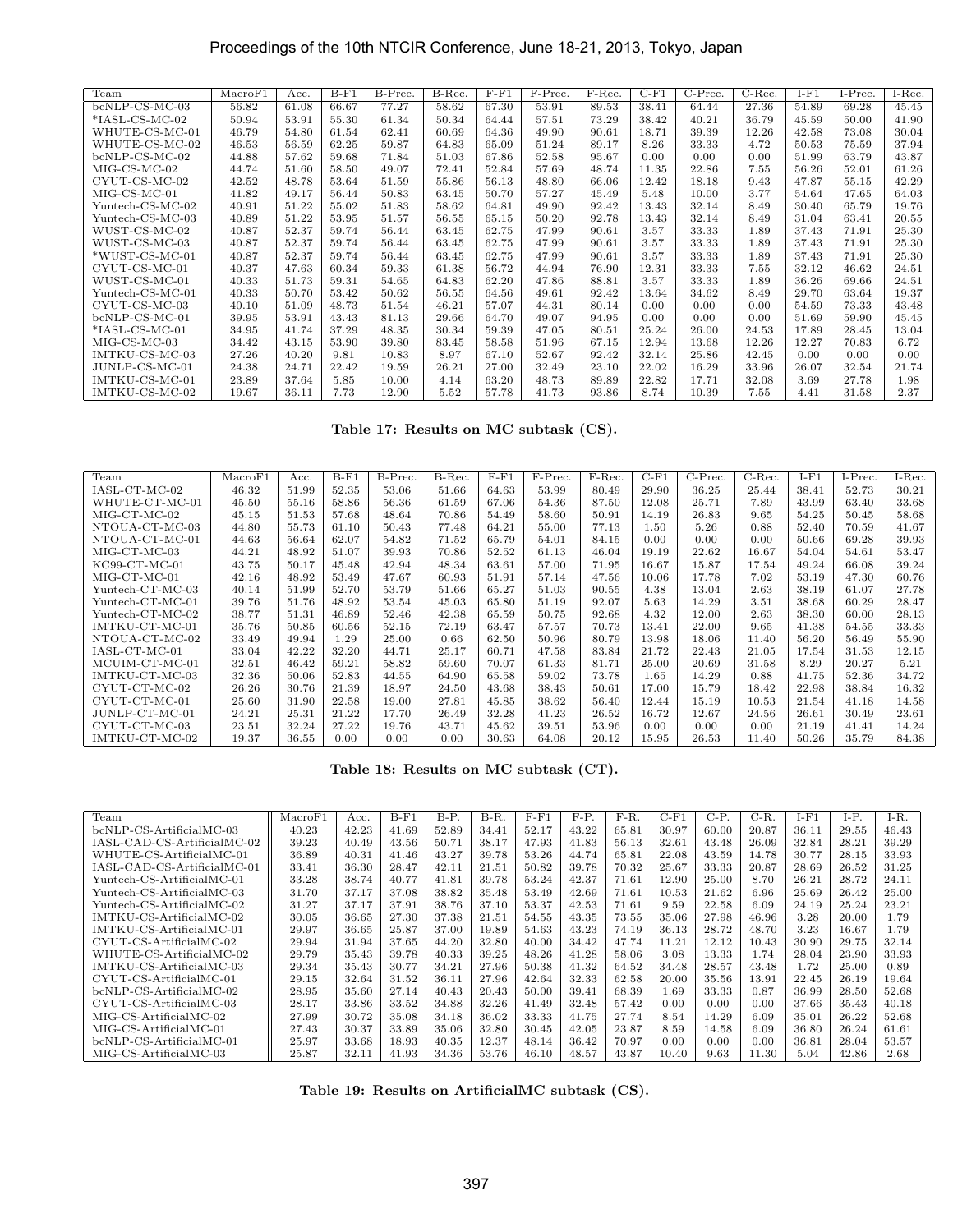| Team | MacroF1 | Acc. | B-F1 | B-Prec. | B-Rec. | F-F1 | F-Prec. | F-Rec. | C-F1 | C-Prec. | C-Rec. | I-F1 | I-Prec. | I-Rec. |
|---|---|---|---|---|---|---|---|---|---|---|---|---|---|---|
| bcNLP-CS-MC-03 | 56.82 | 61.08 | 66.67 | 77.27 | 58.62 | 67.30 | 53.91 | 89.53 | 38.41 | 64.44 | 27.36 | 54.89 | 69.28 | 45.45 |
| *IASL-CS-MC-02 | 50.94 | 53.91 | 55.30 | 61.34 | 50.34 | 64.44 | 57.51 | 73.29 | 38.42 | 40.21 | 36.79 | 45.59 | 50.00 | 41.90 |
| WHUTE-CS-MC-01 | 46.79 | 54.80 | 61.54 | 62.41 | 60.69 | 64.36 | 49.90 | 90.61 | 18.71 | 39.39 | 12.26 | 42.58 | 73.08 | 30.04 |
| WHUTE-CS-MC-02 | 46.53 | 56.59 | 62.25 | 59.87 | 64.83 | 65.09 | 51.24 | 89.17 | 8.26 | 33.33 | 4.72 | 50.53 | 75.59 | 37.94 |
| bcNLP-CS-MC-02 | 44.88 | 57.62 | 59.68 | 71.84 | 51.03 | 67.86 | 52.58 | 95.67 | 0.00 | 0.00 | 0.00 | 51.99 | 63.79 | 43.87 |
| MIG-CS-MC-02 | 44.74 | 51.60 | 58.50 | 49.07 | 72.41 | 52.84 | 57.69 | 48.74 | 11.35 | 22.86 | 7.55 | 56.26 | 52.01 | 61.26 |
| CYUT-CS-MC-02 | 42.52 | 48.78 | 53.64 | 51.59 | 55.86 | 56.13 | 48.80 | 66.06 | 12.42 | 18.18 | 9.43 | 47.87 | 55.15 | 42.29 |
| MIG-CS-MC-01 | 41.82 | 49.17 | 56.44 | 50.83 | 63.45 | 50.70 | 57.27 | 45.49 | 5.48 | 10.00 | 3.77 | 54.64 | 47.65 | 64.03 |
| Yuntech-CS-MC-02 | 40.91 | 51.22 | 55.02 | 51.83 | 58.62 | 64.81 | 49.90 | 92.42 | 13.43 | 32.14 | 8.49 | 30.40 | 65.79 | 19.76 |
| Yuntech-CS-MC-03 | 40.89 | 51.22 | 53.95 | 51.57 | 56.55 | 65.15 | 50.20 | 92.78 | 13.43 | 32.14 | 8.49 | 31.04 | 63.41 | 20.55 |
| WUST-CS-MC-02 | 40.87 | 52.37 | 59.74 | 56.44 | 63.45 | 62.75 | 47.99 | 90.61 | 3.57 | 33.33 | 1.89 | 37.43 | 71.91 | 25.30 |
| WUST-CS-MC-03 | 40.87 | 52.37 | 59.74 | 56.44 | 63.45 | 62.75 | 47.99 | 90.61 | 3.57 | 33.33 | 1.89 | 37.43 | 71.91 | 25.30 |
| *WUST-CS-MC-01 | 40.87 | 52.37 | 59.74 | 56.44 | 63.45 | 62.75 | 47.99 | 90.61 | 3.57 | 33.33 | 1.89 | 37.43 | 71.91 | 25.30 |
| CYUT-CS-MC-01 | 40.37 | 47.63 | 60.34 | 59.33 | 61.38 | 56.72 | 44.94 | 76.90 | 12.31 | 33.33 | 7.55 | 32.12 | 46.62 | 24.51 |
| WUST-CS-MC-01 | 40.33 | 51.73 | 59.31 | 54.65 | 64.83 | 62.20 | 47.86 | 88.81 | 3.57 | 33.33 | 1.89 | 36.26 | 69.66 | 24.51 |
| Yuntech-CS-MC-01 | 40.33 | 50.70 | 53.42 | 50.62 | 56.55 | 64.56 | 49.61 | 92.42 | 13.64 | 34.62 | 8.49 | 29.70 | 63.64 | 19.37 |
| CYUT-CS-MC-03 | 40.10 | 51.09 | 48.73 | 51.54 | 46.21 | 57.07 | 44.31 | 80.14 | 0.00 | 0.00 | 0.00 | 54.59 | 73.33 | 43.48 |
| bcNLP-CS-MC-01 | 39.95 | 53.91 | 43.43 | 81.13 | 29.66 | 64.70 | 49.07 | 94.95 | 0.00 | 0.00 | 0.00 | 51.69 | 59.90 | 45.45 |
| *IASL-CS-MC-01 | 34.95 | 41.74 | 37.29 | 48.35 | 30.34 | 59.39 | 47.05 | 80.51 | 25.24 | 26.00 | 24.53 | 17.89 | 28.45 | 13.04 |
| MIG-CS-MC-03 | 34.42 | 43.15 | 53.90 | 39.80 | 83.45 | 58.58 | 51.96 | 67.15 | 12.94 | 13.68 | 12.26 | 12.27 | 70.83 | 6.72 |
| IMTKU-CS-MC-03 | 27.26 | 40.20 | 9.81 | 10.83 | 8.97 | 67.10 | 52.67 | 92.42 | 32.14 | 25.86 | 42.45 | 0.00 | 0.00 | 0.00 |
| JUNLP-CS-MC-01 | 24.38 | 24.71 | 22.42 | 19.59 | 26.21 | 27.00 | 32.49 | 23.10 | 22.02 | 16.29 | 33.96 | 26.07 | 32.54 | 21.74 |
| IMTKU-CS-MC-01 | 23.89 | 37.64 | 5.85 | 10.00 | 4.14 | 63.20 | 48.73 | 89.89 | 22.82 | 17.71 | 32.08 | 3.69 | 27.78 | 1.98 |
| IMTKU-CS-MC-02 | 19.67 | 36.11 | 7.73 | 12.90 | 5.52 | 57.78 | 41.73 | 93.86 | 8.74 | 10.39 | 7.55 | 4.41 | 31.58 | 2.37 |

**Table 17: Results on MC subtask (CS).**

| Team | MacroF1 | Acc. | B-F1 | B-Prec. | B-Rec. | F-F1 | F-Prec. | F-Rec. | C-F1 | C-Prec. | C-Rec. | I-F1 | I-Prec. | I-Rec. |
|---|---|---|---|---|---|---|---|---|---|---|---|---|---|---|
| IASL-CT-MC-02 | 46.32 | 51.99 | 52.35 | 53.06 | 51.66 | 64.63 | 53.99 | 80.49 | 29.90 | 36.25 | 25.44 | 38.41 | 52.73 | 30.21 |
| WHUTE-CT-MC-01 | 45.50 | 55.16 | 58.86 | 56.36 | 61.59 | 67.06 | 54.36 | 87.50 | 12.08 | 25.71 | 7.89 | 43.99 | 63.40 | 33.68 |
| MIG-CT-MC-02 | 45.15 | 51.53 | 57.68 | 48.64 | 70.86 | 54.49 | 58.60 | 50.91 | 14.19 | 26.83 | 9.65 | 54.25 | 50.45 | 58.68 |
| NTOUA-CT-MC-03 | 44.80 | 55.73 | 61.10 | 50.43 | 77.48 | 64.21 | 55.00 | 77.13 | 1.50 | 5.26 | 0.88 | 52.40 | 70.59 | 41.67 |
| NTOUA-CT-MC-01 | 44.63 | 56.64 | 62.07 | 54.82 | 71.52 | 65.79 | 54.01 | 84.15 | 0.00 | 0.00 | 0.00 | 50.66 | 69.28 | 39.93 |
| MIG-CT-MC-03 | 44.21 | 48.92 | 51.07 | 39.93 | 70.86 | 52.52 | 61.13 | 46.04 | 19.19 | 22.62 | 16.67 | 54.04 | 54.61 | 53.47 |
| KC99-CT-MC-01 | 43.75 | 50.17 | 45.48 | 42.94 | 48.34 | 63.61 | 57.00 | 71.95 | 16.67 | 15.87 | 17.54 | 49.24 | 66.08 | 39.24 |
| MIG-CT-MC-01 | 42.16 | 48.92 | 53.49 | 47.67 | 60.93 | 51.91 | 57.14 | 47.56 | 10.06 | 17.78 | 7.02 | 53.19 | 47.30 | 60.76 |
| Yuntech-CT-MC-03 | 40.14 | 51.99 | 52.70 | 53.79 | 51.66 | 65.27 | 51.03 | 90.55 | 4.38 | 13.04 | 2.63 | 38.19 | 61.07 | 27.78 |
| Yuntech-CT-MC-01 | 39.76 | 51.76 | 48.92 | 53.54 | 45.03 | 65.80 | 51.19 | 92.07 | 5.63 | 14.29 | 3.51 | 38.68 | 60.29 | 28.47 |
| Yuntech-CT-MC-02 | 38.77 | 51.31 | 46.89 | 52.46 | 42.38 | 65.59 | 50.75 | 92.68 | 4.32 | 12.00 | 2.63 | 38.30 | 60.00 | 28.13 |
| IMTKU-CT-MC-01 | 35.76 | 50.85 | 60.56 | 52.15 | 72.19 | 63.47 | 57.57 | 70.73 | 13.41 | 22.00 | 9.65 | 41.38 | 54.55 | 33.33 |
| NTOUA-CT-MC-02 | 33.49 | 49.94 | 1.29 | 25.00 | 0.66 | 62.50 | 50.96 | 80.79 | 13.98 | 18.06 | 11.40 | 56.20 | 56.49 | 55.90 |
| IASL-CT-MC-01 | 33.04 | 42.22 | 32.20 | 44.71 | 25.17 | 60.71 | 47.58 | 83.84 | 21.72 | 22.43 | 21.05 | 17.54 | 31.53 | 12.15 |
| MCUIM-CT-MC-01 | 32.51 | 46.42 | 59.21 | 58.82 | 59.60 | 70.07 | 61.33 | 81.71 | 25.00 | 20.69 | 31.58 | 8.29 | 20.27 | 5.21 |
| IMTKU-CT-MC-03 | 32.36 | 50.06 | 52.83 | 44.55 | 64.90 | 65.58 | 59.02 | 73.78 | 1.65 | 14.29 | 0.88 | 41.75 | 52.36 | 34.72 |
| CYUT-CT-MC-02 | 26.26 | 30.76 | 21.39 | 18.97 | 24.50 | 43.68 | 38.43 | 50.61 | 17.00 | 15.79 | 18.42 | 22.98 | 38.84 | 16.32 |
| CYUT-CT-MC-01 | 25.60 | 31.90 | 22.58 | 19.00 | 27.81 | 45.85 | 38.62 | 56.40 | 12.44 | 15.19 | 10.53 | 21.54 | 41.18 | 14.58 |
| JUNLP-CT-MC-01 | 24.21 | 25.31 | 21.22 | 17.70 | 26.49 | 32.28 | 41.23 | 26.52 | 16.72 | 12.67 | 24.56 | 26.61 | 30.49 | 23.61 |
| CYUT-CT-MC-03 | 23.51 | 32.24 | 27.22 | 19.76 | 43.71 | 45.62 | 39.51 | 53.96 | 0.00 | 0.00 | 0.00 | 21.19 | 41.41 | 14.24 |
| IMTKU-CT-MC-02 | 19.37 | 36.55 | 0.00 | 0.00 | 0.00 | 30.63 | 64.08 | 20.12 | 15.95 | 26.53 | 11.40 | 50.26 | 35.79 | 84.38 |

**Table 18: Results on MC subtask (CT).**

| Team | MacroF1 | Acc. | B-F1 | B-P. | B-R. | F-F1 | F-P. | F-R. | C-F1 | C-P. | C-R. | I-F1 | I-P. | I-R. |
|---|---|---|---|---|---|---|---|---|---|---|---|---|---|---|
| bcNLP-CS-ArtificialMC-03 | 40.23 | 42.23 | 41.69 | 52.89 | 34.41 | 52.17 | 43.22 | 65.81 | 30.97 | 60.00 | 20.87 | 36.11 | 29.55 | 46.43 |
| IASL-CAD-CS-ArtificialMC-02 | 39.23 | 40.49 | 43.56 | 50.71 | 38.17 | 47.93 | 41.83 | 56.13 | 32.61 | 43.48 | 26.09 | 32.84 | 28.21 | 39.29 |
| WHUTE-CS-ArtificialMC-01 | 36.89 | 40.31 | 41.46 | 43.27 | 39.78 | 53.26 | 44.74 | 65.81 | 22.08 | 43.59 | 14.78 | 30.77 | 28.15 | 33.93 |
| IASL-CAD-CS-ArtificialMC-01 | 33.41 | 36.30 | 28.47 | 42.11 | 21.51 | 50.82 | 39.78 | 70.32 | 25.67 | 33.33 | 20.87 | 28.69 | 26.52 | 31.25 |
| Yuntech-CS-ArtificialMC-01 | 33.28 | 38.74 | 40.77 | 41.81 | 39.78 | 53.24 | 42.37 | 71.61 | 12.90 | 25.00 | 8.70 | 26.21 | 28.72 | 24.11 |
| Yuntech-CS-ArtificialMC-03 | 31.70 | 37.17 | 37.08 | 38.82 | 35.48 | 53.49 | 42.69 | 71.61 | 10.53 | 21.62 | 6.96 | 25.69 | 26.42 | 25.00 |
| Yuntech-CS-ArtificialMC-02 | 31.27 | 37.17 | 37.91 | 38.76 | 37.10 | 53.37 | 42.53 | 71.61 | 9.59 | 22.58 | 6.09 | 24.19 | 25.24 | 23.21 |
| IMTKU-CS-ArtificialMC-02 | 30.05 | 36.65 | 27.30 | 37.38 | 21.51 | 54.55 | 43.35 | 73.55 | 35.06 | 27.98 | 46.96 | 3.28 | 20.00 | 1.79 |
| IMTKU-CS-ArtificialMC-01 | 29.97 | 36.65 | 25.87 | 37.00 | 19.89 | 54.63 | 43.23 | 74.19 | 36.13 | 28.72 | 48.70 | 3.23 | 16.67 | 1.79 |
| CYUT-CS-ArtificialMC-02 | 29.94 | 31.94 | 37.65 | 44.20 | 32.80 | 40.00 | 34.42 | 47.74 | 11.21 | 12.12 | 10.43 | 30.90 | 29.75 | 32.14 |
| WHUTE-CS-ArtificialMC-02 | 29.79 | 35.43 | 39.78 | 40.33 | 39.25 | 48.26 | 41.28 | 58.06 | 3.08 | 13.33 | 1.74 | 28.04 | 23.90 | 33.93 |
| IMTKU-CS-ArtificialMC-03 | 29.34 | 35.43 | 30.77 | 34.21 | 27.96 | 50.38 | 41.32 | 64.52 | 34.48 | 28.57 | 43.48 | 1.72 | 25.00 | 0.89 |
| CYUT-CS-ArtificialMC-01 | 29.15 | 32.64 | 31.52 | 36.11 | 27.96 | 42.64 | 32.33 | 62.58 | 20.00 | 35.56 | 13.91 | 22.45 | 26.19 | 19.64 |
| bcNLP-CS-ArtificialMC-02 | 28.95 | 35.60 | 27.14 | 40.43 | 20.43 | 50.00 | 39.41 | 68.39 | 1.69 | 33.33 | 0.87 | 36.99 | 28.50 | 52.68 |
| CYUT-CS-ArtificialMC-03 | 28.17 | 33.86 | 33.52 | 34.88 | 32.26 | 41.49 | 32.48 | 57.42 | 0.00 | 0.00 | 0.00 | 37.66 | 35.43 | 40.18 |
| MIG-CS-ArtificialMC-02 | 27.99 | 30.72 | 35.08 | 34.18 | 36.02 | 33.33 | 41.75 | 27.74 | 8.54 | 14.29 | 6.09 | 35.01 | 26.22 | 52.68 |
| MIG-CS-ArtificialMC-01 | 27.43 | 30.37 | 33.89 | 35.06 | 32.80 | 30.45 | 42.05 | 23.87 | 8.59 | 14.58 | 6.09 | 36.80 | 26.24 | 61.61 |
| bcNLP-CS-ArtificialMC-01 | 25.97 | 33.68 | 18.93 | 40.35 | 12.37 | 48.14 | 36.42 | 70.97 | 0.00 | 0.00 | 0.00 | 36.81 | 28.04 | 53.57 |
| MIG-CS-ArtificialMC-03 | 25.87 | 32.11 | 41.93 | 34.36 | 53.76 | 46.10 | 48.57 | 43.87 | 10.40 | 9.63 | 11.30 | 5.04 | 42.86 | 2.68 |

**Table 19: Results on ArtificialMC subtask (CS).**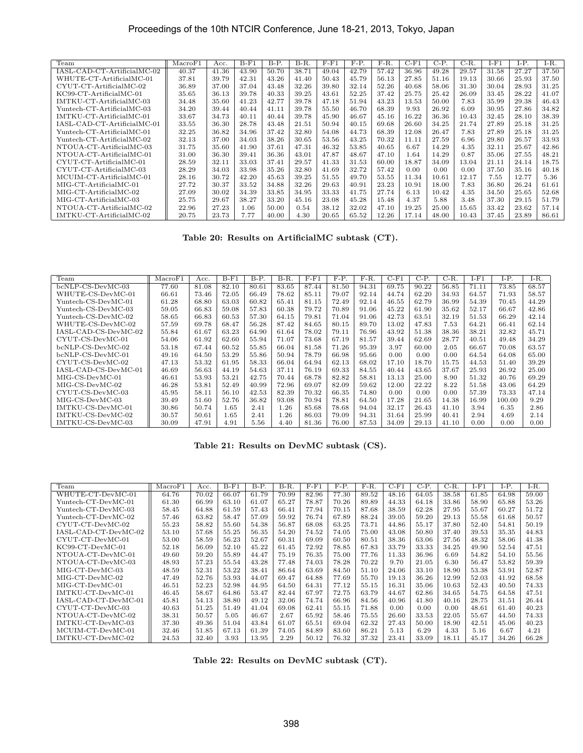| Team | MacroF1 | Acc. | B-F1 | B-P. | B-R. | F-F1 | F-P. | F-R. | C-F1 | C-P. | C-R. | I-F1 | I-P. | I-R. |
|---|---|---|---|---|---|---|---|---|---|---|---|---|---|---|
| IASL-CAD-CT-ArtificialMC-02 | 40.37 | 41.36 | 43.90 | 50.70 | 38.71 | 49.04 | 42.79 | 57.42 | 36.96 | 49.28 | 29.57 | 31.58 | 27.27 | 37.50 |
| WHUTE-CT-ArtificialMC-01 | 37.81 | 39.79 | 42.31 | 43.26 | 41.40 | 50.43 | 45.79 | 56.13 | 27.85 | 51.16 | 19.13 | 30.66 | 25.93 | 37.50 |
| CYUT-CT-ArtificialMC-02 | 36.89 | 37.00 | 37.04 | 43.48 | 32.26 | 39.80 | 32.14 | 52.26 | 40.68 | 58.06 | 31.30 | 30.04 | 28.93 | 31.25 |
| KC99-CT-ArtificialMC-01 | 35.65 | 36.13 | 39.78 | 40.33 | 39.25 | 43.61 | 52.25 | 37.42 | 25.75 | 25.42 | 26.09 | 33.45 | 28.22 | 41.07 |
| IMTKU-CT-ArtificialMC-03 | 34.48 | 35.60 | 41.23 | 42.77 | 39.78 | 47.18 | 51.94 | 43.23 | 13.53 | 50.00 | 7.83 | 35.99 | 29.38 | 46.43 |
| Yuntech-CT-ArtificialMC-03 | 34.20 | 39.44 | 40.44 | 41.11 | 39.78 | 55.50 | 46.70 | 68.39 | 9.93 | 26.92 | 6.09 | 30.95 | 27.86 | 34.82 |
| IMTKU-CT-ArtificialMC-01 | 33.67 | 34.73 | 40.11 | 40.44 | 39.78 | 45.90 | 46.67 | 45.16 | 16.22 | 36.36 | 10.43 | 32.45 | 28.10 | 38.39 |
| IASL-CAD-CT-ArtificialMC-01 | 33.55 | 36.30 | 28.78 | 43.48 | 21.51 | 50.94 | 40.15 | 69.68 | 26.60 | 34.25 | 21.74 | 27.89 | 25.18 | 31.25 |
| Yuntech-CT-ArtificialMC-01 | 32.25 | 36.82 | 34.96 | 37.42 | 32.80 | 54.08 | 44.73 | 68.39 | 12.08 | 26.47 | 7.83 | 27.89 | 25.18 | 31.25 |
| Yuntech-CT-ArtificialMC-02 | 32.13 | 37.00 | 34.03 | 38.26 | 30.65 | 53.56 | 43.25 | 70.32 | 11.11 | 27.59 | 6.96 | 29.80 | 26.57 | 33.93 |
| NTOUA-CT-ArtificialMC-03 | 31.75 | 35.60 | 41.90 | 37.61 | 47.31 | 46.32 | 53.85 | 40.65 | 6.67 | 14.29 | 4.35 | 32.11 | 25.67 | 42.86 |
| NTOUA-CT-ArtificialMC-01 | 31.00 | 36.30 | 39.41 | 36.36 | 43.01 | 47.87 | 48.67 | 47.10 | 1.64 | 14.29 | 0.87 | 35.06 | 27.55 | 48.21 |
| CYUT-CT-ArtificialMC-01 | 28.59 | 32.11 | 33.03 | 37.41 | 29.57 | 41.33 | 31.53 | 60.00 | 18.87 | 34.09 | 13.04 | 21.11 | 24.14 | 18.75 |
| CYUT-CT-ArtificialMC-03 | 28.29 | 34.03 | 33.98 | 35.26 | 32.80 | 41.69 | 32.72 | 57.42 | 0.00 | 0.00 | 0.00 | 37.50 | 35.16 | 40.18 |
| MCUIM-CT-ArtificialMC-01 | 28.16 | 30.72 | 42.20 | 45.63 | 39.25 | 51.55 | 49.70 | 53.55 | 11.34 | 10.61 | 12.17 | 7.55 | 12.77 | 5.36 |
| MIG-CT-ArtificialMC-01 | 27.72 | 30.37 | 33.52 | 34.88 | 32.26 | 29.63 | 40.91 | 23.23 | 10.91 | 18.00 | 7.83 | 36.80 | 26.24 | 61.61 |
| MIG-CT-ArtificialMC-02 | 27.09 | 30.02 | 34.39 | 33.85 | 34.95 | 33.33 | 41.75 | 27.74 | 6.13 | 10.42 | 4.35 | 34.50 | 25.65 | 52.68 |
| MIG-CT-ArtificialMC-03 | 25.75 | 29.67 | 38.27 | 33.20 | 45.16 | 23.08 | 45.28 | 15.48 | 4.37 | 5.88 | 3.48 | 37.30 | 29.15 | 51.79 |
| NTOUA-CT-ArtificialMC-02 | 22.96 | 27.23 | 1.06 | 50.00 | 0.54 | 38.12 | 32.02 | 47.10 | 19.25 | 25.00 | 15.65 | 33.42 | 23.62 | 57.14 |
| IMTKU-CT-ArtificialMC-02 | 20.75 | 23.73 | 7.77 | 40.00 | 4.30 | 20.65 | 65.52 | 12.26 | 17.14 | 48.00 | 10.43 | 37.45 | 23.89 | 86.61 |

**Table 20: Results on ArtificialMC subtask (CT).**

| Team | MacroF1 | Acc. | B-F1 | B-P. | B-R. | F-F1 | F-P. | F-R. | C-F1 | C-P. | C-R. | I-F1 | I-P. | I-R. |
|---|---|---|---|---|---|---|---|---|---|---|---|---|---|---|
| bcNLP-CS-DevMC-03 | 77.60 | 81.08 | 82.10 | 80.61 | 83.65 | 87.44 | 81.50 | 94.31 | 69.75 | 90.22 | 56.85 | 71.11 | 73.85 | 68.57 |
| WHUTE-CS-DevMC-01 | 66.61 | 73.46 | 72.05 | 66.49 | 78.62 | 85.11 | 79.07 | 92.14 | 44.74 | 62.20 | 34.93 | 64.57 | 71.93 | 58.57 |
| Yuntech-CS-DevMC-01 | 61.28 | 68.80 | 63.03 | 60.82 | 65.41 | 81.15 | 72.49 | 92.14 | 46.55 | 62.79 | 36.99 | 54.39 | 70.45 | 44.29 |
| Yuntech-CS-DevMC-03 | 59.05 | 66.83 | 59.08 | 57.83 | 60.38 | 79.72 | 70.89 | 91.06 | 45.22 | 61.90 | 35.62 | 52.17 | 66.67 | 42.86 |
| Yuntech-CS-DevMC-02 | 58.65 | 66.83 | 60.53 | 57.30 | 64.15 | 79.81 | 71.04 | 91.06 | 42.73 | 63.51 | 32.19 | 51.53 | 66.29 | 42.14 |
| WHUTE-CS-DevMC-02 | 57.59 | 69.78 | 68.47 | 56.28 | 87.42 | 84.65 | 80.15 | 89.70 | 13.02 | 47.83 | 7.53 | 64.21 | 66.41 | 62.14 |
| IASL-CAD-CS-DevMC-02 | 55.84 | 61.67 | 63.23 | 64.90 | 61.64 | 78.02 | 79.11 | 76.96 | 43.92 | 51.38 | 38.36 | 38.21 | 32.82 | 45.71 |
| CYUT-CS-DevMC-01 | 54.06 | 61.92 | 62.60 | 55.94 | 71.07 | 73.68 | 67.19 | 81.57 | 39.44 | 62.69 | 28.77 | 40.51 | 49.48 | 34.29 |
| bcNLP-CS-DevMC-02 | 53.18 | 67.44 | 60.52 | 55.85 | 66.04 | 81.58 | 71.26 | 95.39 | 3.97 | 60.00 | 2.05 | 66.67 | 70.08 | 63.57 |
| bcNLP-CS-DevMC-01 | 49.16 | 64.50 | 53.29 | 55.86 | 50.94 | 78.79 | 66.98 | 95.66 | 0.00 | 0.00 | 0.00 | 64.54 | 64.08 | 65.00 |
| CYUT-CS-DevMC-02 | 47.13 | 53.32 | 61.95 | 58.33 | 66.04 | 64.94 | 62.13 | 68.02 | 17.10 | 18.70 | 15.75 | 44.53 | 51.40 | 39.29 |
| IASL-CAD-CS-DevMC-01 | 46.69 | 56.63 | 44.19 | 54.63 | 37.11 | 76.19 | 69.33 | 84.55 | 40.44 | 43.65 | 37.67 | 25.93 | 26.92 | 25.00 |
| MIG-CS-DevMC-01 | 46.61 | 53.93 | 53.21 | 42.75 | 70.44 | 68.78 | 82.82 | 58.81 | 13.13 | 25.00 | 8.90 | 51.32 | 40.76 | 69.29 |
| MIG-CS-DevMC-02 | 46.28 | 53.81 | 52.49 | 40.99 | 72.96 | 69.07 | 82.09 | 59.62 | 12.00 | 22.22 | 8.22 | 51.58 | 43.06 | 64.29 |
| CYUT-CS-DevMC-03 | 45.95 | 58.11 | 56.10 | 42.53 | 82.39 | 70.32 | 66.35 | 74.80 | 0.00 | 0.00 | 0.00 | 57.39 | 73.33 | 47.14 |
| MIG-CS-DevMC-03 | 39.49 | 51.60 | 52.76 | 36.82 | 93.08 | 70.94 | 78.81 | 64.50 | 17.28 | 21.65 | 14.38 | 16.99 | 100.00 | 9.29 |
| IMTKU-CS-DevMC-01 | 30.86 | 50.74 | 1.65 | 2.41 | 1.26 | 85.68 | 78.68 | 94.04 | 32.17 | 26.43 | 41.10 | 3.94 | 6.35 | 2.86 |
| IMTKU-CS-DevMC-02 | 30.57 | 50.61 | 1.65 | 2.41 | 1.26 | 86.03 | 79.09 | 94.31 | 31.64 | 25.99 | 40.41 | 2.94 | 4.69 | 2.14 |
| IMTKU-CS-DevMC-03 | 30.09 | 47.91 | 4.91 | 5.56 | 4.40 | 81.36 | 76.00 | 87.53 | 34.09 | 29.13 | 41.10 | 0.00 | 0.00 | 0.00 |

**Table 21: Results on DevMC subtask (CS).**

| Team | MacroF1 | Acc. | B-F1 | B-P. | B-R. | F-F1 | F-P. | F-R. | C-F1 | C-P. | C-R. | I-F1 | I-P. | I-R. |
|---|---|---|---|---|---|---|---|---|---|---|---|---|---|---|
| WHUTE-CT-DevMC-01 | 64.76 | 70.02 | 66.07 | 61.79 | 70.99 | 82.96 | 77.30 | 89.52 | 48.16 | 64.05 | 38.58 | 61.85 | 64.98 | 59.00 |
| Yuntech-CT-DevMC-01 | 61.30 | 66.99 | 63.10 | 61.07 | 65.27 | 78.87 | 70.26 | 89.89 | 44.33 | 64.18 | 33.86 | 58.90 | 65.88 | 53.26 |
| Yuntech-CT-DevMC-03 | 58.45 | 64.88 | 61.59 | 57.43 | 66.41 | 77.94 | 70.15 | 87.68 | 38.59 | 62.28 | 27.95 | 55.67 | 60.27 | 51.72 |
| Yuntech-CT-DevMC-02 | 57.46 | 63.82 | 58.47 | 57.09 | 59.92 | 76.74 | 67.89 | 88.24 | 39.05 | 59.20 | 29.13 | 55.58 | 61.68 | 50.57 |
| CYUT-CT-DevMC-02 | 55.23 | 58.82 | 55.60 | 54.38 | 56.87 | 68.08 | 63.25 | 73.71 | 44.86 | 55.17 | 37.80 | 52.40 | 54.81 | 50.19 |
| IASL-CAD-CT-DevMC-02 | 53.10 | 57.68 | 55.25 | 56.35 | 54.20 | 74.52 | 74.05 | 75.00 | 43.08 | 50.80 | 37.40 | 39.53 | 35.35 | 44.83 |
| CYUT-CT-DevMC-01 | 53.00 | 58.59 | 56.23 | 52.67 | 60.31 | 69.09 | 60.50 | 80.51 | 38.36 | 63.06 | 27.56 | 48.32 | 58.06 | 41.38 |
| KC99-CT-DevMC-01 | 52.18 | 56.09 | 52.10 | 45.22 | 61.45 | 72.92 | 78.85 | 67.83 | 33.79 | 33.33 | 34.25 | 49.90 | 52.54 | 47.51 |
| NTOUA-CT-DevMC-01 | 49.60 | 59.20 | 55.89 | 44.47 | 75.19 | 76.35 | 75.00 | 77.76 | 11.33 | 36.96 | 6.69 | 54.82 | 54.10 | 55.56 |
| NTOUA-CT-DevMC-03 | 48.93 | 57.23 | 55.54 | 43.28 | 77.48 | 74.03 | 78.28 | 70.22 | 9.70 | 21.05 | 6.30 | 56.47 | 53.82 | 59.39 |
| MIG-CT-DevMC-03 | 48.59 | 52.31 | 53.22 | 38.41 | 86.64 | 63.69 | 84.50 | 51.10 | 24.06 | 33.10 | 18.90 | 53.38 | 53.91 | 52.87 |
| MIG-CT-DevMC-02 | 47.49 | 52.76 | 53.93 | 44.07 | 69.47 | 64.88 | 77.69 | 55.70 | 19.13 | 36.26 | 12.99 | 52.03 | 41.92 | 68.58 |
| MIG-CT-DevMC-01 | 46.51 | 52.23 | 52.98 | 44.95 | 64.50 | 64.31 | 77.12 | 55.15 | 16.31 | 35.06 | 10.63 | 52.43 | 40.50 | 74.33 |
| IMTKU-CT-DevMC-01 | 46.45 | 58.67 | 64.86 | 53.47 | 82.44 | 67.97 | 72.75 | 63.79 | 44.67 | 62.86 | 34.65 | 54.75 | 64.58 | 47.51 |
| IASL-CAD-CT-DevMC-01 | 45.81 | 54.13 | 38.80 | 49.12 | 32.06 | 74.74 | 66.96 | 84.56 | 40.96 | 41.80 | 40.16 | 28.75 | 31.51 | 26.44 |
| CYUT-CT-DevMC-03 | 40.63 | 51.25 | 51.49 | 41.04 | 69.08 | 62.41 | 55.15 | 71.88 | 0.00 | 0.00 | 0.00 | 48.61 | 61.40 | 40.23 |
| NTOUA-CT-DevMC-02 | 38.31 | 50.57 | 5.05 | 46.67 | 2.67 | 65.92 | 58.46 | 75.55 | 26.60 | 33.53 | 22.05 | 55.67 | 44.50 | 74.33 |
| IMTKU-CT-DevMC-03 | 37.30 | 49.36 | 51.04 | 43.84 | 61.07 | 65.51 | 69.04 | 62.32 | 27.43 | 50.00 | 18.90 | 42.51 | 45.06 | 40.23 |
| MCUIM-CT-DevMC-01 | 32.46 | 51.85 | 67.13 | 61.39 | 74.05 | 84.89 | 83.60 | 86.21 | 5.13 | 6.29 | 4.33 | 5.16 | 6.67 | 4.21 |
| IMTKU-CT-DevMC-02 | 24.53 | 32.40 | 3.93 | 13.95 | 2.29 | 50.12 | 76.32 | 37.32 | 23.41 | 33.09 | 18.11 | 45.17 | 34.26 | 66.28 |

**Table 22: Results on DevMC subtask (CT).**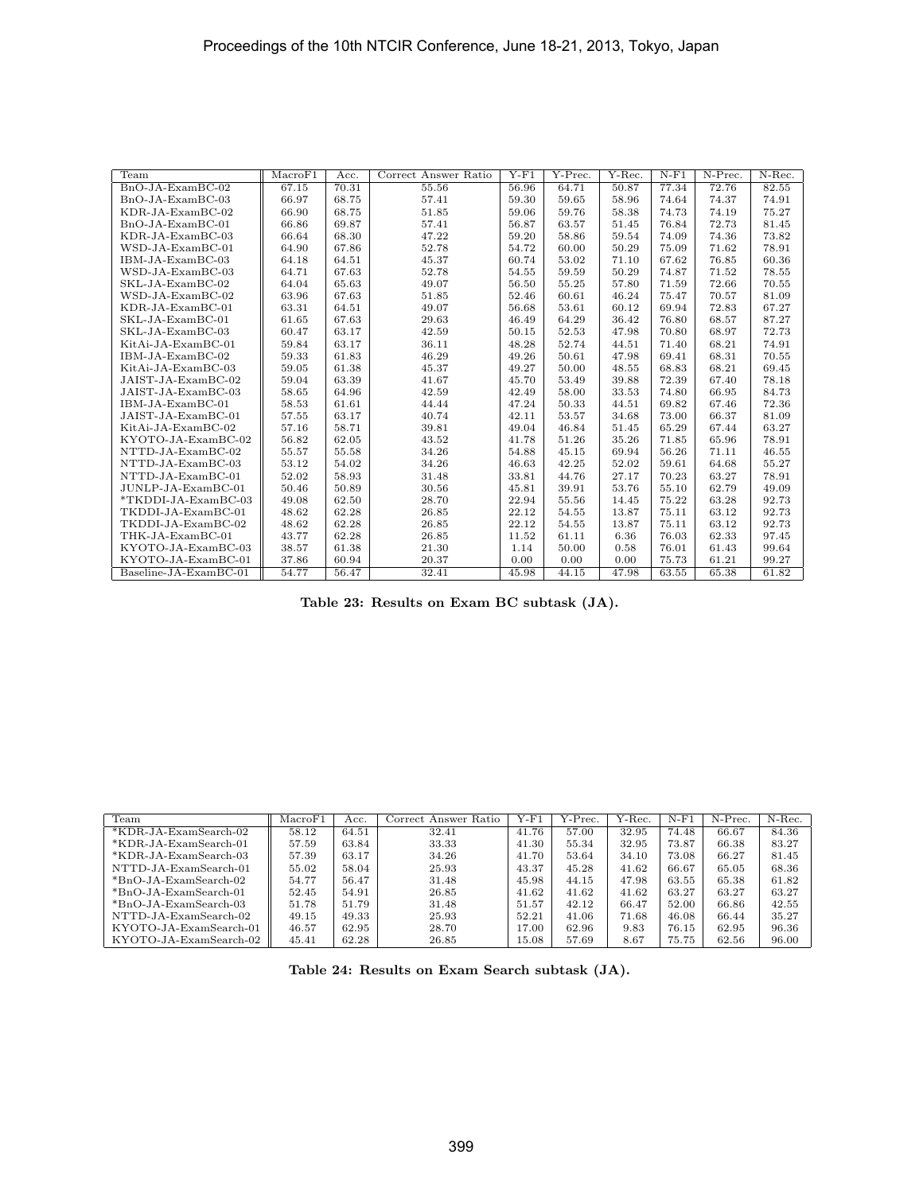| Team | MacroF1 | Acc. | Correct Answer Ratio | Y-F1 | Y-Prec. | Y-Rec. | N-F1 | N-Prec. | N-Rec. |
|---|---|---|---|---|---|---|---|---|---|
| BnO-JA-ExamBC-02 | 67.15 | 70.31 | 55.56 | 56.96 | 64.71 | 50.87 | 77.34 | 72.76 | 82.55 |
| BnO-JA-ExamBC-03 | 66.97 | 68.75 | 57.41 | 59.30 | 59.65 | 58.96 | 74.64 | 74.37 | 74.91 |
| KDR-JA-ExamBC-02 | 66.90 | 68.75 | 51.85 | 59.06 | 59.76 | 58.38 | 74.73 | 74.19 | 75.27 |
| BnO-JA-ExamBC-01 | 66.86 | 69.87 | 57.41 | 56.87 | 60.61 | 51.45 | 76.84 | 72.73 | 81.45 |
| KDR-JA-ExamBC-03 | 66.64 | 68.30 | 47.22 | 59.20 | 58.86 | 59.54 | 74.09 | 74.36 | 73.82 |
| WSD-JA-ExamBC-01 | 64.90 | 67.86 | 52.78 | 54.72 | 60.00 | 50.29 | 75.09 | 71.62 | 78.91 |
| IBM-JA-ExamBC-03 | 64.18 | 64.51 | 45.37 | 60.74 | 53.02 | 71.10 | 67.62 | 76.85 | 60.36 |
| WSD-JA-ExamBC-03 | 64.71 | 67.63 | 52.78 | 54.55 | 59.59 | 50.29 | 74.87 | 71.52 | 78.55 |
| SKL-JA-ExamBC-02 | 64.04 | 65.63 | 49.07 | 56.50 | 55.25 | 57.80 | 71.59 | 72.66 | 70.55 |
| WSD-JA-ExamBC-02 | 63.96 | 67.63 | 51.85 | 52.46 | 60.61 | 46.24 | 75.47 | 70.57 | 81.09 |
| KDR-JA-ExamBC-01 | 63.31 | 64.51 | 49.07 | 56.68 | 53.61 | 60.12 | 69.94 | 72.83 | 67.27 |
| SKL-JA-ExamBC-01 | 61.65 | 67.63 | 29.63 | 46.49 | 64.29 | 36.42 | 76.80 | 68.57 | 87.27 |
| SKL-JA-ExamBC-03 | 60.47 | 63.17 | 42.59 | 50.15 | 52.53 | 47.98 | 70.80 | 68.97 | 72.73 |
| KitAi-JA-ExamBC-01 | 59.84 | 63.17 | 36.11 | 48.28 | 52.74 | 44.51 | 71.40 | 68.21 | 74.91 |
| IBM-JA-ExamBC-02 | 59.33 | 61.83 | 46.29 | 49.26 | 50.61 | 47.98 | 69.41 | 68.31 | 70.55 |
| KitAi-JA-ExamBC-03 | 59.05 | 61.38 | 45.37 | 49.27 | 50.00 | 48.55 | 68.83 | 68.21 | 69.45 |
| JAIST-JA-ExamBC-02 | 59.04 | 63.39 | 41.67 | 45.70 | 53.49 | 39.88 | 72.39 | 67.40 | 78.18 |
| JAIST-JA-ExamBC-03 | 58.65 | 64.96 | 42.59 | 42.49 | 58.00 | 33.53 | 74.80 | 66.95 | 84.73 |
| IBM-JA-ExamBC-01 | 58.53 | 61.61 | 44.44 | 47.24 | 50.33 | 44.51 | 69.82 | 67.46 | 72.36 |
| JAIST-JA-ExamBC-01 | 57.55 | 63.17 | 40.74 | 42.11 | 53.57 | 34.68 | 73.00 | 66.37 | 81.09 |
| KitAi-JA-ExamBC-02 | 57.16 | 58.71 | 39.81 | 49.04 | 46.84 | 51.45 | 65.29 | 67.44 | 63.27 |
| KYOTO-JA-ExamBC-02 | 56.82 | 62.05 | 43.52 | 41.78 | 51.26 | 35.26 | 71.85 | 65.96 | 78.91 |
| NTTD-JA-ExamBC-02 | 55.57 | 55.58 | 34.26 | 54.88 | 45.15 | 69.94 | 56.26 | 71.11 | 46.55 |
| NTTD-JA-ExamBC-03 | 53.12 | 54.02 | 34.26 | 46.63 | 42.25 | 52.02 | 59.61 | 64.68 | 55.27 |
| NTTD-JA-ExamBC-01 | 52.02 | 58.93 | 31.48 | 33.81 | 44.76 | 27.17 | 70.23 | 63.27 | 78.91 |
| JUNLP-JA-ExamBC-01 | 50.46 | 50.89 | 30.56 | 45.81 | 39.91 | 53.76 | 55.10 | 62.79 | 49.09 |
| *TKDDI-JA-ExamBC-03 | 49.08 | 62.50 | 28.70 | 22.94 | 55.56 | 14.45 | 75.22 | 63.28 | 92.73 |
| TKDDI-JA-ExamBC-01 | 48.62 | 62.28 | 26.85 | 22.12 | 54.55 | 13.87 | 75.11 | 63.12 | 92.73 |
| TKDDI-JA-ExamBC-02 | 48.62 | 62.28 | 26.85 | 22.12 | 54.55 | 13.87 | 75.11 | 63.12 | 92.73 |
| THK-JA-ExamBC-01 | 43.77 | 62.28 | 26.85 | 11.52 | 61.11 | 6.36 | 76.03 | 62.33 | 97.45 |
| KYOTO-JA-ExamBC-03 | 38.57 | 61.38 | 21.30 | 1.14 | 50.00 | 0.58 | 76.01 | 61.43 | 99.64 |
| KYOTO-JA-ExamBC-01 | 37.86 | 60.94 | 20.37 | 0.00 | 0.00 | 0.00 | 75.73 | 61.21 | 99.27 |
| Baseline-JA-ExamBC-01 | 54.77 | 56.47 | 32.41 | 45.98 | 44.15 | 47.98 | 63.55 | 65.38 | 61.82 |

**Table 23: Results on Exam BC subtask (JA).**

| Team | MacroF1 | Acc. | Correct Answer Ratio | Y-F1 | Y-Prec. | Y-Rec. | N-F1 | N-Prec. | N-Rec. |
|---|---|---|---|---|---|---|---|---|---|
| *KDR-JA-ExamSearch-02 | 58.12 | 64.51 | 32.41 | 41.76 | 57.00 | 32.95 | 74.48 | 66.67 | 84.36 |
| *KDR-JA-ExamSearch-01 | 57.59 | 63.84 | 33.33 | 41.30 | 55.34 | 32.95 | 73.87 | 66.38 | 83.27 |
| *KDR-JA-ExamSearch-03 | 57.39 | 63.17 | 34.26 | 41.70 | 53.64 | 34.10 | 73.08 | 66.27 | 81.45 |
| NTTD-JA-ExamSearch-01 | 55.02 | 58.04 | 25.93 | 43.37 | 45.28 | 41.62 | 66.67 | 65.05 | 68.36 |
| *BnO-JA-ExamSearch-02 | 54.77 | 56.47 | 31.48 | 45.98 | 44.15 | 47.98 | 63.55 | 65.38 | 61.82 |
| *BnO-JA-ExamSearch-01 | 52.45 | 54.91 | 26.85 | 41.62 | 41.62 | 41.62 | 63.27 | 63.27 | 63.27 |
| *BnO-JA-ExamSearch-03 | 51.78 | 51.79 | 31.48 | 51.57 | 42.12 | 66.47 | 52.00 | 66.86 | 42.55 |
| NTTD-JA-ExamSearch-02 | 49.15 | 49.33 | 25.93 | 52.21 | 41.06 | 71.68 | 46.08 | 66.44 | 35.27 |
| KYOTO-JA-ExamSearch-01 | 46.57 | 62.95 | 28.70 | 17.00 | 62.96 | 9.83 | 76.15 | 62.95 | 96.36 |
| KYOTO-JA-ExamSearch-02 | 45.41 | 62.28 | 26.85 | 15.08 | 57.69 | 8.67 | 75.75 | 62.56 | 96.00 |

**Table 24: Results on Exam Search subtask (JA).**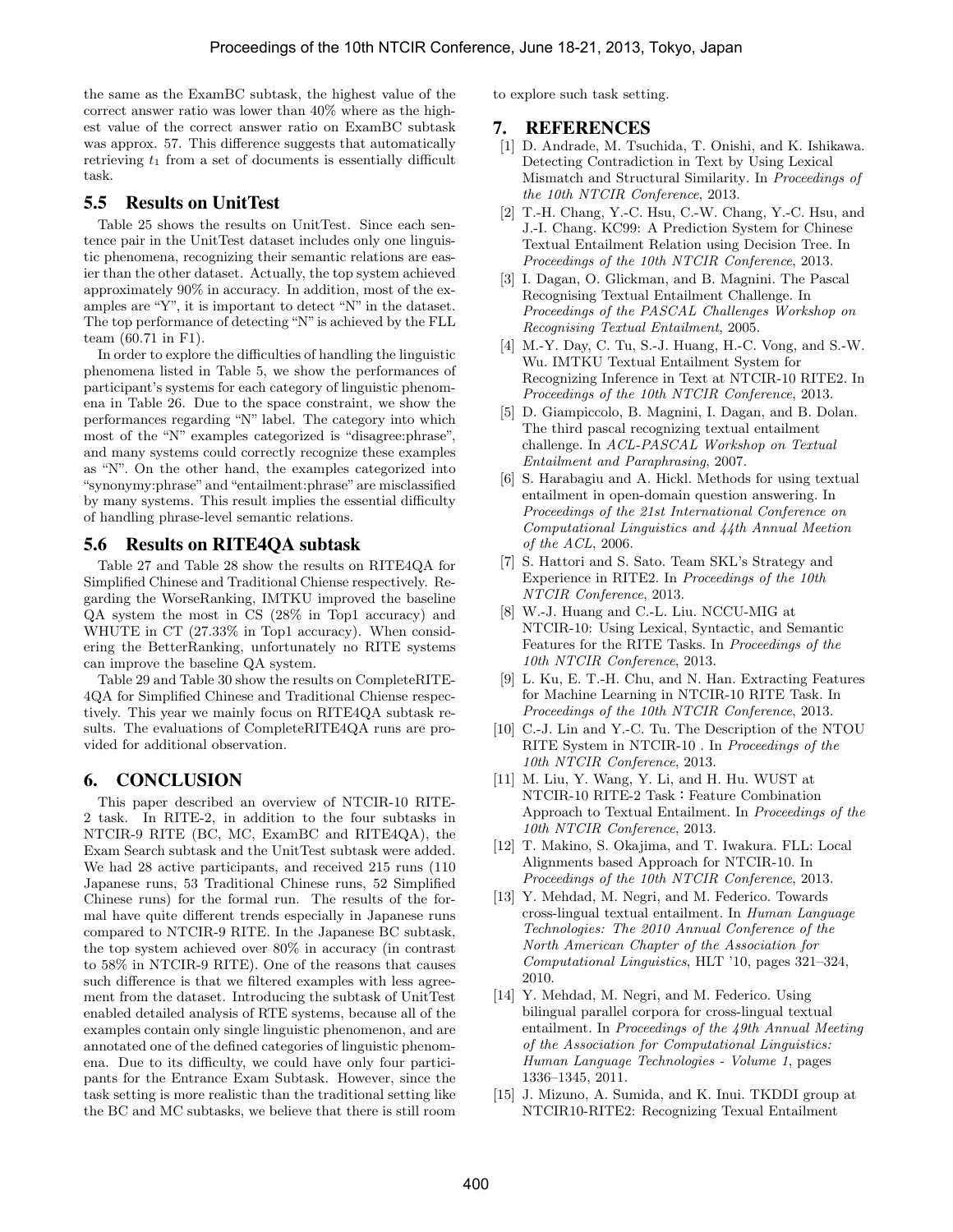the same as the ExamBC subtask, the highest value of the correct answer ratio was lower than 40% where as the highest value of the correct answer ratio on ExamBC subtask was approx. 57. This difference suggests that automatically retrieving $t_1$ from a set of documents is essentially difficult task.

## 5.5 Results on UnitTest

Table 25 shows the results on UnitTest. Since each sentence pair in the UnitTest dataset includes only one linguistic phenomena, recognizing their semantic relations are easier than the other dataset. Actually, the top system achieved approximately 90% in accuracy. In addition, most of the examples are "Y", it is important to detect "N" in the dataset. The top performance of detecting "N" is achieved by the FLL team (60.71 in F1).

In order to explore the difficulties of handling the linguistic phenomena listed in Table 5, we show the performances of participant's systems for each category of linguistic phenomena in Table 26. Due to the space constraint, we show the performances regarding "N" label. The category into which most of the "N" examples categorized is "disagree:phrase", and many systems could correctly recognize these examples as "N". On the other hand, the examples categorized into "synonymy:phrase" and "entailment:phrase" are misclassified by many systems. This result implies the essential difficulty of handling phrase-level semantic relations.

## 5.6 Results on RITE4QA subtask

Table 27 and Table 28 show the results on RITE4QA for Simplified Chinese and Traditional Chiense respectively. Regarding the WorseRanking, IMTKU improved the baseline QA system the most in CS (28% in Top1 accuracy) and WHUTE in CT (27.33% in Top1 accuracy). When considering the BetterRanking, unfortunately no RITE systems can improve the baseline QA system.

Table 29 and Table 30 show the results on CompleteRITE-4QA for Simplified Chinese and Traditional Chiense respectively. This year we mainly focus on RITE4QA subtask results. The evaluations of CompleteRITE4QA runs are provided for additional observation.

# 6. CONCLUSION

This paper described an overview of NTCIR-10 RITE-2 task. In RITE-2, in addition to the four subtasks in NTCIR-9 RITE (BC, MC, ExamBC and RITE4QA), the Exam Search subtask and the UnitTest subtask were added. We had 28 active participants, and received 215 runs (110 Japanese runs, 53 Traditional Chinese runs, 52 Simplified Chinese runs) for the formal run. The results of the formal have quite different trends especially in Japanese runs compared to NTCIR-9 RITE. In the Japanese BC subtask, the top system achieved over 80% in accuracy (in contrast to 58% in NTCIR-9 RITE). One of the reasons that causes such difference is that we filtered examples with less agreement from the dataset. Introducing the subtask of UnitTest enabled detailed analysis of RTE systems, because all of the examples contain only single linguistic phenomenon, and are annotated one of the defined categories of linguistic phenomena. Due to its difficulty, we could have only four participants for the Entrance Exam Subtask. However, since the task setting is more realistic than the traditional setting like the BC and MC subtasks, we believe that there is still room to explore such task setting.

# 7. REFERENCES

[1] D. Andrade, M. Tsuchida, T. Onishi, and K. Ishikawa. Detecting Contradiction in Text by Using Lexical Mismatch and Structural Similarity. In *Proceedings of the 10th NTCIR Conference*, 2013.

[2] T.-H. Chang, Y.-C. Hsu, C.-W. Chang, Y.-C. Hsu, and J.-I. Chang. KC99: A Prediction System for Chinese Textual Entailment Relation using Decision Tree. In *Proceedings of the 10th NTCIR Conference*, 2013.

[3] I. Dagan, O. Glickman, and B. Magnini. The Pascal Recognising Textual Entailment Challenge. In *Proceedings of the PASCAL Challenges Workshop on Recognising Textual Entailment*, 2005.

[4] M.-Y. Day, C. Tu, S.-J. Huang, H.-C. Vong, and S.-W. Wu. IMTKU Textual Entailment System for Recognizing Inference in Text at NTCIR-10 RITE2. In *Proceedings of the 10th NTCIR Conference*, 2013.

[5] D. Giampiccolo, B. Magnini, I. Dagan, and B. Dolan. The third pascal recognizing textual entailment challenge. In *ACL-PASCAL Workshop on Textual Entailment and Paraphrasing*, 2007.

[6] S. Harabagiu and A. Hickl. Methods for using textual entailment in open-domain question answering. In *Proceedings of the 21st International Conference on Computational Linguistics and 44th Annual Meetion of the ACL*, 2006.

[7] S. Hattori and S. Sato. Team SKL's Strategy and Experience in RITE2. In *Proceedings of the 10th NTCIR Conference*, 2013.

[8] W.-J. Huang and C.-L. Liu. NCCU-MIG at NTCIR-10: Using Lexical, Syntactic, and Semantic Features for the RITE Tasks. In *Proceedings of the 10th NTCIR Conference*, 2013.

[9] L. Ku, E. T.-H. Chu, and N. Han. Extracting Features for Machine Learning in NTCIR-10 RITE Task. In *Proceedings of the 10th NTCIR Conference*, 2013.

[10] C.-J. Lin and Y.-C. Tu. The Description of the NTOU RITE System in NTCIR-10 . In *Proceedings of the 10th NTCIR Conference*, 2013.

[11] M. Liu, Y. Wang, Y. Li, and H. Hu. WUST at NTCIR-10 RITE-2 Task：Feature Combination Approach to Textual Entailment. In *Proceedings of the 10th NTCIR Conference*, 2013.

[12] T. Makino, S. Okajima, and T. Iwakura. FLL: Local Alignments based Approach for NTCIR-10. In *Proceedings of the 10th NTCIR Conference*, 2013.

[13] Y. Mehdad, M. Negri, and M. Federico. Towards cross-lingual textual entailment. In *Human Language Technologies: The 2010 Annual Conference of the North American Chapter of the Association for Computational Linguistics*, HLT '10, pages 321–324, 2010.

[14] Y. Mehdad, M. Negri, and M. Federico. Using bilingual parallel corpora for cross-lingual textual entailment. In *Proceedings of the 49th Annual Meeting of the Association for Computational Linguistics: Human Language Technologies - Volume 1*, pages 1336–1345, 2011.

[15] J. Mizuno, A. Sumida, and K. Inui. TKDDI group at NTCIR10-RITE2: Recognizing Texual Entailment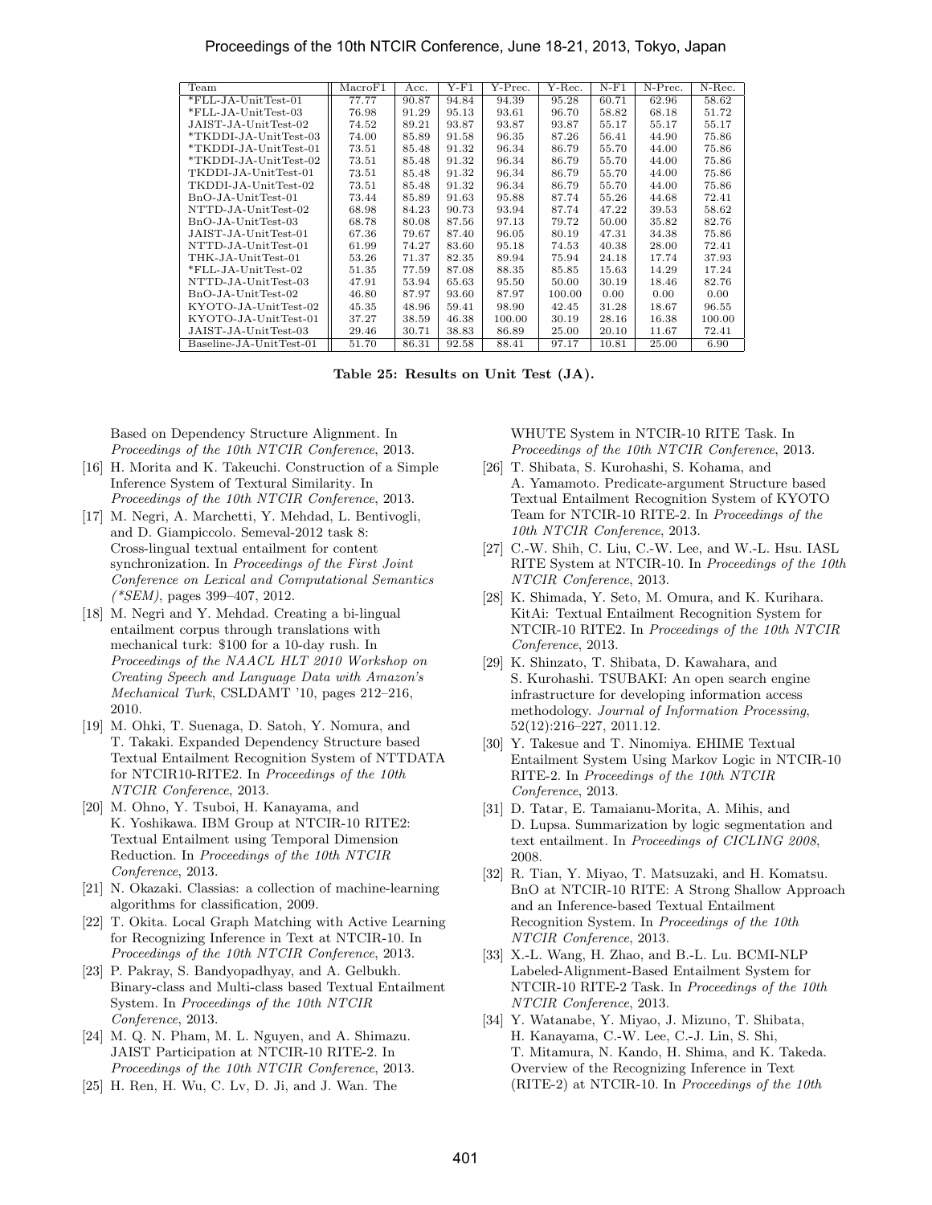| Team | MacroF1 | Acc. | Y-F1 | Y-Prec. | Y-Rec. | N-F1 | N-Prec. | N-Rec. |
|---|---|---|---|---|---|---|---|---|
| *FLL-JA-UnitTest-01 | 77.77 | 90.87 | 94.84 | 94.39 | 95.28 | 60.71 | 62.96 | 58.62 |
| *FLL-JA-UnitTest-03 | 76.98 | 91.29 | 95.13 | 93.61 | 96.70 | 58.82 | 68.18 | 51.72 |
| JAIST-JA-UnitTest-02 | 74.52 | 89.21 | 93.87 | 93.87 | 93.87 | 55.17 | 55.17 | 55.17 |
| *TKDDI-JA-UnitTest-03 | 74.00 | 85.89 | 91.58 | 96.35 | 87.26 | 56.41 | 44.90 | 75.86 |
| *TKDDI-JA-UnitTest-01 | 73.51 | 85.48 | 91.32 | 96.34 | 86.79 | 55.70 | 44.00 | 75.86 |
| *TKDDI-JA-UnitTest-02 | 73.51 | 85.48 | 91.32 | 96.34 | 86.79 | 55.70 | 44.00 | 75.86 |
| TKDDI-JA-UnitTest-01 | 73.51 | 85.48 | 91.32 | 96.34 | 86.79 | 55.70 | 44.00 | 75.86 |
| TKDDI-JA-UnitTest-02 | 73.51 | 85.48 | 91.32 | 96.34 | 86.79 | 55.70 | 44.00 | 75.86 |
| BnO-JA-UnitTest-01 | 73.44 | 85.89 | 91.63 | 95.88 | 87.74 | 55.26 | 44.68 | 72.41 |
| NTTD-JA-UnitTest-02 | 68.98 | 84.23 | 90.73 | 93.94 | 87.74 | 47.22 | 39.53 | 58.62 |
| BnO-JA-UnitTest-03 | 68.78 | 80.08 | 87.56 | 97.13 | 79.72 | 50.00 | 35.82 | 82.76 |
| JAIST-JA-UnitTest-01 | 67.36 | 79.67 | 87.40 | 96.05 | 80.19 | 47.31 | 34.38 | 75.86 |
| NTTD-JA-UnitTest-01 | 61.99 | 74.27 | 83.60 | 95.18 | 74.53 | 40.38 | 28.00 | 72.41 |
| THK-JA-UnitTest-01 | 53.26 | 71.37 | 82.35 | 89.94 | 75.94 | 24.18 | 17.74 | 37.93 |
| *FLL-JA-UnitTest-02 | 51.35 | 77.59 | 87.08 | 88.35 | 85.85 | 15.63 | 14.29 | 17.24 |
| NTTD-JA-UnitTest-03 | 47.91 | 53.94 | 65.63 | 95.50 | 50.00 | 30.19 | 18.46 | 82.76 |
| BnO-JA-UnitTest-02 | 46.80 | 87.97 | 93.60 | 87.97 | 100.00 | 0.00 | 0.00 | 0.00 |
| KYOTO-JA-UnitTest-02 | 45.35 | 48.96 | 59.41 | 98.90 | 42.45 | 31.28 | 18.67 | 96.55 |
| KYOTO-JA-UnitTest-01 | 37.27 | 38.59 | 46.38 | 100.00 | 30.19 | 28.16 | 16.38 | 100.00 |
| JAIST-JA-UnitTest-03 | 29.46 | 30.71 | 38.83 | 86.89 | 25.00 | 20.10 | 11.67 | 72.41 |
| Baseline-JA-UnitTest-01 | 51.70 | 86.31 | 92.58 | 88.41 | 97.17 | 10.81 | 25.00 | 6.90 |

**Table 25: Results on Unit Test (JA).**

Based on Dependency Structure Alignment. In *Proceedings of the 10th NTCIR Conference*, 2013.

[16] H. Morita and K. Takeuchi. Construction of a Simple Inference System of Textural Similarity. In *Proceedings of the 10th NTCIR Conference*, 2013.

[17] M. Negri, A. Marchetti, Y. Mehdad, L. Bentivogli, and D. Giampiccolo. Semeval-2012 task 8: Cross-lingual textual entailment for content synchronization. In *Proceedings of the First Joint Conference on Lexical and Computational Semantics (*SEM)*, pages 399–407, 2012.

[18] M. Negri and Y. Mehdad. Creating a bi-lingual entailment corpus through translations with mechanical turk: $100 for a 10-day rush. In *Proceedings of the NAACL HLT 2010 Workshop on Creating Speech and Language Data with Amazon's Mechanical Turk*, CSLDAMT '10, pages 212–216, 2010.

[19] M. Ohki, T. Suenaga, D. Satoh, Y. Nomura, and T. Takaki. Expanded Dependency Structure based Textual Entailment Recognition System of NTTDATA for NTCIR10-RITE2. In *Proceedings of the 10th NTCIR Conference*, 2013.

[20] M. Ohno, Y. Tsuboi, H. Kanayama, and K. Yoshikawa. IBM Group at NTCIR-10 RITE2: Textual Entailment using Temporal Dimension Reduction. In *Proceedings of the 10th NTCIR Conference*, 2013.

[21] N. Okazaki. Classias: a collection of machine-learning algorithms for classification, 2009.

[22] T. Okita. Local Graph Matching with Active Learning for Recognizing Inference in Text at NTCIR-10. In *Proceedings of the 10th NTCIR Conference*, 2013.

[23] P. Pakray, S. Bandyopadhyay, and A. Gelbukh. Binary-class and Multi-class based Textual Entailment System. In *Proceedings of the 10th NTCIR Conference*, 2013.

[24] M. Q. N. Pham, M. L. Nguyen, and A. Shimazu. JAIST Participation at NTCIR-10 RITE-2. In *Proceedings of the 10th NTCIR Conference*, 2013.

[25] H. Ren, H. Wu, C. Lv, D. Ji, and J. Wan. The WHUTE System in NTCIR-10 RITE Task. In *Proceedings of the 10th NTCIR Conference*, 2013.

[26] T. Shibata, S. Kurohashi, S. Kohama, and A. Yamamoto. Predicate-argument Structure based Textual Entailment Recognition System of KYOTO Team for NTCIR-10 RITE-2. In *Proceedings of the 10th NTCIR Conference*, 2013.

[27] C.-W. Shih, C. Liu, C.-W. Lee, and W.-L. Hsu. IASL RITE System at NTCIR-10. In *Proceedings of the 10th NTCIR Conference*, 2013.

[28] K. Shimada, Y. Seto, M. Omura, and K. Kurihara. KitAi: Textual Entailment Recognition System for NTCIR-10 RITE2. In *Proceedings of the 10th NTCIR Conference*, 2013.

[29] K. Shinzato, T. Shibata, D. Kawahara, and S. Kurohashi. TSUBAKI: An open search engine infrastructure for developing information access methodology. *Journal of Information Processing*, 52(12):216–227, 2011.12.

[30] Y. Takesue and T. Ninomiya. EHIME Textual Entailment System Using Markov Logic in NTCIR-10 RITE-2. In *Proceedings of the 10th NTCIR Conference*, 2013.

[31] D. Tatar, E. Tamaianu-Morita, A. Mihis, and D. Lupsa. Summarization by logic segmentation and text entailment. In *Proceedings of CICLING 2008*, 2008.

[32] R. Tian, Y. Miyao, T. Matsuzaki, and H. Komatsu. BnO at NTCIR-10 RITE: A Strong Shallow Approach and an Inference-based Textual Entailment Recognition System. In *Proceedings of the 10th NTCIR Conference*, 2013.

[33] X.-L. Wang, H. Zhao, and B.-L. Lu. BCMI-NLP Labeled-Alignment-Based Entailment System for NTCIR-10 RITE-2 Task. In *Proceedings of the 10th NTCIR Conference*, 2013.

[34] Y. Watanabe, Y. Miyao, J. Mizuno, T. Shibata, H. Kanayama, C.-W. Lee, C.-J. Lin, S. Shi, T. Mitamura, N. Kando, H. Shima, and K. Takeda. Overview of the Recognizing Inference in Text (RITE-2) at NTCIR-10. In *Proceedings of the 10th*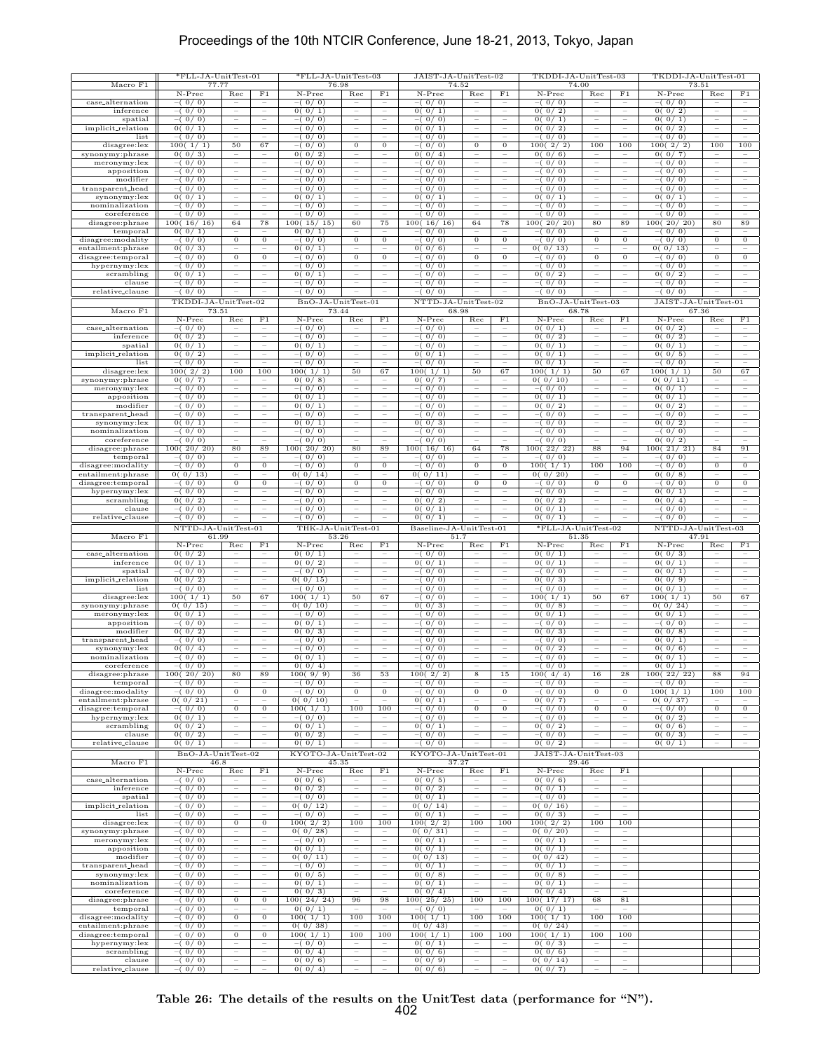| | *FLL-JA-UnitTest-01 | | | *FLL-JA-UnitTest-03 | | | JAIST-JA-UnitTest-02 | | | TKDDI-JA-UnitTest-03 | | | TKDDI-JA-UnitTest-01 | | |
|---|---|---|---|---|---|---|---|---|---|---|---|---|---|---|---|
| Macro F1 | 77.77 | | | 76.98 | | | 74.52 | | | 74.00 | | | 73.51 | | |
| | N-Prec | Rec | F1 | N-Prec | Rec | F1 | N-Prec | Rec | F1 | N-Prec | Rec | F1 | N-Prec | Rec | F1 |
| case_alternation | –( 0/ 0) | – | – | –( 0/ 0) | – | – | –( 0/ 0) | – | – | –( 0/ 0) | – | – | –( 0/ 0) | – | – |
| inference | –( 0/ 0) | – | – | 0( 0/ 1) | – | – | 0( 0/ 1) | – | – | 0( 0/ 2) | – | – | 0( 0/ 2) | – | – |
| spatial | –( 0/ 0) | – | – | –( 0/ 0) | – | – | –( 0/ 0) | – | – | 0( 0/ 1) | – | – | 0( 0/ 1) | – | – |
| implicit_relation | 0( 0/ 1) | – | – | –( 0/ 0) | – | – | 0( 0/ 1) | – | – | 0( 0/ 2) | – | – | 0( 0/ 2) | – | – |
| list | –( 0/ 0) | – | – | –( 0/ 0) | – | – | –( 0/ 0) | – | – | –( 0/ 0) | – | – | –( 0/ 0) | – | – |
| disagree:lex | 100( 1/ 1) | 50 | 67 | –( 0/ 0) | 0 | 0 | –( 0/ 0) | 0 | 0 | 100( 2/ 2) | 100 | 100 | 100( 2/ 2) | 100 | 100 |
| synonymy:phrase | 0( 0/ 3) | – | – | 0( 0/ 2) | – | – | 0( 0/ 4) | – | – | 0( 0/ 6) | – | – | 0( 0/ 7) | – | – |
| meronymy:lex | –( 0/ 0) | – | – | –( 0/ 0) | – | – | –( 0/ 0) | – | – | –( 0/ 0) | – | – | –( 0/ 0) | – | – |
| apposition | –( 0/ 0) | – | – | –( 0/ 0) | – | – | –( 0/ 0) | – | – | –( 0/ 0) | – | – | –( 0/ 0) | – | – |
| modifier | –( 0/ 0) | – | – | –( 0/ 0) | – | – | –( 0/ 0) | – | – | –( 0/ 0) | – | – | –( 0/ 0) | – | – |
| transparent_head | –( 0/ 0) | – | – | –( 0/ 0) | – | – | –( 0/ 0) | – | – | –( 0/ 0) | – | – | –( 0/ 0) | – | – |
| synonymy:lex | 0( 0/ 1) | – | – | 0( 0/ 1) | – | – | 0( 0/ 1) | – | – | 0( 0/ 1) | – | – | 0( 0/ 1) | – | – |
| nominalization | –( 0/ 0) | – | – | –( 0/ 0) | – | – | –( 0/ 0) | – | – | –( 0/ 0) | – | – | –( 0/ 0) | – | – |
| coreference | –( 0/ 0) | – | – | –( 0/ 0) | – | – | –( 0/ 0) | – | – | –( 0/ 0) | – | – | –( 0/ 0) | – | – |
| disagree:phrase | 100( 16/ 16) | 64 | 78 | 100( 15/ 15) | 60 | 75 | 100( 16/ 16) | 64 | 78 | 100( 20/ 20) | 80 | 89 | 100( 20/ 20) | 80 | 89 |
| temporal | 0( 0/ 1) | – | – | 0( 0/ 1) | – | – | –( 0/ 0) | – | – | –( 0/ 0) | – | – | –( 0/ 0) | – | – |
| disagree:modality | –( 0/ 0) | 0 | 0 | –( 0/ 0) | 0 | 0 | –( 0/ 0) | 0 | 0 | –( 0/ 0) | 0 | 0 | –( 0/ 0) | 0 | 0 |
| entailment:phrase | 0( 0/ 3) | – | – | 0( 0/ 1) | – | – | 0( 0/ 6) | – | – | 0( 0/ 13) | – | – | 0( 0/ 13) | – | – |
| disagree:temporal | –( 0/ 0) | 0 | 0 | –( 0/ 0) | 0 | 0 | –( 0/ 0) | 0 | 0 | –( 0/ 0) | 0 | 0 | –( 0/ 0) | 0 | 0 |
| hypernymy:lex | –( 0/ 0) | – | – | –( 0/ 0) | – | – | –( 0/ 0) | – | – | –( 0/ 0) | – | – | –( 0/ 0) | – | – |
| scrambling | 0( 0/ 1) | – | – | 0( 0/ 1) | – | – | –( 0/ 0) | – | – | 0( 0/ 2) | – | – | 0( 0/ 2) | – | – |
| clause | –( 0/ 0) | – | – | –( 0/ 0) | – | – | –( 0/ 0) | – | – | –( 0/ 0) | – | – | –( 0/ 0) | – | – |
| relative_clause | –( 0/ 0) | – | – | –( 0/ 0) | – | – | –( 0/ 0) | – | – | –( 0/ 0) | – | – | –( 0/ 0) | – | – |

| | TKDDI-JA-UnitTest-02 | | | BnO-JA-UnitTest-01 | | | NTTD-JA-UnitTest-02 | | | BnO-JA-UnitTest-03 | | | JAIST-JA-UnitTest-01 | | |
|---|---|---|---|---|---|---|---|---|---|---|---|---|---|---|---|
| Macro F1 | 73.51 | | | 73.44 | | | 68.98 | | | 68.78 | | | 67.36 | | |
| | N-Prec | Rec | F1 | N-Prec | Rec | F1 | N-Prec | Rec | F1 | N-Prec | Rec | F1 | N-Prec | Rec | F1 |
| case_alternation | –( 0/ 0) | – | – | –( 0/ 0) | – | – | –( 0/ 0) | – | – | 0( 0/ 1) | – | – | 0( 0/ 2) | – | – |
| inference | 0( 0/ 2) | – | – | –( 0/ 0) | – | – | –( 0/ 0) | – | – | 0( 0/ 2) | – | – | 0( 0/ 2) | – | – |
| spatial | 0( 0/ 1) | – | – | 0( 0/ 1) | – | – | –( 0/ 0) | – | – | 0( 0/ 1) | – | – | 0( 0/ 1) | – | – |
| implicit_relation | 0( 0/ 2) | – | – | –( 0/ 0) | – | – | 0( 0/ 1) | – | – | 0( 0/ 1) | – | – | 0( 0/ 5) | – | – |
| list | –( 0/ 0) | – | – | –( 0/ 0) | – | – | –( 0/ 0) | – | – | 0( 0/ 1) | – | – | –( 0/ 0) | – | – |
| disagree:lex | 100( 2/ 2) | 100 | 100 | 100( 1/ 1) | 50 | 67 | 100( 1/ 1) | 50 | 67 | 100( 1/ 1) | 50 | 67 | 100( 1/ 1) | 50 | 67 |
| synonymy:phrase | 0( 0/ 7) | – | – | 0( 0/ 8) | – | – | 0( 0/ 7) | – | – | 0( 0/ 10) | – | – | 0( 0/ 11) | – | – |
| meronymy:lex | –( 0/ 0) | – | – | –( 0/ 0) | – | – | –( 0/ 0) | – | – | –( 0/ 0) | – | – | 0( 0/ 1) | – | – |
| apposition | –( 0/ 0) | – | – | 0( 0/ 1) | – | – | –( 0/ 0) | – | – | 0( 0/ 1) | – | – | 0( 0/ 1) | – | – |
| modifier | –( 0/ 0) | – | – | 0( 0/ 1) | – | – | –( 0/ 0) | – | – | 0( 0/ 2) | – | – | 0( 0/ 2) | – | – |
| transparent_head | –( 0/ 0) | – | – | –( 0/ 0) | – | – | –( 0/ 0) | – | – | –( 0/ 0) | – | – | –( 0/ 0) | – | – |
| synonymy:lex | 0( 0/ 1) | – | – | 0( 0/ 1) | – | – | 0( 0/ 3) | – | – | –( 0/ 0) | – | – | 0( 0/ 2) | – | – |
| nominalization | –( 0/ 0) | – | – | –( 0/ 0) | – | – | –( 0/ 0) | – | – | –( 0/ 0) | – | – | –( 0/ 0) | – | – |
| coreference | –( 0/ 0) | – | – | –( 0/ 0) | – | – | –( 0/ 0) | – | – | –( 0/ 0) | – | – | 0( 0/ 2) | – | – |
| disagree:phrase | 100( 20/ 20) | 80 | 89 | 100( 20/ 20) | 80 | 89 | 100( 16/ 16) | 64 | 78 | 100( 22/ 22) | 88 | 94 | 100( 21/ 21) | 84 | 91 |
| temporal | –( 0/ 0) | – | – | –( 0/ 0) | – | – | –( 0/ 0) | – | – | –( 0/ 0) | – | – | –( 0/ 0) | – | – |
| disagree:modality | –( 0/ 0) | 0 | 0 | –( 0/ 0) | 0 | 0 | –( 0/ 0) | 0 | 0 | 100( 1/ 1) | 100 | 100 | –( 0/ 0) | 0 | 0 |
| entailment:phrase | 0( 0/ 13) | – | – | 0( 0/ 14) | – | – | 0( 0/ 11) | – | – | 0( 0/ 20) | – | – | 0( 0/ 8) | – | – |
| disagree:temporal | –( 0/ 0) | 0 | 0 | –( 0/ 0) | 0 | 0 | –( 0/ 0) | 0 | 0 | –( 0/ 0) | 0 | 0 | –( 0/ 0) | 0 | 0 |
| hypernymy:lex | –( 0/ 0) | – | – | –( 0/ 0) | – | – | –( 0/ 0) | – | – | –( 0/ 0) | – | – | 0( 0/ 1) | – | – |
| scrambling | 0( 0/ 2) | – | – | –( 0/ 0) | – | – | 0( 0/ 2) | – | – | 0( 0/ 2) | – | – | 0( 0/ 4) | – | – |
| clause | –( 0/ 0) | – | – | –( 0/ 0) | – | – | 0( 0/ 1) | – | – | 0( 0/ 1) | – | – | –( 0/ 0) | – | – |
| relative_clause | –( 0/ 0) | – | – | –( 0/ 0) | – | – | 0( 0/ 1) | – | – | 0( 0/ 1) | – | – | 0( 0/ 1) | – | – |

| | NTTD-JA-UnitTest-01 | | | THK-JA-UnitTest-01 | | | Baseline-JA-UnitTest-01 | | | *FLL-JA-UnitTest-02 | | | NTTD-JA-UnitTest-03 | | |
|---|---|---|---|---|---|---|---|---|---|---|---|---|---|---|---|
| Macro F1 | 61.99 | | | 53.26 | | | 51.7 | | | 51.35 | | | 47.91 | | |
| | N-Prec | Rec | F1 | N-Prec | Rec | F1 | N-Prec | Rec | F1 | N-Prec | Rec | F1 | N-Prec | Rec | F1 |
| case_alternation | 0( 0/ 2) | – | – | 0( 0/ 1) | – | – | –( 0/ 0) | – | – | 0( 0/ 1) | – | – | 0( 0/ 3) | – | – |
| inference | 0( 0/ 1) | – | – | 0( 0/ 2) | – | – | 0( 0/ 1) | – | – | 0( 0/ 1) | – | – | 0( 0/ 1) | – | – |
| spatial | –( 0/ 0) | – | – | –( 0/ 0) | – | – | –( 0/ 0) | – | – | –( 0/ 0) | – | – | 0( 0/ 1) | – | – |
| implicit_relation | 0( 0/ 2) | – | – | 0( 0/ 15) | – | – | –( 0/ 0) | – | – | 0( 0/ 3) | – | – | 0( 0/ 9) | – | – |
| list | –( 0/ 0) | – | – | –( 0/ 0) | – | – | –( 0/ 0) | – | – | –( 0/ 0) | – | – | 0( 0/ 1) | – | – |
| disagree:lex | 100( 1/ 1) | 50 | 67 | 100( 1/ 1) | 50 | 67 | –( 0/ 0) | 0 | 0 | 100( 1/ 1) | 50 | 67 | 100( 1/ 1) | 50 | 67 |
| synonymy:phrase | 0( 0/ 15) | – | – | 0( 0/ 10) | – | – | 0( 0/ 3) | – | – | 0( 0/ 8) | – | – | 0( 0/ 24) | – | – |
| meronymy:lex | 0( 0/ 1) | – | – | –( 0/ 0) | – | – | –( 0/ 0) | – | – | 0( 0/ 1) | – | – | 0( 0/ 1) | – | – |
| apposition | –( 0/ 0) | – | – | 0( 0/ 1) | – | – | –( 0/ 0) | – | – | –( 0/ 0) | – | – | –( 0/ 0) | – | – |
| modifier | 0( 0/ 2) | – | – | 0( 0/ 3) | – | – | –( 0/ 0) | – | – | 0( 0/ 3) | – | – | 0( 0/ 8) | – | – |
| transparent_head | –( 0/ 0) | – | – | –( 0/ 0) | – | – | –( 0/ 0) | – | – | –( 0/ 0) | – | – | 0( 0/ 1) | – | – |
| synonymy:lex | 0( 0/ 4) | – | – | –( 0/ 0) | – | – | –( 0/ 0) | – | – | 0( 0/ 2) | – | – | 0( 0/ 6) | – | – |
| nominalization | –( 0/ 0) | – | – | 0( 0/ 1) | – | – | –( 0/ 0) | – | – | –( 0/ 0) | – | – | 0( 0/ 1) | – | – |
| coreference | –( 0/ 0) | – | – | 0( 0/ 4) | – | – | –( 0/ 0) | – | – | –( 0/ 0) | – | – | 0( 0/ 1) | – | – |
| disagree:phrase | 100( 20/ 20) | 80 | 89 | 100( 9/ 9) | 36 | 53 | 100( 2/ 2) | 8 | 15 | 100( 4/ 4) | 16 | 28 | 100( 22/ 22) | 88 | 94 |
| temporal | –( 0/ 0) | – | – | –( 0/ 0) | – | – | –( 0/ 0) | – | – | –( 0/ 0) | – | – | –( 0/ 0) | – | – |
| disagree:modality | –( 0/ 0) | 0 | 0 | –( 0/ 0) | 0 | 0 | –( 0/ 0) | 0 | 0 | –( 0/ 0) | 0 | 0 | 100( 1/ 1) | 100 | 100 |
| entailment:phrase | 0( 0/ 21) | – | – | 0( 0/ 10) | – | – | 0( 0/ 1) | – | – | 0( 0/ 7) | – | – | 0( 0/ 37) | – | – |
| disagree:temporal | –( 0/ 0) | 0 | 0 | 100( 1/ 1) | 100 | 100 | –( 0/ 0) | 0 | 0 | –( 0/ 0) | 0 | 0 | –( 0/ 0) | 0 | 0 |
| hypernymy:lex | 0( 0/ 1) | – | – | –( 0/ 0) | – | – | –( 0/ 0) | – | – | –( 0/ 0) | – | – | 0( 0/ 2) | – | – |
| scrambling | 0( 0/ 2) | – | – | 0( 0/ 1) | – | – | 0( 0/ 1) | – | – | 0( 0/ 2) | – | – | 0( 0/ 6) | – | – |
| clause | 0( 0/ 2) | – | – | 0( 0/ 2) | – | – | –( 0/ 0) | – | – | –( 0/ 0) | – | – | 0( 0/ 3) | – | – |
| relative_clause | 0( 0/ 1) | – | – | 0( 0/ 1) | – | – | –( 0/ 0) | – | – | 0( 0/ 2) | – | – | 0( 0/ 1) | – | – |

| | BnO-JA-UnitTest-02 | | | KYOTO-JA-UnitTest-02 | | | KYOTO-JA-UnitTest-01 | | | JAIST-JA-UnitTest-03 | | |
|---|---|---|---|---|---|---|---|---|---|---|---|---|
| Macro F1 | 46.8 | | | 45.35 | | | 37.27 | | | 29.46 | | |
| | N-Prec | Rec | F1 | N-Prec | Rec | F1 | N-Prec | Rec | F1 | N-Prec | Rec | F1 |
| case_alternation | –( 0/ 0) | – | – | 0( 0/ 6) | – | – | 0( 0/ 5) | – | – | 0( 0/ 6) | – | – |
| inference | –( 0/ 0) | – | – | 0( 0/ 2) | – | – | 0( 0/ 2) | – | – | 0( 0/ 1) | – | – |
| spatial | –( 0/ 0) | – | – | –( 0/ 0) | – | – | 0( 0/ 1) | – | – | –( 0/ 0) | – | – |
| implicit_relation | –( 0/ 0) | – | – | 0( 0/ 12) | – | – | 0( 0/ 14) | – | – | 0( 0/ 16) | – | – |
| list | –( 0/ 0) | – | – | –( 0/ 0) | – | – | 0( 0/ 1) | – | – | 0( 0/ 3) | – | – |
| disagree:lex | –( 0/ 0) | 0 | 0 | 100( 2/ 2) | 100 | 100 | 100( 2/ 2) | 100 | 100 | 100( 2/ 2) | 100 | 100 |
| synonymy:phrase | –( 0/ 0) | – | – | 0( 0/ 28) | – | – | 0( 0/ 31) | – | – | 0( 0/ 20) | – | – |
| meronymy:lex | –( 0/ 0) | – | – | –( 0/ 0) | – | – | 0( 0/ 1) | – | – | 0( 0/ 1) | – | – |
| apposition | –( 0/ 0) | – | – | 0( 0/ 1) | – | – | 0( 0/ 1) | – | – | 0( 0/ 1) | – | – |
| modifier | –( 0/ 0) | – | – | 0( 0/ 11) | – | – | 0( 0/ 13) | – | – | 0( 0/ 42) | – | – |
| transparent_head | –( 0/ 0) | – | – | –( 0/ 0) | – | – | 0( 0/ 1) | – | – | 0( 0/ 1) | – | – |
| synonymy:lex | –( 0/ 0) | – | – | 0( 0/ 5) | – | – | 0( 0/ 8) | – | – | 0( 0/ 8) | – | – |
| nominalization | –( 0/ 0) | – | – | 0( 0/ 1) | – | – | 0( 0/ 1) | – | – | 0( 0/ 1) | – | – |
| coreference | –( 0/ 0) | – | – | 0( 0/ 3) | – | – | 0( 0/ 4) | – | – | 0( 0/ 4) | – | – |
| disagree:phrase | –( 0/ 0) | 0 | 0 | 100( 24/ 24) | 96 | 98 | 100( 25/ 25) | 100 | 100 | 100( 17/ 17) | 68 | 81 |
| temporal | –( 0/ 0) | – | – | 0( 0/ 1) | – | – | –( 0/ 0) | – | – | 0( 0/ 1) | – | – |
| disagree:modality | –( 0/ 0) | 0 | 0 | 100( 1/ 1) | 100 | 100 | 100( 1/ 1) | 100 | 100 | 100( 1/ 1) | 100 | 100 |
| entailment:phrase | –( 0/ 0) | – | – | 0( 0/ 38) | – | – | 0( 0/ 43) | – | – | 0( 0/ 24) | – | – |
| disagree:temporal | –( 0/ 0) | 0 | 0 | 100( 1/ 1) | 100 | 100 | 100( 1/ 1) | 100 | 100 | 100( 1/ 1) | 100 | 100 |
| hypernymy:lex | –( 0/ 0) | – | – | –( 0/ 0) | – | – | 0( 0/ 1) | – | – | 0( 0/ 3) | – | – |
| scrambling | –( 0/ 0) | – | – | 0( 0/ 4) | – | – | 0( 0/ 6) | – | – | 0( 0/ 6) | – | – |
| clause | –( 0/ 0) | – | – | 0( 0/ 6) | – | – | 0( 0/ 9) | – | – | 0( 0/ 14) | – | – |
| relative_clause | –( 0/ 0) | – | – | 0( 0/ 4) | – | – | 0( 0/ 6) | – | – | 0( 0/ 7) | – | – |

**Table 26: The details of the results on the UnitTest data (performance for "N").**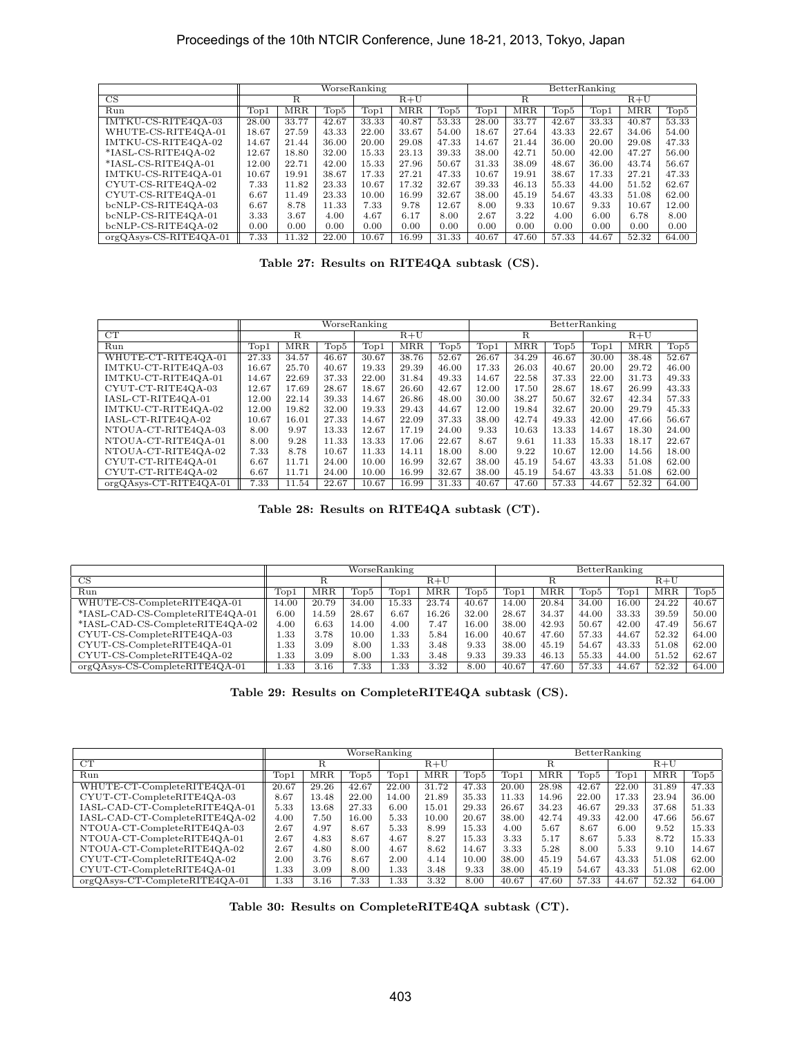| | WorseRanking | | | | | | BetterRanking | | | | | |
|---|---|---|---|---|---|---|---|---|---|---|---|---|
| CS | R | | | R+U | | | R | | | R+U | | |
| Run | Top1 | MRR | Top5 | Top1 | MRR | Top5 | Top1 | MRR | Top5 | Top1 | MRR | Top5 |
| IMTKU-CS-RITE4QA-03 | 28.00 | 33.77 | 42.67 | 33.33 | 40.87 | 53.33 | 28.00 | 33.77 | 42.67 | 33.33 | 40.87 | 53.33 |
| WHUTE-CS-RITE4QA-01 | 18.67 | 27.59 | 43.33 | 22.00 | 33.67 | 54.00 | 18.67 | 27.64 | 43.33 | 22.67 | 34.06 | 54.00 |
| IMTKU-CS-RITE4QA-02 | 14.67 | 21.44 | 36.00 | 20.00 | 29.08 | 47.33 | 14.67 | 21.44 | 36.00 | 20.00 | 29.08 | 47.33 |
| *IASL-CS-RITE4QA-02 | 12.67 | 18.80 | 32.00 | 15.33 | 23.13 | 39.33 | 38.00 | 42.71 | 50.00 | 42.00 | 47.27 | 56.00 |
| *IASL-CS-RITE4QA-01 | 12.00 | 22.71 | 42.00 | 15.33 | 27.96 | 50.67 | 31.33 | 38.09 | 48.67 | 36.00 | 43.74 | 56.67 |
| IMTKU-CS-RITE4QA-01 | 10.67 | 19.91 | 38.67 | 17.33 | 27.21 | 47.33 | 10.67 | 19.91 | 38.67 | 17.33 | 27.21 | 47.33 |
| CYUT-CS-RITE4QA-02 | 7.33 | 11.82 | 23.33 | 10.67 | 17.32 | 32.67 | 39.33 | 46.13 | 55.33 | 44.00 | 51.52 | 62.67 |
| CYUT-CS-RITE4QA-01 | 6.67 | 11.49 | 23.33 | 10.00 | 16.99 | 32.67 | 38.00 | 45.19 | 54.67 | 43.33 | 51.08 | 62.00 |
| bcNLP-CS-RITE4QA-03 | 6.67 | 8.78 | 11.33 | 7.33 | 9.78 | 12.67 | 8.00 | 9.33 | 10.67 | 9.33 | 10.67 | 12.00 |
| bcNLP-CS-RITE4QA-01 | 3.33 | 3.67 | 4.00 | 4.67 | 6.17 | 8.00 | 2.67 | 3.22 | 4.00 | 6.00 | 6.78 | 8.00 |
| bcNLP-CS-RITE4QA-02 | 0.00 | 0.00 | 0.00 | 0.00 | 0.00 | 0.00 | 0.00 | 0.00 | 0.00 | 0.00 | 0.00 | 0.00 |
| orgQAsys-CS-RITE4QA-01 | 7.33 | 11.32 | 22.00 | 10.67 | 16.99 | 31.33 | 40.67 | 47.60 | 57.33 | 44.67 | 52.32 | 64.00 |

**Table 27: Results on RITE4QA subtask (CS).**

| | WorseRanking | | | | | | BetterRanking | | | | | |
|---|---|---|---|---|---|---|---|---|---|---|---|---|
| CT | R | | | R+U | | | R | | | R+U | | |
| Run | Top1 | MRR | Top5 | Top1 | MRR | Top5 | Top1 | MRR | Top5 | Top1 | MRR | Top5 |
| WHUTE-CT-RITE4QA-01 | 27.33 | 34.57 | 46.67 | 30.67 | 38.76 | 52.67 | 26.67 | 34.29 | 46.67 | 30.00 | 38.48 | 52.67 |
| IMTKU-CT-RITE4QA-03 | 16.67 | 25.70 | 40.67 | 19.33 | 29.39 | 46.00 | 17.33 | 26.03 | 40.67 | 20.00 | 29.72 | 46.00 |
| IMTKU-CT-RITE4QA-01 | 14.67 | 22.69 | 37.33 | 22.00 | 31.84 | 49.33 | 14.67 | 22.58 | 37.33 | 22.00 | 31.73 | 49.33 |
| CYUT-CT-RITE4QA-03 | 12.67 | 17.69 | 28.67 | 18.67 | 26.60 | 42.67 | 12.00 | 17.50 | 28.67 | 18.67 | 26.99 | 43.33 |
| IASL-CT-RITE4QA-01 | 12.00 | 22.14 | 39.33 | 14.67 | 26.86 | 48.00 | 30.00 | 38.27 | 50.67 | 32.67 | 42.34 | 57.33 |
| IMTKU-CT-RITE4QA-02 | 12.00 | 19.82 | 32.00 | 19.33 | 29.43 | 44.67 | 12.00 | 19.84 | 32.67 | 20.00 | 29.79 | 45.33 |
| IASL-CT-RITE4QA-02 | 10.67 | 16.01 | 27.33 | 14.67 | 22.09 | 37.33 | 38.00 | 42.74 | 49.33 | 42.00 | 47.66 | 56.67 |
| NTOUA-CT-RITE4QA-03 | 8.00 | 9.97 | 13.33 | 12.67 | 17.19 | 24.00 | 9.33 | 10.63 | 13.33 | 14.67 | 18.30 | 24.00 |
| NTOUA-CT-RITE4QA-01 | 8.00 | 9.28 | 11.33 | 13.33 | 17.06 | 22.67 | 8.67 | 9.61 | 11.33 | 15.33 | 18.17 | 22.67 |
| NTOUA-CT-RITE4QA-02 | 7.33 | 8.78 | 10.67 | 11.33 | 14.11 | 18.00 | 8.00 | 9.22 | 10.67 | 12.00 | 14.56 | 18.00 |
| CYUT-CT-RITE4QA-01 | 6.67 | 11.71 | 24.00 | 10.00 | 16.99 | 32.67 | 38.00 | 45.19 | 54.67 | 43.33 | 51.08 | 62.00 |
| CYUT-CT-RITE4QA-02 | 6.67 | 11.71 | 24.00 | 10.00 | 16.99 | 32.67 | 38.00 | 45.19 | 54.67 | 43.33 | 51.08 | 62.00 |
| orgQAsys-CT-RITE4QA-01 | 7.33 | 11.54 | 22.67 | 10.67 | 16.99 | 31.33 | 40.67 | 47.60 | 57.33 | 44.67 | 52.32 | 64.00 |

**Table 28: Results on RITE4QA subtask (CT).**

| | WorseRanking | | | | | | BetterRanking | | | | | |
|---|---|---|---|---|---|---|---|---|---|---|---|---|
| CS | R | | | R+U | | | R | | | R+U | | |
| Run | Top1 | MRR | Top5 | Top1 | MRR | Top5 | Top1 | MRR | Top5 | Top1 | MRR | Top5 |
| WHUTE-CS-CompleteRITE4QA-01 | 14.00 | 20.79 | 34.00 | 15.33 | 23.74 | 40.67 | 14.00 | 20.84 | 34.00 | 16.00 | 24.22 | 40.67 |
| *IASL-CAD-CS-CompleteRITE4QA-01 | 6.00 | 14.59 | 28.67 | 6.67 | 16.26 | 32.00 | 28.67 | 34.37 | 44.00 | 33.33 | 39.59 | 50.00 |
| *IASL-CAD-CS-CompleteRITE4QA-02 | 4.00 | 6.63 | 14.00 | 4.00 | 7.47 | 16.00 | 38.00 | 42.93 | 50.67 | 42.00 | 47.49 | 56.67 |
| CYUT-CS-CompleteRITE4QA-03 | 1.33 | 3.78 | 10.00 | 1.33 | 5.84 | 16.00 | 40.67 | 47.60 | 57.33 | 44.67 | 52.32 | 64.00 |
| CYUT-CS-CompleteRITE4QA-01 | 1.33 | 3.09 | 8.00 | 1.33 | 3.48 | 9.33 | 38.00 | 45.19 | 54.67 | 43.33 | 51.08 | 62.00 |
| CYUT-CS-CompleteRITE4QA-02 | 1.33 | 3.09 | 8.00 | 1.33 | 3.48 | 9.33 | 39.33 | 46.13 | 55.33 | 44.00 | 51.52 | 62.67 |
| orgQAsys-CS-CompleteRITE4QA-01 | 1.33 | 3.16 | 7.33 | 1.33 | 3.32 | 8.00 | 40.67 | 47.60 | 57.33 | 44.67 | 52.32 | 64.00 |

**Table 29: Results on CompleteRITE4QA subtask (CS).**

| | WorseRanking | | | | | | BetterRanking | | | | | |
|---|---|---|---|---|---|---|---|---|---|---|---|---|
| CT | R | | | R+U | | | R | | | R+U | | |
| Run | Top1 | MRR | Top5 | Top1 | MRR | Top5 | Top1 | MRR | Top5 | Top1 | MRR | Top5 |
| WHUTE-CT-CompleteRITE4QA-01 | 20.67 | 29.26 | 42.67 | 22.00 | 31.72 | 47.33 | 20.00 | 28.98 | 42.67 | 22.00 | 31.89 | 47.33 |
| CYUT-CT-CompleteRITE4QA-03 | 8.67 | 13.48 | 22.00 | 14.00 | 21.89 | 35.33 | 11.33 | 14.96 | 22.00 | 17.33 | 23.94 | 36.00 |
| IASL-CAD-CT-CompleteRITE4QA-01 | 5.33 | 13.68 | 27.33 | 6.00 | 15.01 | 29.33 | 26.67 | 34.23 | 46.67 | 29.33 | 37.68 | 51.33 |
| IASL-CAD-CT-CompleteRITE4QA-02 | 4.00 | 7.50 | 16.00 | 5.33 | 10.00 | 20.67 | 38.00 | 42.74 | 49.33 | 42.00 | 47.66 | 56.67 |
| NTOUA-CT-CompleteRITE4QA-03 | 2.67 | 4.97 | 8.67 | 5.33 | 8.99 | 15.33 | 4.00 | 5.67 | 8.67 | 6.00 | 9.52 | 15.33 |
| NTOUA-CT-CompleteRITE4QA-01 | 2.67 | 4.83 | 8.67 | 4.67 | 8.27 | 15.33 | 3.33 | 5.17 | 8.67 | 5.33 | 8.72 | 15.33 |
| NTOUA-CT-CompleteRITE4QA-02 | 2.67 | 4.80 | 8.00 | 4.67 | 8.62 | 14.67 | 3.33 | 5.28 | 8.00 | 5.33 | 9.10 | 14.67 |
| CYUT-CT-CompleteRITE4QA-02 | 2.00 | 3.76 | 8.67 | 2.00 | 4.14 | 10.00 | 38.00 | 45.19 | 54.67 | 43.33 | 51.08 | 62.00 |
| CYUT-CT-CompleteRITE4QA-01 | 1.33 | 3.09 | 8.00 | 1.33 | 3.48 | 9.33 | 38.00 | 45.19 | 54.67 | 43.33 | 51.08 | 62.00 |
| orgQAsys-CT-CompleteRITE4QA-01 | 1.33 | 3.16 | 7.33 | 1.33 | 3.32 | 8.00 | 40.67 | 47.60 | 57.33 | 44.67 | 52.32 | 64.00 |

**Table 30: Results on CompleteRITE4QA subtask (CT).**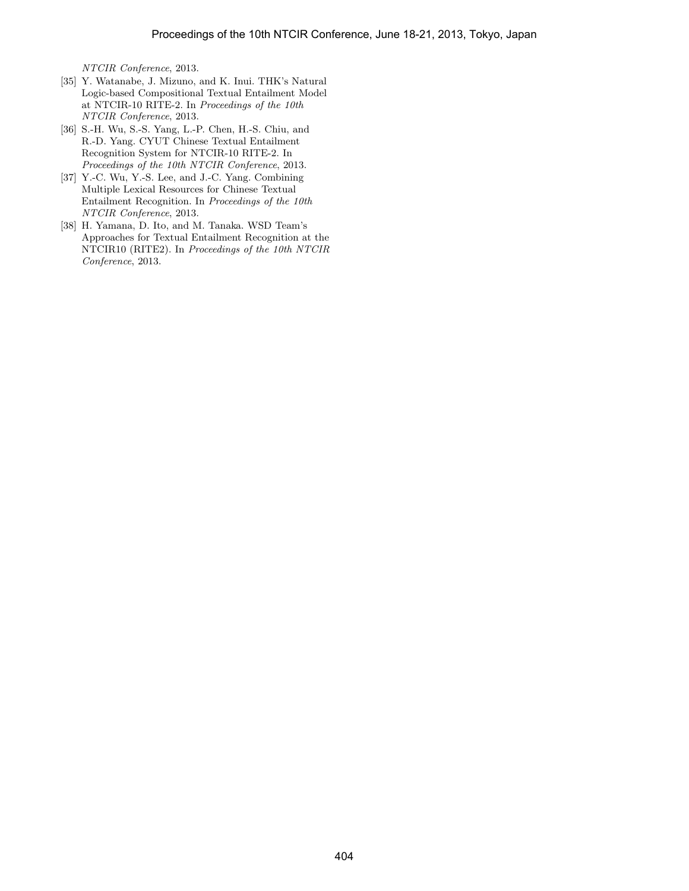*NTCIR Conference*, 2013.

[35] Y. Watanabe, J. Mizuno, and K. Inui. THK's Natural Logic-based Compositional Textual Entailment Model at NTCIR-10 RITE-2. In *Proceedings of the 10th NTCIR Conference*, 2013.

[36] S.-H. Wu, S.-S. Yang, L.-P. Chen, H.-S. Chiu, and R.-D. Yang. CYUT Chinese Textual Entailment Recognition System for NTCIR-10 RITE-2. In *Proceedings of the 10th NTCIR Conference*, 2013.

[37] Y.-C. Wu, Y.-S. Lee, and J.-C. Yang. Combining Multiple Lexical Resources for Chinese Textual Entailment Recognition. In *Proceedings of the 10th NTCIR Conference*, 2013.

[38] H. Yamana, D. Ito, and M. Tanaka. WSD Team's Approaches for Textual Entailment Recognition at the NTCIR10 (RITE2). In *Proceedings of the 10th NTCIR Conference*, 2013.